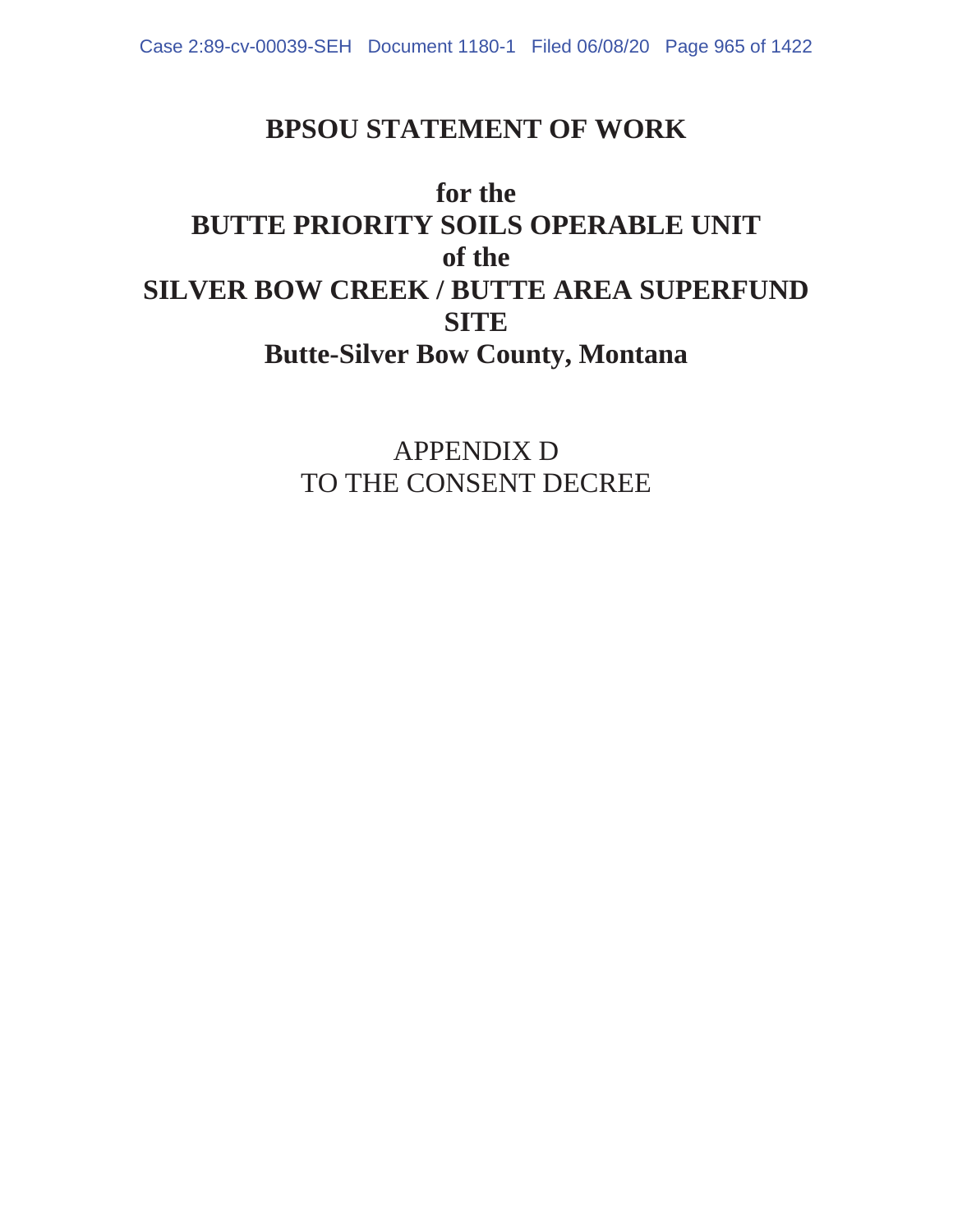# BPSOU STATEMENT OF WORK

## for the
## BUTTE PRIORITY SOILS OPERABLE UNIT
## of the
## SILVER BOW CREEK / BUTTE AREA SUPERFUND SITE
## Butte-Silver Bow County, Montana

APPENDIX D
TO THE CONSENT DECREE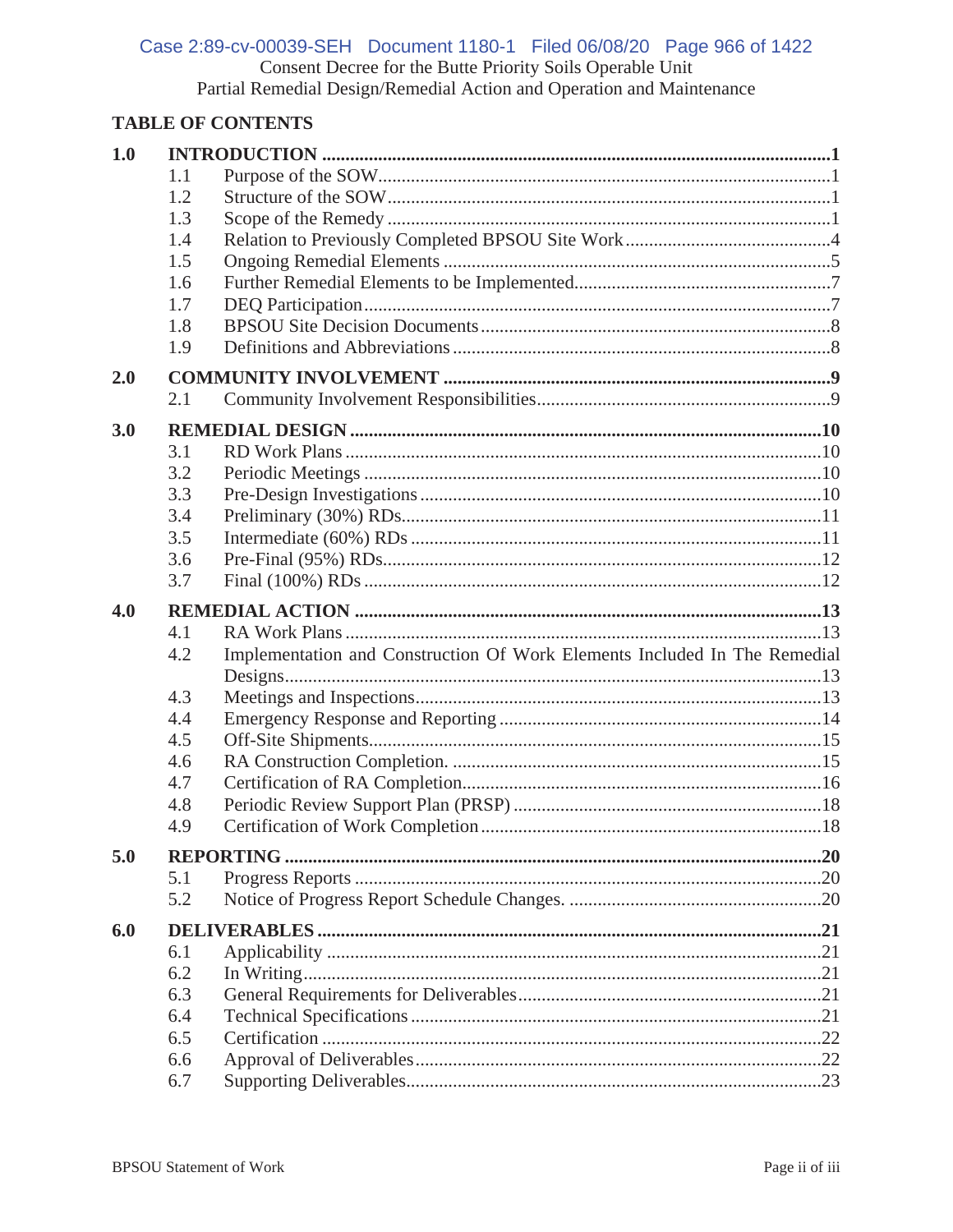Consent Decree for the Butte Priority Soils Operable Unit
Partial Remedial Design/Remedial Action and Operation and Maintenance

**TABLE OF CONTENTS**

**1.0 INTRODUCTION** ....................................................... **1**
- 1.1 Purpose of the SOW ....................................................... 1
- 1.2 Structure of the SOW ....................................................... 1
- 1.3 Scope of the Remedy ....................................................... 1
- 1.4 Relation to Previously Completed BPSOU Site Work ....................................................... 4
- 1.5 Ongoing Remedial Elements ....................................................... 5
- 1.6 Further Remedial Elements to be Implemented ....................................................... 7
- 1.7 DEQ Participation ....................................................... 7
- 1.8 BPSOU Site Decision Documents ....................................................... 8
- 1.9 Definitions and Abbreviations ....................................................... 8

**2.0 COMMUNITY INVOLVEMENT** ....................................................... **9**
- 2.1 Community Involvement Responsibilities ....................................................... 9

**3.0 REMEDIAL DESIGN** ....................................................... **10**
- 3.1 RD Work Plans ....................................................... 10
- 3.2 Periodic Meetings ....................................................... 10
- 3.3 Pre-Design Investigations ....................................................... 10
- 3.4 Preliminary (30%) RDs ....................................................... 11
- 3.5 Intermediate (60%) RDs ....................................................... 11
- 3.6 Pre-Final (95%) RDs ....................................................... 12
- 3.7 Final (100%) RDs ....................................................... 12

**4.0 REMEDIAL ACTION** ....................................................... **13**
- 4.1 RA Work Plans ....................................................... 13
- 4.2 Implementation and Construction Of Work Elements Included In The Remedial Designs ....................................................... 13
- 4.3 Meetings and Inspections ....................................................... 13
- 4.4 Emergency Response and Reporting ....................................................... 14
- 4.5 Off-Site Shipments ....................................................... 15
- 4.6 RA Construction Completion. ....................................................... 15
- 4.7 Certification of RA Completion ....................................................... 16
- 4.8 Periodic Review Support Plan (PRSP) ....................................................... 18
- 4.9 Certification of Work Completion ....................................................... 18

**5.0 REPORTING** ....................................................... **20**
- 5.1 Progress Reports ....................................................... 20
- 5.2 Notice of Progress Report Schedule Changes. ....................................................... 20

**6.0 DELIVERABLES** ....................................................... **21**
- 6.1 Applicability ....................................................... 21
- 6.2 In Writing ....................................................... 21
- 6.3 General Requirements for Deliverables ....................................................... 21
- 6.4 Technical Specifications ....................................................... 21
- 6.5 Certification ....................................................... 22
- 6.6 Approval of Deliverables ....................................................... 22
- 6.7 Supporting Deliverables ....................................................... 23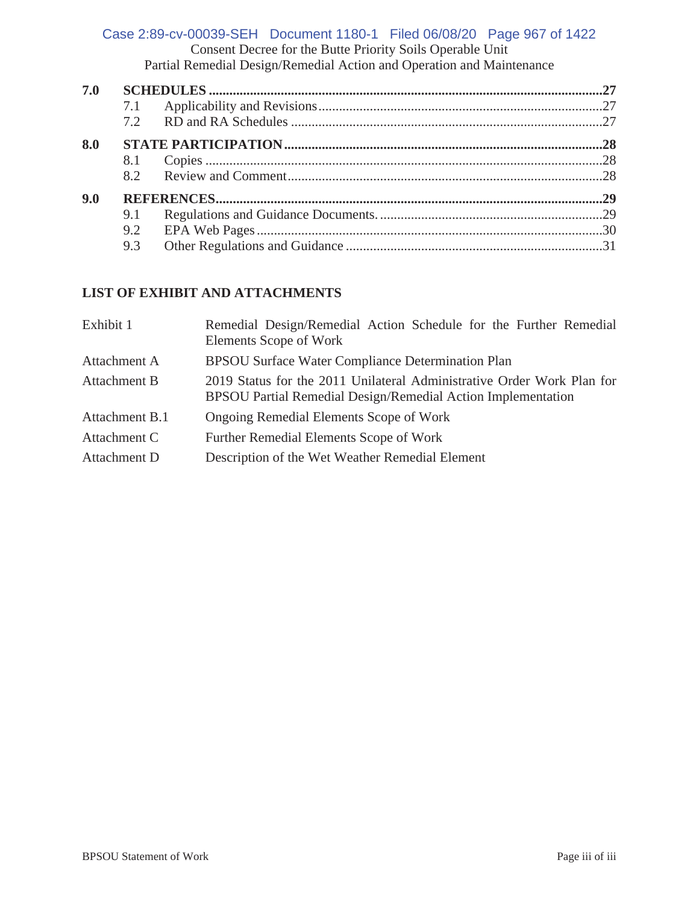| | | |
|---|---|---|
| **7.0** | **SCHEDULES** | **27** |
| 7.1 | Applicability and Revisions | 27 |
| 7.2 | RD and RA Schedules | 27 |
| **8.0** | **STATE PARTICIPATION** | **28** |
| 8.1 | Copies | 28 |
| 8.2 | Review and Comment | 28 |
| **9.0** | **REFERENCES** | **29** |
| 9.1 | Regulations and Guidance Documents. | 29 |
| 9.2 | EPA Web Pages | 30 |
| 9.3 | Other Regulations and Guidance | 31 |

## LIST OF EXHIBIT AND ATTACHMENTS

| | |
|---|---|
| Exhibit 1 | Remedial Design/Remedial Action Schedule for the Further Remedial Elements Scope of Work |
| Attachment A | BPSOU Surface Water Compliance Determination Plan |
| Attachment B | 2019 Status for the 2011 Unilateral Administrative Order Work Plan for BPSOU Partial Remedial Design/Remedial Action Implementation |
| Attachment B.1 | Ongoing Remedial Elements Scope of Work |
| Attachment C | Further Remedial Elements Scope of Work |
| Attachment D | Description of the Wet Weather Remedial Element |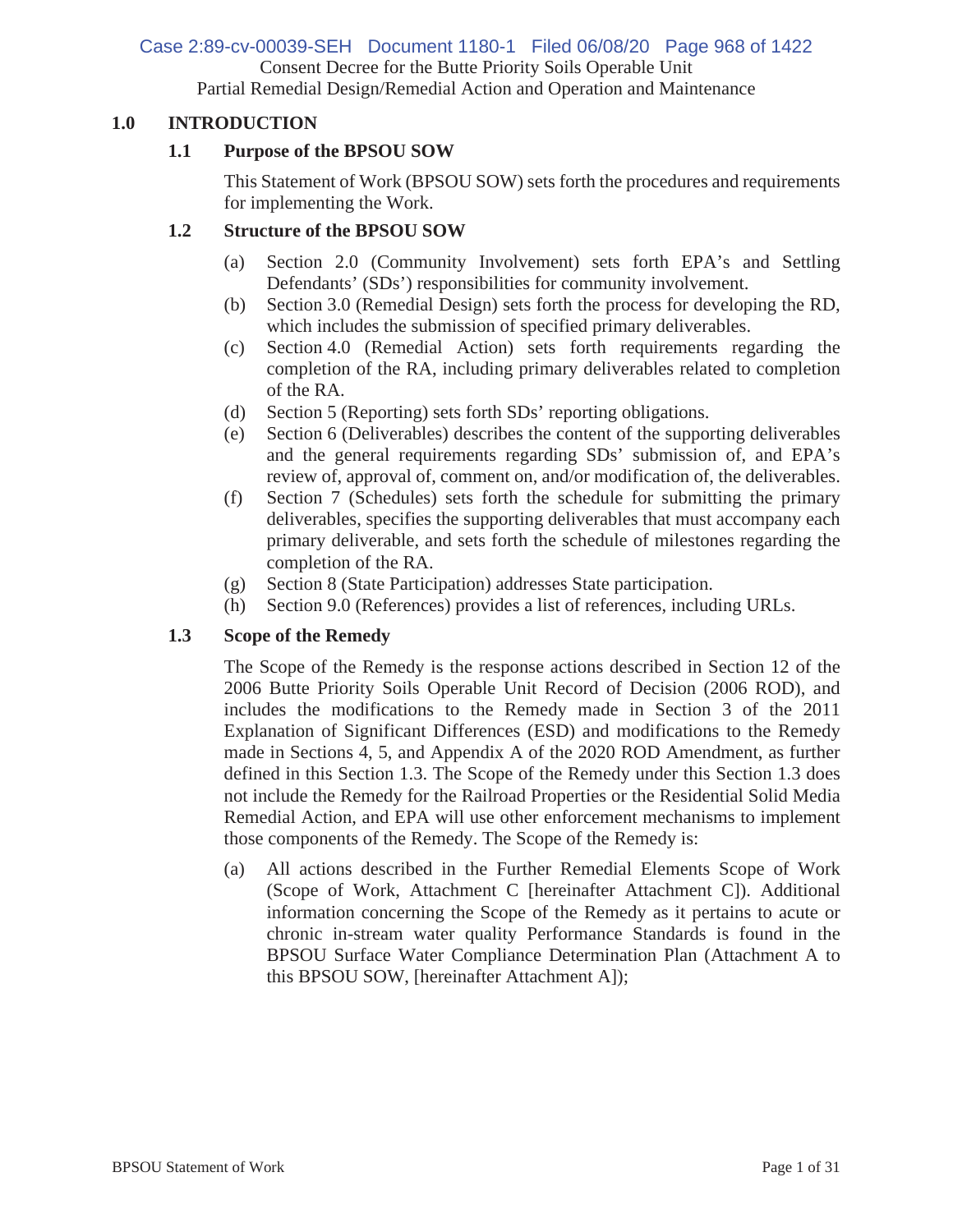## 1.0 INTRODUCTION

### 1.1 Purpose of the BPSOU SOW

This Statement of Work (BPSOU SOW) sets forth the procedures and requirements for implementing the Work.

### 1.2 Structure of the BPSOU SOW

(a) Section 2.0 (Community Involvement) sets forth EPA's and Settling Defendants' (SDs') responsibilities for community involvement.

(b) Section 3.0 (Remedial Design) sets forth the process for developing the RD, which includes the submission of specified primary deliverables.

(c) Section 4.0 (Remedial Action) sets forth requirements regarding the completion of the RA, including primary deliverables related to completion of the RA.

(d) Section 5 (Reporting) sets forth SDs' reporting obligations.

(e) Section 6 (Deliverables) describes the content of the supporting deliverables and the general requirements regarding SDs' submission of, and EPA's review of, approval of, comment on, and/or modification of, the deliverables.

(f) Section 7 (Schedules) sets forth the schedule for submitting the primary deliverables, specifies the supporting deliverables that must accompany each primary deliverable, and sets forth the schedule of milestones regarding the completion of the RA.

(g) Section 8 (State Participation) addresses State participation.

(h) Section 9.0 (References) provides a list of references, including URLs.

### 1.3 Scope of the Remedy

The Scope of the Remedy is the response actions described in Section 12 of the 2006 Butte Priority Soils Operable Unit Record of Decision (2006 ROD), and includes the modifications to the Remedy made in Section 3 of the 2011 Explanation of Significant Differences (ESD) and modifications to the Remedy made in Sections 4, 5, and Appendix A of the 2020 ROD Amendment, as further defined in this Section 1.3. The Scope of the Remedy under this Section 1.3 does not include the Remedy for the Railroad Properties or the Residential Solid Media Remedial Action, and EPA will use other enforcement mechanisms to implement those components of the Remedy. The Scope of the Remedy is:

(a) All actions described in the Further Remedial Elements Scope of Work (Scope of Work, Attachment C [hereinafter Attachment C]). Additional information concerning the Scope of the Remedy as it pertains to acute or chronic in-stream water quality Performance Standards is found in the BPSOU Surface Water Compliance Determination Plan (Attachment A to this BPSOU SOW, [hereinafter Attachment A]);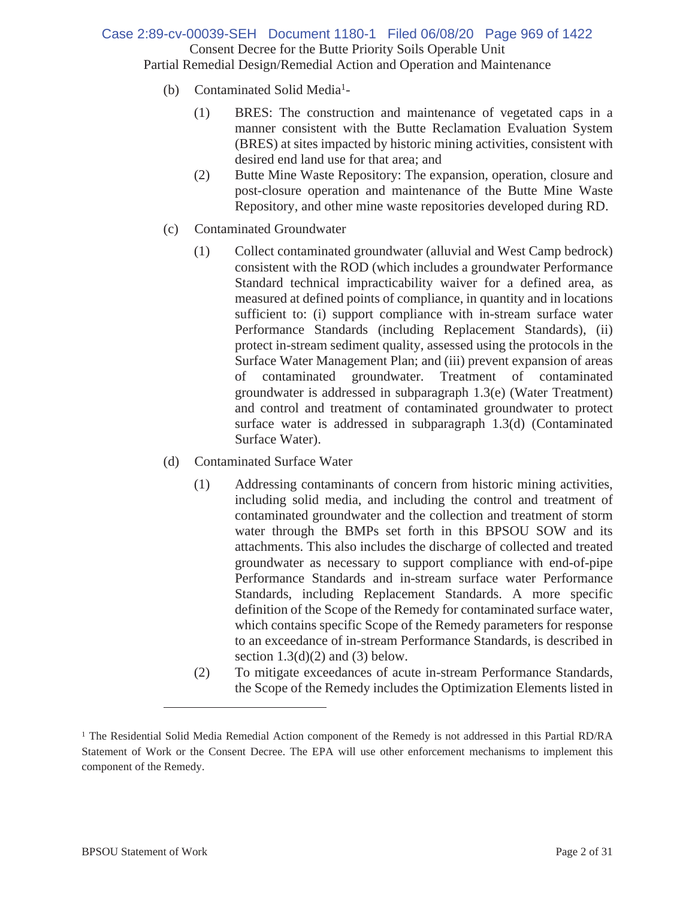(b) Contaminated Solid Media[1]-

(1) BRES: The construction and maintenance of vegetated caps in a manner consistent with the Butte Reclamation Evaluation System (BRES) at sites impacted by historic mining activities, consistent with desired end land use for that area; and

(2) Butte Mine Waste Repository: The expansion, operation, closure and post-closure operation and maintenance of the Butte Mine Waste Repository, and other mine waste repositories developed during RD.

(c) Contaminated Groundwater

(1) Collect contaminated groundwater (alluvial and West Camp bedrock) consistent with the ROD (which includes a groundwater Performance Standard technical impracticability waiver for a defined area, as measured at defined points of compliance, in quantity and in locations sufficient to: (i) support compliance with in-stream surface water Performance Standards (including Replacement Standards), (ii) protect in-stream sediment quality, assessed using the protocols in the Surface Water Management Plan; and (iii) prevent expansion of areas of contaminated groundwater. Treatment of contaminated groundwater is addressed in subparagraph 1.3(e) (Water Treatment) and control and treatment of contaminated groundwater to protect surface water is addressed in subparagraph 1.3(d) (Contaminated Surface Water).

(d) Contaminated Surface Water

(1) Addressing contaminants of concern from historic mining activities, including solid media, and including the control and treatment of contaminated groundwater and the collection and treatment of storm water through the BMPs set forth in this BPSOU SOW and its attachments. This also includes the discharge of collected and treated groundwater as necessary to support compliance with end-of-pipe Performance Standards and in-stream surface water Performance Standards, including Replacement Standards. A more specific definition of the Scope of the Remedy for contaminated surface water, which contains specific Scope of the Remedy parameters for response to an exceedance of in-stream Performance Standards, is described in section 1.3(d)(2) and (3) below.

(2) To mitigate exceedances of acute in-stream Performance Standards, the Scope of the Remedy includes the Optimization Elements listed in

---

[1] The Residential Solid Media Remedial Action component of the Remedy is not addressed in this Partial RD/RA Statement of Work or the Consent Decree. The EPA will use other enforcement mechanisms to implement this component of the Remedy.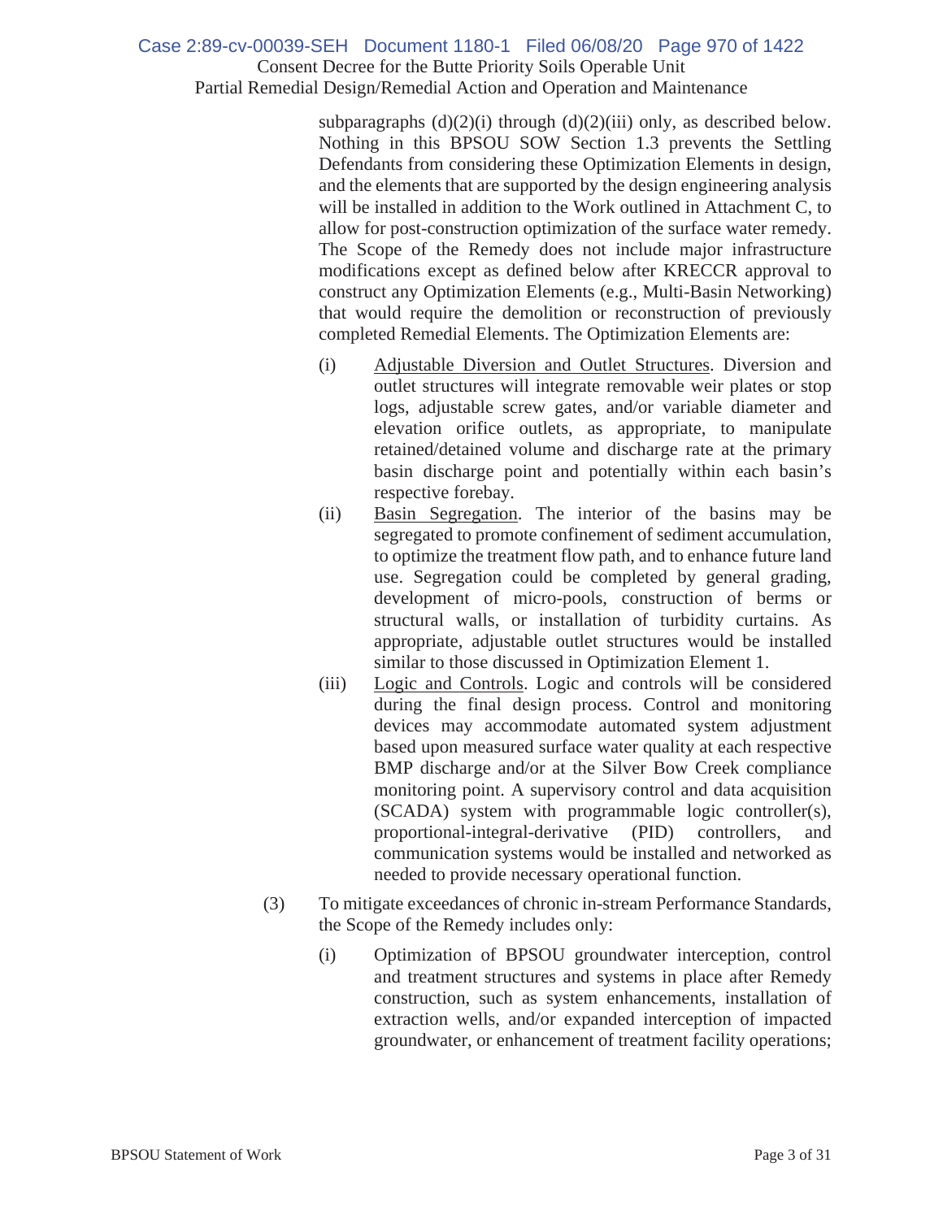subparagraphs (d)(2)(i) through (d)(2)(iii) only, as described below. Nothing in this BPSOU SOW Section 1.3 prevents the Settling Defendants from considering these Optimization Elements in design, and the elements that are supported by the design engineering analysis will be installed in addition to the Work outlined in Attachment C, to allow for post-construction optimization of the surface water remedy. The Scope of the Remedy does not include major infrastructure modifications except as defined below after KRECCR approval to construct any Optimization Elements (e.g., Multi-Basin Networking) that would require the demolition or reconstruction of previously completed Remedial Elements. The Optimization Elements are:

(i) Adjustable Diversion and Outlet Structures. Diversion and outlet structures will integrate removable weir plates or stop logs, adjustable screw gates, and/or variable diameter and elevation orifice outlets, as appropriate, to manipulate retained/detained volume and discharge rate at the primary basin discharge point and potentially within each basin's respective forebay.

(ii) Basin Segregation. The interior of the basins may be segregated to promote confinement of sediment accumulation, to optimize the treatment flow path, and to enhance future land use. Segregation could be completed by general grading, development of micro-pools, construction of berms or structural walls, or installation of turbidity curtains. As appropriate, adjustable outlet structures would be installed similar to those discussed in Optimization Element 1.

(iii) Logic and Controls. Logic and controls will be considered during the final design process. Control and monitoring devices may accommodate automated system adjustment based upon measured surface water quality at each respective BMP discharge and/or at the Silver Bow Creek compliance monitoring point. A supervisory control and data acquisition (SCADA) system with programmable logic controller(s), proportional-integral-derivative (PID) controllers, and communication systems would be installed and networked as needed to provide necessary operational function.

(3) To mitigate exceedances of chronic in-stream Performance Standards, the Scope of the Remedy includes only:

(i) Optimization of BPSOU groundwater interception, control and treatment structures and systems in place after Remedy construction, such as system enhancements, installation of extraction wells, and/or expanded interception of impacted groundwater, or enhancement of treatment facility operations;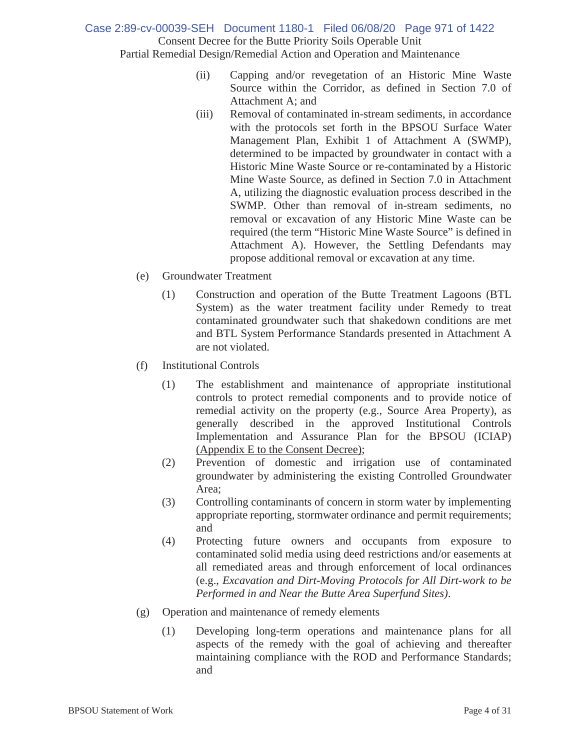(ii) Capping and/or revegetation of an Historic Mine Waste Source within the Corridor, as defined in Section 7.0 of Attachment A; and

(iii) Removal of contaminated in-stream sediments, in accordance with the protocols set forth in the BPSOU Surface Water Management Plan, Exhibit 1 of Attachment A (SWMP), determined to be impacted by groundwater in contact with a Historic Mine Waste Source or re-contaminated by a Historic Mine Waste Source, as defined in Section 7.0 in Attachment A, utilizing the diagnostic evaluation process described in the SWMP. Other than removal of in-stream sediments, no removal or excavation of any Historic Mine Waste can be required (the term "Historic Mine Waste Source" is defined in Attachment A). However, the Settling Defendants may propose additional removal or excavation at any time.

(e) Groundwater Treatment

(1) Construction and operation of the Butte Treatment Lagoons (BTL System) as the water treatment facility under Remedy to treat contaminated groundwater such that shakedown conditions are met and BTL System Performance Standards presented in Attachment A are not violated.

(f) Institutional Controls

(1) The establishment and maintenance of appropriate institutional controls to protect remedial components and to provide notice of remedial activity on the property (e.g., Source Area Property), as generally described in the approved Institutional Controls Implementation and Assurance Plan for the BPSOU (ICIAP) (Appendix E to the Consent Decree);

(2) Prevention of domestic and irrigation use of contaminated groundwater by administering the existing Controlled Groundwater Area;

(3) Controlling contaminants of concern in storm water by implementing appropriate reporting, stormwater ordinance and permit requirements; and

(4) Protecting future owners and occupants from exposure to contaminated solid media using deed restrictions and/or easements at all remediated areas and through enforcement of local ordinances (e.g., *Excavation and Dirt-Moving Protocols for All Dirt-work to be Performed in and Near the Butte Area Superfund Sites)*.

(g) Operation and maintenance of remedy elements

(1) Developing long-term operations and maintenance plans for all aspects of the remedy with the goal of achieving and thereafter maintaining compliance with the ROD and Performance Standards; and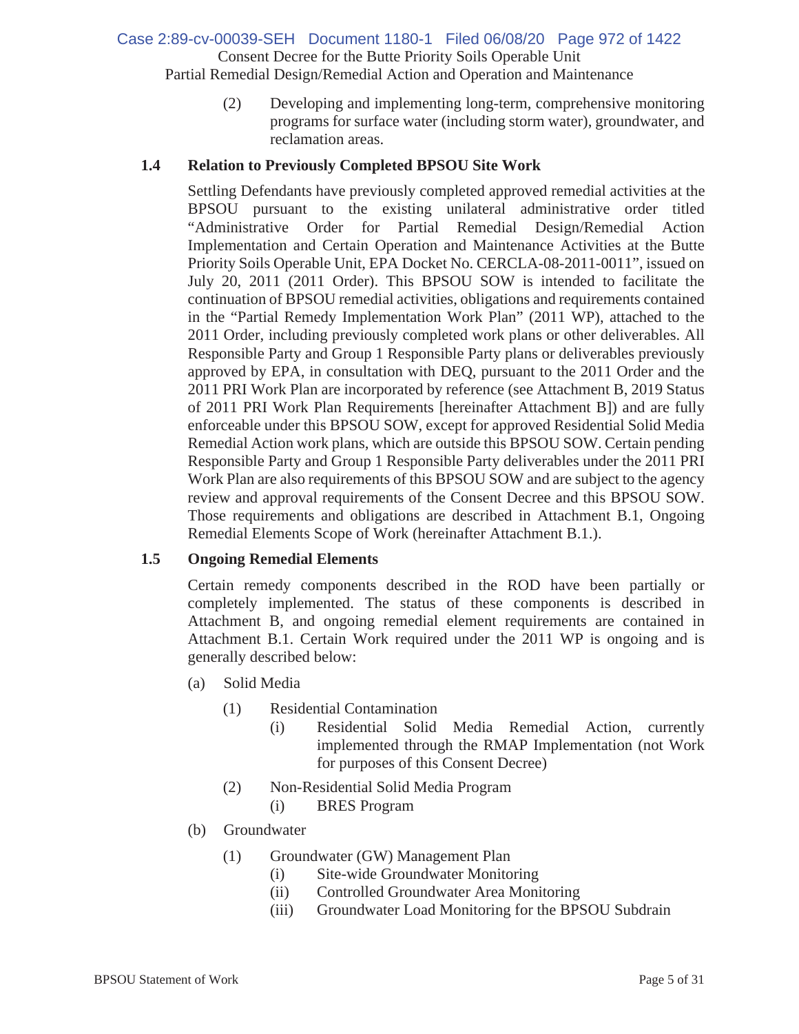(2) Developing and implementing long-term, comprehensive monitoring programs for surface water (including storm water), groundwater, and reclamation areas.

### 1.4 Relation to Previously Completed BPSOU Site Work

Settling Defendants have previously completed approved remedial activities at the BPSOU pursuant to the existing unilateral administrative order titled "Administrative Order for Partial Remedial Design/Remedial Action Implementation and Certain Operation and Maintenance Activities at the Butte Priority Soils Operable Unit, EPA Docket No. CERCLA-08-2011-0011", issued on July 20, 2011 (2011 Order). This BPSOU SOW is intended to facilitate the continuation of BPSOU remedial activities, obligations and requirements contained in the "Partial Remedy Implementation Work Plan" (2011 WP), attached to the 2011 Order, including previously completed work plans or other deliverables. All Responsible Party and Group 1 Responsible Party plans or deliverables previously approved by EPA, in consultation with DEQ, pursuant to the 2011 Order and the 2011 PRI Work Plan are incorporated by reference (see Attachment B, 2019 Status of 2011 PRI Work Plan Requirements [hereinafter Attachment B]) and are fully enforceable under this BPSOU SOW, except for approved Residential Solid Media Remedial Action work plans, which are outside this BPSOU SOW. Certain pending Responsible Party and Group 1 Responsible Party deliverables under the 2011 PRI Work Plan are also requirements of this BPSOU SOW and are subject to the agency review and approval requirements of the Consent Decree and this BPSOU SOW. Those requirements and obligations are described in Attachment B.1, Ongoing Remedial Elements Scope of Work (hereinafter Attachment B.1.).

### 1.5 Ongoing Remedial Elements

Certain remedy components described in the ROD have been partially or completely implemented. The status of these components is described in Attachment B, and ongoing remedial element requirements are contained in Attachment B.1. Certain Work required under the 2011 WP is ongoing and is generally described below:

(a) Solid Media

- (1) Residential Contamination
  - (i) Residential Solid Media Remedial Action, currently implemented through the RMAP Implementation (not Work for purposes of this Consent Decree)
- (2) Non-Residential Solid Media Program
  - (i) BRES Program

(b) Groundwater

- (1) Groundwater (GW) Management Plan
  - (i) Site-wide Groundwater Monitoring
  - (ii) Controlled Groundwater Area Monitoring
  - (iii) Groundwater Load Monitoring for the BPSOU Subdrain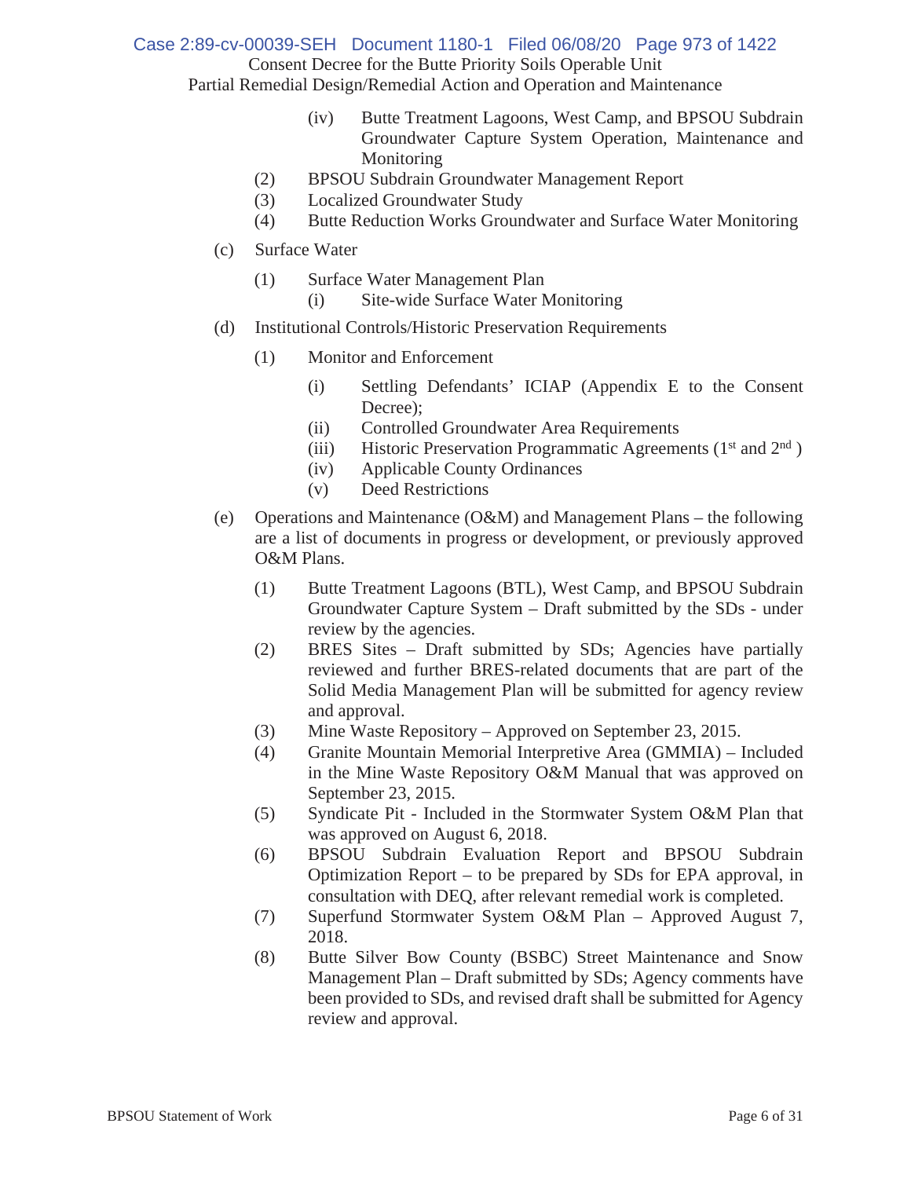(iv) Butte Treatment Lagoons, West Camp, and BPSOU Subdrain Groundwater Capture System Operation, Maintenance and Monitoring

(2) BPSOU Subdrain Groundwater Management Report

(3) Localized Groundwater Study

(4) Butte Reduction Works Groundwater and Surface Water Monitoring

(c) Surface Water

(1) Surface Water Management Plan

(i) Site-wide Surface Water Monitoring

(d) Institutional Controls/Historic Preservation Requirements

(1) Monitor and Enforcement

(i) Settling Defendants' ICIAP (Appendix E to the Consent Decree);

(ii) Controlled Groundwater Area Requirements

(iii) Historic Preservation Programmatic Agreements (1st and 2nd )

(iv) Applicable County Ordinances

(v) Deed Restrictions

(e) Operations and Maintenance (O&M) and Management Plans – the following are a list of documents in progress or development, or previously approved O&M Plans.

(1) Butte Treatment Lagoons (BTL), West Camp, and BPSOU Subdrain Groundwater Capture System – Draft submitted by the SDs - under review by the agencies.

(2) BRES Sites – Draft submitted by SDs; Agencies have partially reviewed and further BRES-related documents that are part of the Solid Media Management Plan will be submitted for agency review and approval.

(3) Mine Waste Repository – Approved on September 23, 2015.

(4) Granite Mountain Memorial Interpretive Area (GMMIA) – Included in the Mine Waste Repository O&M Manual that was approved on September 23, 2015.

(5) Syndicate Pit - Included in the Stormwater System O&M Plan that was approved on August 6, 2018.

(6) BPSOU Subdrain Evaluation Report and BPSOU Subdrain Optimization Report – to be prepared by SDs for EPA approval, in consultation with DEQ, after relevant remedial work is completed.

(7) Superfund Stormwater System O&M Plan – Approved August 7, 2018.

(8) Butte Silver Bow County (BSBC) Street Maintenance and Snow Management Plan – Draft submitted by SDs; Agency comments have been provided to SDs, and revised draft shall be submitted for Agency review and approval.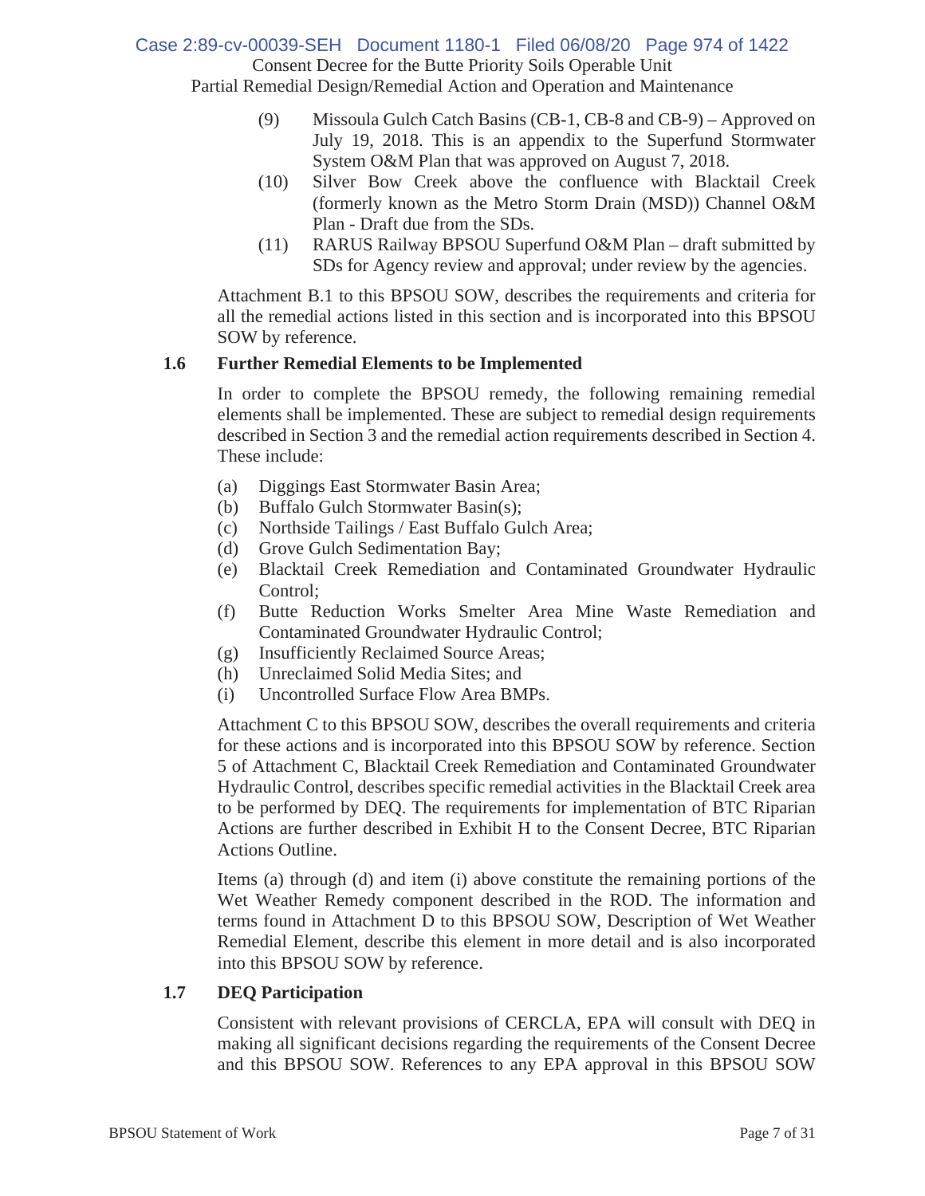(9) Missoula Gulch Catch Basins (CB-1, CB-8 and CB-9) – Approved on July 19, 2018. This is an appendix to the Superfund Stormwater System O&M Plan that was approved on August 7, 2018.

(10) Silver Bow Creek above the confluence with Blacktail Creek (formerly known as the Metro Storm Drain (MSD)) Channel O&M Plan - Draft due from the SDs.

(11) RARUS Railway BPSOU Superfund O&M Plan – draft submitted by SDs for Agency review and approval; under review by the agencies.

Attachment B.1 to this BPSOU SOW, describes the requirements and criteria for all the remedial actions listed in this section and is incorporated into this BPSOU SOW by reference.

### 1.6 Further Remedial Elements to be Implemented

In order to complete the BPSOU remedy, the following remaining remedial elements shall be implemented. These are subject to remedial design requirements described in Section 3 and the remedial action requirements described in Section 4. These include:

(a) Diggings East Stormwater Basin Area;
(b) Buffalo Gulch Stormwater Basin(s);
(c) Northside Tailings / East Buffalo Gulch Area;
(d) Grove Gulch Sedimentation Bay;
(e) Blacktail Creek Remediation and Contaminated Groundwater Hydraulic Control;
(f) Butte Reduction Works Smelter Area Mine Waste Remediation and Contaminated Groundwater Hydraulic Control;
(g) Insufficiently Reclaimed Source Areas;
(h) Unreclaimed Solid Media Sites; and
(i) Uncontrolled Surface Flow Area BMPs.

Attachment C to this BPSOU SOW, describes the overall requirements and criteria for these actions and is incorporated into this BPSOU SOW by reference. Section 5 of Attachment C, Blacktail Creek Remediation and Contaminated Groundwater Hydraulic Control, describes specific remedial activities in the Blacktail Creek area to be performed by DEQ. The requirements for implementation of BTC Riparian Actions are further described in Exhibit H to the Consent Decree, BTC Riparian Actions Outline.

Items (a) through (d) and item (i) above constitute the remaining portions of the Wet Weather Remedy component described in the ROD. The information and terms found in Attachment D to this BPSOU SOW, Description of Wet Weather Remedial Element, describe this element in more detail and is also incorporated into this BPSOU SOW by reference.

### 1.7 DEQ Participation

Consistent with relevant provisions of CERCLA, EPA will consult with DEQ in making all significant decisions regarding the requirements of the Consent Decree and this BPSOU SOW. References to any EPA approval in this BPSOU SOW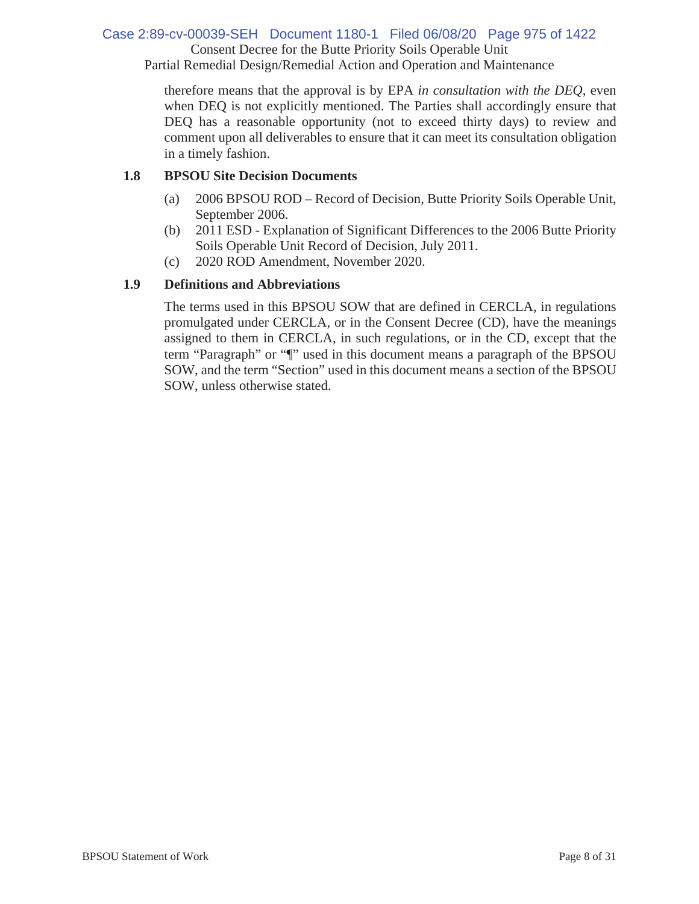therefore means that the approval is by EPA *in consultation with the DEQ*, even when DEQ is not explicitly mentioned. The Parties shall accordingly ensure that DEQ has a reasonable opportunity (not to exceed thirty days) to review and comment upon all deliverables to ensure that it can meet its consultation obligation in a timely fashion.

### 1.8 BPSOU Site Decision Documents

(a) 2006 BPSOU ROD – Record of Decision, Butte Priority Soils Operable Unit, September 2006.

(b) 2011 ESD - Explanation of Significant Differences to the 2006 Butte Priority Soils Operable Unit Record of Decision, July 2011.

(c) 2020 ROD Amendment, November 2020.

### 1.9 Definitions and Abbreviations

The terms used in this BPSOU SOW that are defined in CERCLA, in regulations promulgated under CERCLA, or in the Consent Decree (CD), have the meanings assigned to them in CERCLA, in such regulations, or in the CD, except that the term "Paragraph" or "¶" used in this document means a paragraph of the BPSOU SOW, and the term "Section" used in this document means a section of the BPSOU SOW, unless otherwise stated.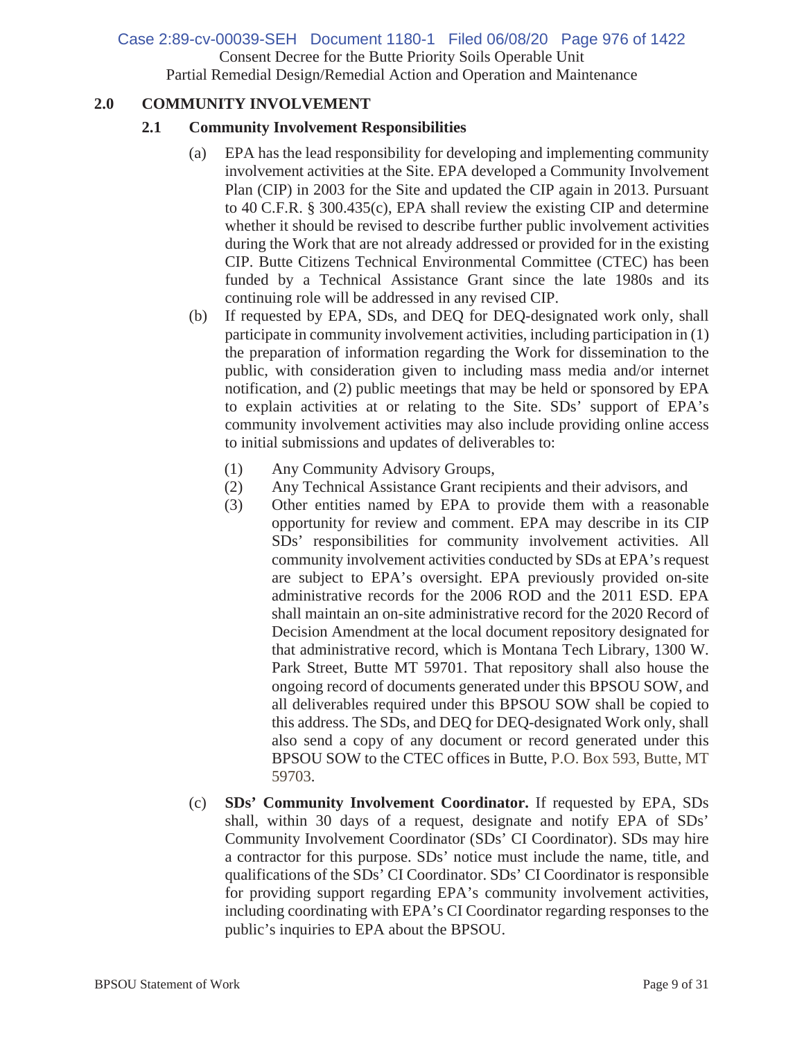## 2.0 COMMUNITY INVOLVEMENT

### 2.1 Community Involvement Responsibilities

(a) EPA has the lead responsibility for developing and implementing community involvement activities at the Site. EPA developed a Community Involvement Plan (CIP) in 2003 for the Site and updated the CIP again in 2013. Pursuant to 40 C.F.R. § 300.435(c), EPA shall review the existing CIP and determine whether it should be revised to describe further public involvement activities during the Work that are not already addressed or provided for in the existing CIP. Butte Citizens Technical Environmental Committee (CTEC) has been funded by a Technical Assistance Grant since the late 1980s and its continuing role will be addressed in any revised CIP.

(b) If requested by EPA, SDs, and DEQ for DEQ-designated work only, shall participate in community involvement activities, including participation in (1) the preparation of information regarding the Work for dissemination to the public, with consideration given to including mass media and/or internet notification, and (2) public meetings that may be held or sponsored by EPA to explain activities at or relating to the Site. SDs' support of EPA's community involvement activities may also include providing online access to initial submissions and updates of deliverables to:

(1) Any Community Advisory Groups,

(2) Any Technical Assistance Grant recipients and their advisors, and

(3) Other entities named by EPA to provide them with a reasonable opportunity for review and comment. EPA may describe in its CIP SDs' responsibilities for community involvement activities. All community involvement activities conducted by SDs at EPA's request are subject to EPA's oversight. EPA previously provided on-site administrative records for the 2006 ROD and the 2011 ESD. EPA shall maintain an on-site administrative record for the 2020 Record of Decision Amendment at the local document repository designated for that administrative record, which is Montana Tech Library, 1300 W. Park Street, Butte MT 59701. That repository shall also house the ongoing record of documents generated under this BPSOU SOW, and all deliverables required under this BPSOU SOW shall be copied to this address. The SDs, and DEQ for DEQ-designated Work only, shall also send a copy of any document or record generated under this BPSOU SOW to the CTEC offices in Butte, P.O. Box 593, Butte, MT 59703.

(c) **SDs' Community Involvement Coordinator.** If requested by EPA, SDs shall, within 30 days of a request, designate and notify EPA of SDs' Community Involvement Coordinator (SDs' CI Coordinator). SDs may hire a contractor for this purpose. SDs' notice must include the name, title, and qualifications of the SDs' CI Coordinator. SDs' CI Coordinator is responsible for providing support regarding EPA's community involvement activities, including coordinating with EPA's CI Coordinator regarding responses to the public's inquiries to EPA about the BPSOU.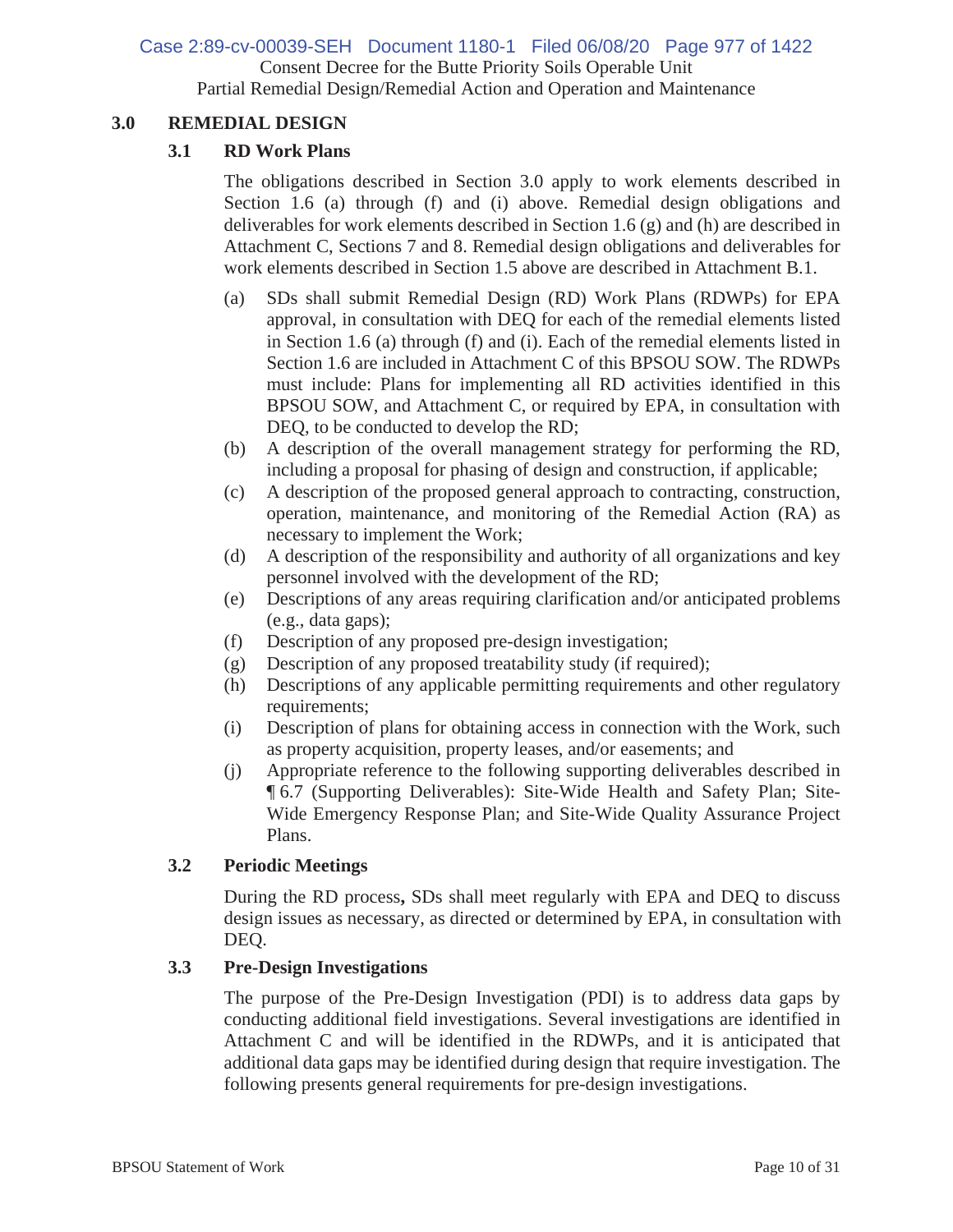## 3.0 REMEDIAL DESIGN

### 3.1 RD Work Plans

The obligations described in Section 3.0 apply to work elements described in Section 1.6 (a) through (f) and (i) above. Remedial design obligations and deliverables for work elements described in Section 1.6 (g) and (h) are described in Attachment C, Sections 7 and 8. Remedial design obligations and deliverables for work elements described in Section 1.5 above are described in Attachment B.1.

(a) SDs shall submit Remedial Design (RD) Work Plans (RDWPs) for EPA approval, in consultation with DEQ for each of the remedial elements listed in Section 1.6 (a) through (f) and (i). Each of the remedial elements listed in Section 1.6 are included in Attachment C of this BPSOU SOW. The RDWPs must include: Plans for implementing all RD activities identified in this BPSOU SOW, and Attachment C, or required by EPA, in consultation with DEQ, to be conducted to develop the RD;

(b) A description of the overall management strategy for performing the RD, including a proposal for phasing of design and construction, if applicable;

(c) A description of the proposed general approach to contracting, construction, operation, maintenance, and monitoring of the Remedial Action (RA) as necessary to implement the Work;

(d) A description of the responsibility and authority of all organizations and key personnel involved with the development of the RD;

(e) Descriptions of any areas requiring clarification and/or anticipated problems (e.g., data gaps);

(f) Description of any proposed pre-design investigation;

(g) Description of any proposed treatability study (if required);

(h) Descriptions of any applicable permitting requirements and other regulatory requirements;

(i) Description of plans for obtaining access in connection with the Work, such as property acquisition, property leases, and/or easements; and

(j) Appropriate reference to the following supporting deliverables described in ¶ 6.7 (Supporting Deliverables): Site-Wide Health and Safety Plan; Site-Wide Emergency Response Plan; and Site-Wide Quality Assurance Project Plans.

### 3.2 Periodic Meetings

During the RD process**,** SDs shall meet regularly with EPA and DEQ to discuss design issues as necessary, as directed or determined by EPA, in consultation with DEQ.

### 3.3 Pre-Design Investigations

The purpose of the Pre-Design Investigation (PDI) is to address data gaps by conducting additional field investigations. Several investigations are identified in Attachment C and will be identified in the RDWPs, and it is anticipated that additional data gaps may be identified during design that require investigation. The following presents general requirements for pre-design investigations.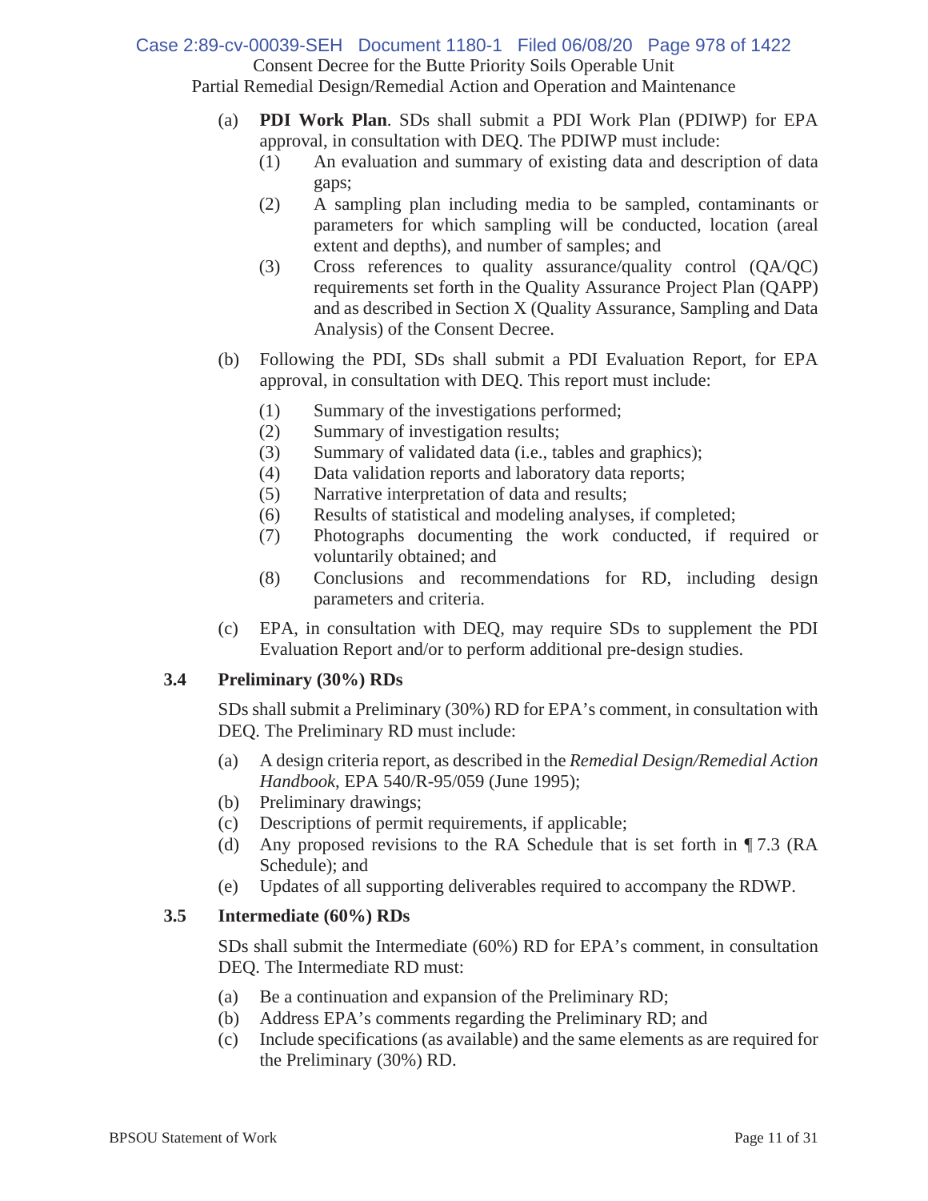(a) **PDI Work Plan**. SDs shall submit a PDI Work Plan (PDIWP) for EPA approval, in consultation with DEQ. The PDIWP must include:

  (1) An evaluation and summary of existing data and description of data gaps;

  (2) A sampling plan including media to be sampled, contaminants or parameters for which sampling will be conducted, location (areal extent and depths), and number of samples; and

  (3) Cross references to quality assurance/quality control (QA/QC) requirements set forth in the Quality Assurance Project Plan (QAPP) and as described in Section X (Quality Assurance, Sampling and Data Analysis) of the Consent Decree.

(b) Following the PDI, SDs shall submit a PDI Evaluation Report, for EPA approval, in consultation with DEQ. This report must include:

  (1) Summary of the investigations performed;

  (2) Summary of investigation results;

  (3) Summary of validated data (i.e., tables and graphics);

  (4) Data validation reports and laboratory data reports;

  (5) Narrative interpretation of data and results;

  (6) Results of statistical and modeling analyses, if completed;

  (7) Photographs documenting the work conducted, if required or voluntarily obtained; and

  (8) Conclusions and recommendations for RD, including design parameters and criteria.

(c) EPA, in consultation with DEQ, may require SDs to supplement the PDI Evaluation Report and/or to perform additional pre-design studies.

### 3.4 Preliminary (30%) RDs

SDs shall submit a Preliminary (30%) RD for EPA's comment, in consultation with DEQ. The Preliminary RD must include:

(a) A design criteria report, as described in the *Remedial Design/Remedial Action Handbook*, EPA 540/R-95/059 (June 1995);

(b) Preliminary drawings;

(c) Descriptions of permit requirements, if applicable;

(d) Any proposed revisions to the RA Schedule that is set forth in ¶ 7.3 (RA Schedule); and

(e) Updates of all supporting deliverables required to accompany the RDWP.

### 3.5 Intermediate (60%) RDs

SDs shall submit the Intermediate (60%) RD for EPA's comment, in consultation DEQ. The Intermediate RD must:

(a) Be a continuation and expansion of the Preliminary RD;

(b) Address EPA's comments regarding the Preliminary RD; and

(c) Include specifications (as available) and the same elements as are required for the Preliminary (30%) RD.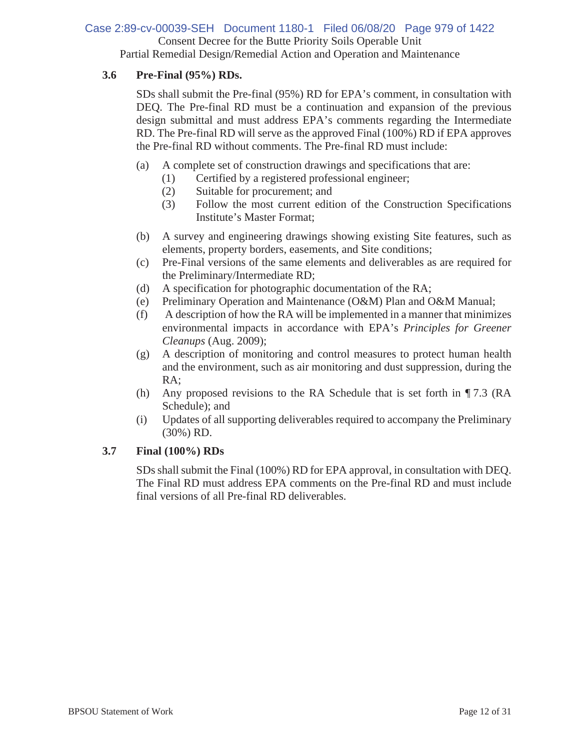### 3.6 Pre-Final (95%) RDs.

SDs shall submit the Pre-final (95%) RD for EPA's comment, in consultation with DEQ. The Pre-final RD must be a continuation and expansion of the previous design submittal and must address EPA's comments regarding the Intermediate RD. The Pre-final RD will serve as the approved Final (100%) RD if EPA approves the Pre-final RD without comments. The Pre-final RD must include:

(a) A complete set of construction drawings and specifications that are:
   (1) Certified by a registered professional engineer;
   (2) Suitable for procurement; and
   (3) Follow the most current edition of the Construction Specifications Institute's Master Format;

(b) A survey and engineering drawings showing existing Site features, such as elements, property borders, easements, and Site conditions;

(c) Pre-Final versions of the same elements and deliverables as are required for the Preliminary/Intermediate RD;

(d) A specification for photographic documentation of the RA;

(e) Preliminary Operation and Maintenance (O&M) Plan and O&M Manual;

(f) A description of how the RA will be implemented in a manner that minimizes environmental impacts in accordance with EPA's *Principles for Greener Cleanups* (Aug. 2009);

(g) A description of monitoring and control measures to protect human health and the environment, such as air monitoring and dust suppression, during the RA;

(h) Any proposed revisions to the RA Schedule that is set forth in ¶ 7.3 (RA Schedule); and

(i) Updates of all supporting deliverables required to accompany the Preliminary (30%) RD.

### 3.7 Final (100%) RDs

SDs shall submit the Final (100%) RD for EPA approval, in consultation with DEQ. The Final RD must address EPA comments on the Pre-final RD and must include final versions of all Pre-final RD deliverables.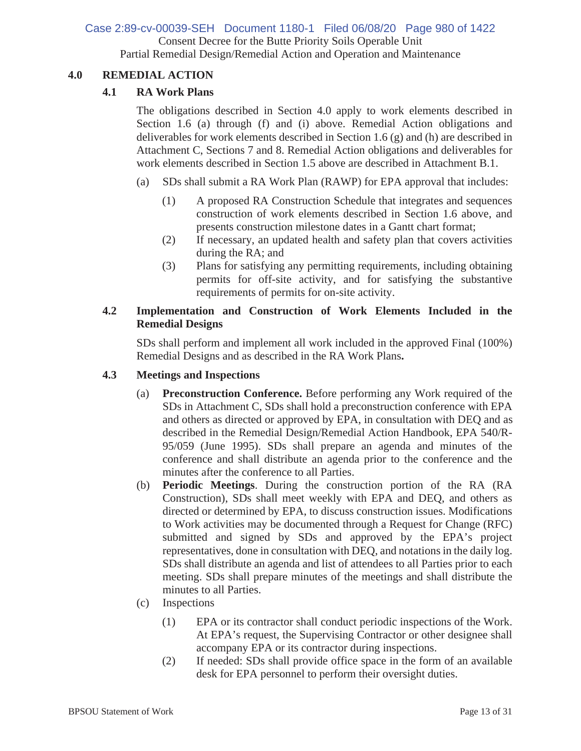## 4.0 REMEDIAL ACTION

### 4.1 RA Work Plans

The obligations described in Section 4.0 apply to work elements described in Section 1.6 (a) through (f) and (i) above. Remedial Action obligations and deliverables for work elements described in Section 1.6 (g) and (h) are described in Attachment C, Sections 7 and 8. Remedial Action obligations and deliverables for work elements described in Section 1.5 above are described in Attachment B.1.

(a) SDs shall submit a RA Work Plan (RAWP) for EPA approval that includes:

(1) A proposed RA Construction Schedule that integrates and sequences construction of work elements described in Section 1.6 above, and presents construction milestone dates in a Gantt chart format;

(2) If necessary, an updated health and safety plan that covers activities during the RA; and

(3) Plans for satisfying any permitting requirements, including obtaining permits for off-site activity, and for satisfying the substantive requirements of permits for on-site activity.

### 4.2 Implementation and Construction of Work Elements Included in the Remedial Designs

SDs shall perform and implement all work included in the approved Final (100%) Remedial Designs and as described in the RA Work Plans**.**

### 4.3 Meetings and Inspections

(a) **Preconstruction Conference.** Before performing any Work required of the SDs in Attachment C, SDs shall hold a preconstruction conference with EPA and others as directed or approved by EPA, in consultation with DEQ and as described in the Remedial Design/Remedial Action Handbook, EPA 540/R-95/059 (June 1995). SDs shall prepare an agenda and minutes of the conference and shall distribute an agenda prior to the conference and the minutes after the conference to all Parties.

(b) **Periodic Meetings**. During the construction portion of the RA (RA Construction), SDs shall meet weekly with EPA and DEQ, and others as directed or determined by EPA, to discuss construction issues. Modifications to Work activities may be documented through a Request for Change (RFC) submitted and signed by SDs and approved by the EPA's project representatives, done in consultation with DEQ, and notations in the daily log. SDs shall distribute an agenda and list of attendees to all Parties prior to each meeting. SDs shall prepare minutes of the meetings and shall distribute the minutes to all Parties.

(c) Inspections

(1) EPA or its contractor shall conduct periodic inspections of the Work. At EPA's request, the Supervising Contractor or other designee shall accompany EPA or its contractor during inspections.

(2) If needed: SDs shall provide office space in the form of an available desk for EPA personnel to perform their oversight duties.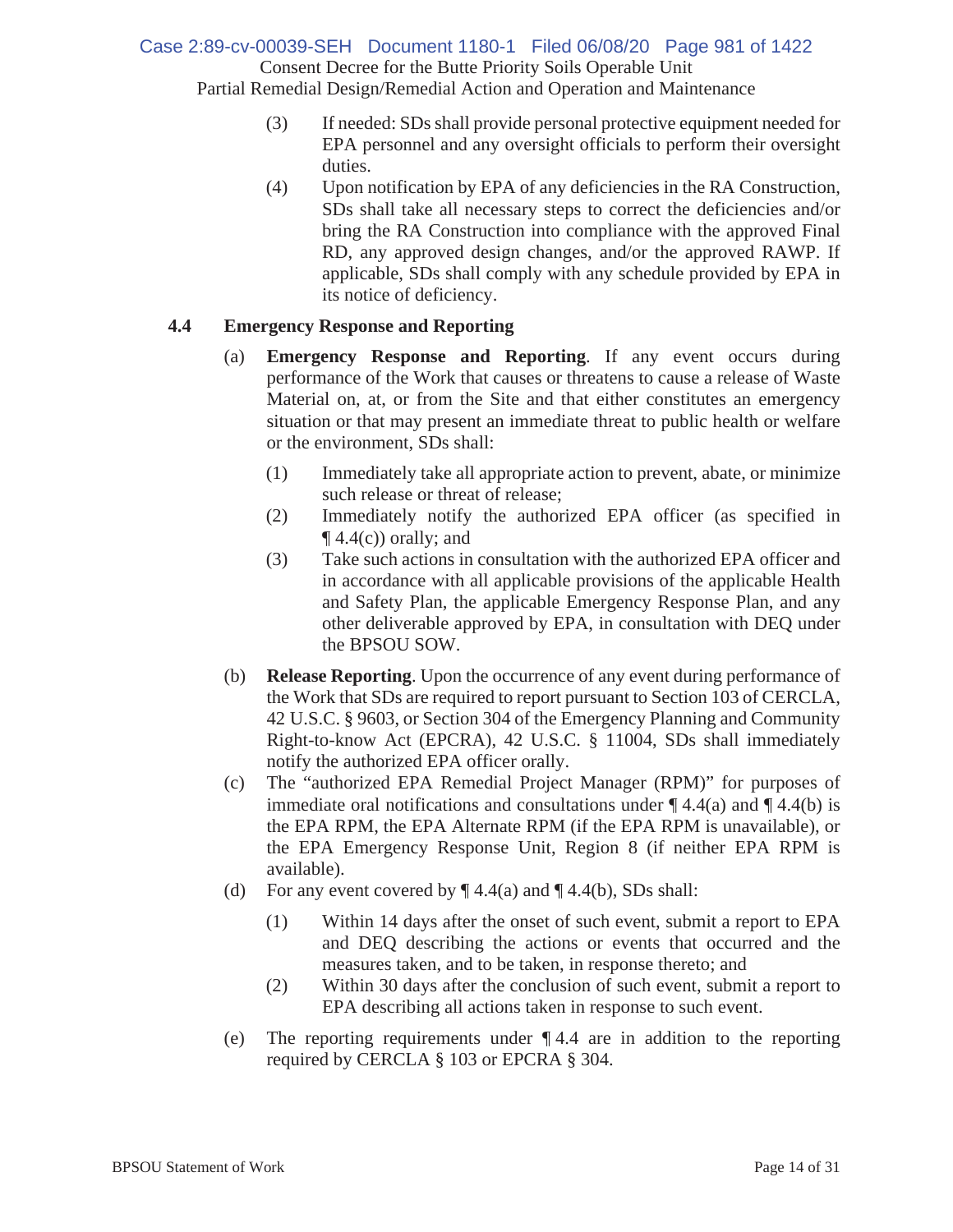(3) If needed: SDs shall provide personal protective equipment needed for EPA personnel and any oversight officials to perform their oversight duties.

(4) Upon notification by EPA of any deficiencies in the RA Construction, SDs shall take all necessary steps to correct the deficiencies and/or bring the RA Construction into compliance with the approved Final RD, any approved design changes, and/or the approved RAWP. If applicable, SDs shall comply with any schedule provided by EPA in its notice of deficiency.

### 4.4 Emergency Response and Reporting

(a) **Emergency Response and Reporting**. If any event occurs during performance of the Work that causes or threatens to cause a release of Waste Material on, at, or from the Site and that either constitutes an emergency situation or that may present an immediate threat to public health or welfare or the environment, SDs shall:

(1) Immediately take all appropriate action to prevent, abate, or minimize such release or threat of release;

(2) Immediately notify the authorized EPA officer (as specified in ¶ 4.4(c)) orally; and

(3) Take such actions in consultation with the authorized EPA officer and in accordance with all applicable provisions of the applicable Health and Safety Plan, the applicable Emergency Response Plan, and any other deliverable approved by EPA, in consultation with DEQ under the BPSOU SOW.

(b) **Release Reporting**. Upon the occurrence of any event during performance of the Work that SDs are required to report pursuant to Section 103 of CERCLA, 42 U.S.C. § 9603, or Section 304 of the Emergency Planning and Community Right-to-know Act (EPCRA), 42 U.S.C. § 11004, SDs shall immediately notify the authorized EPA officer orally.

(c) The "authorized EPA Remedial Project Manager (RPM)" for purposes of immediate oral notifications and consultations under ¶ 4.4(a) and ¶ 4.4(b) is the EPA RPM, the EPA Alternate RPM (if the EPA RPM is unavailable), or the EPA Emergency Response Unit, Region 8 (if neither EPA RPM is available).

(d) For any event covered by ¶ 4.4(a) and ¶ 4.4(b), SDs shall:

(1) Within 14 days after the onset of such event, submit a report to EPA and DEQ describing the actions or events that occurred and the measures taken, and to be taken, in response thereto; and

(2) Within 30 days after the conclusion of such event, submit a report to EPA describing all actions taken in response to such event.

(e) The reporting requirements under ¶ 4.4 are in addition to the reporting required by CERCLA § 103 or EPCRA § 304.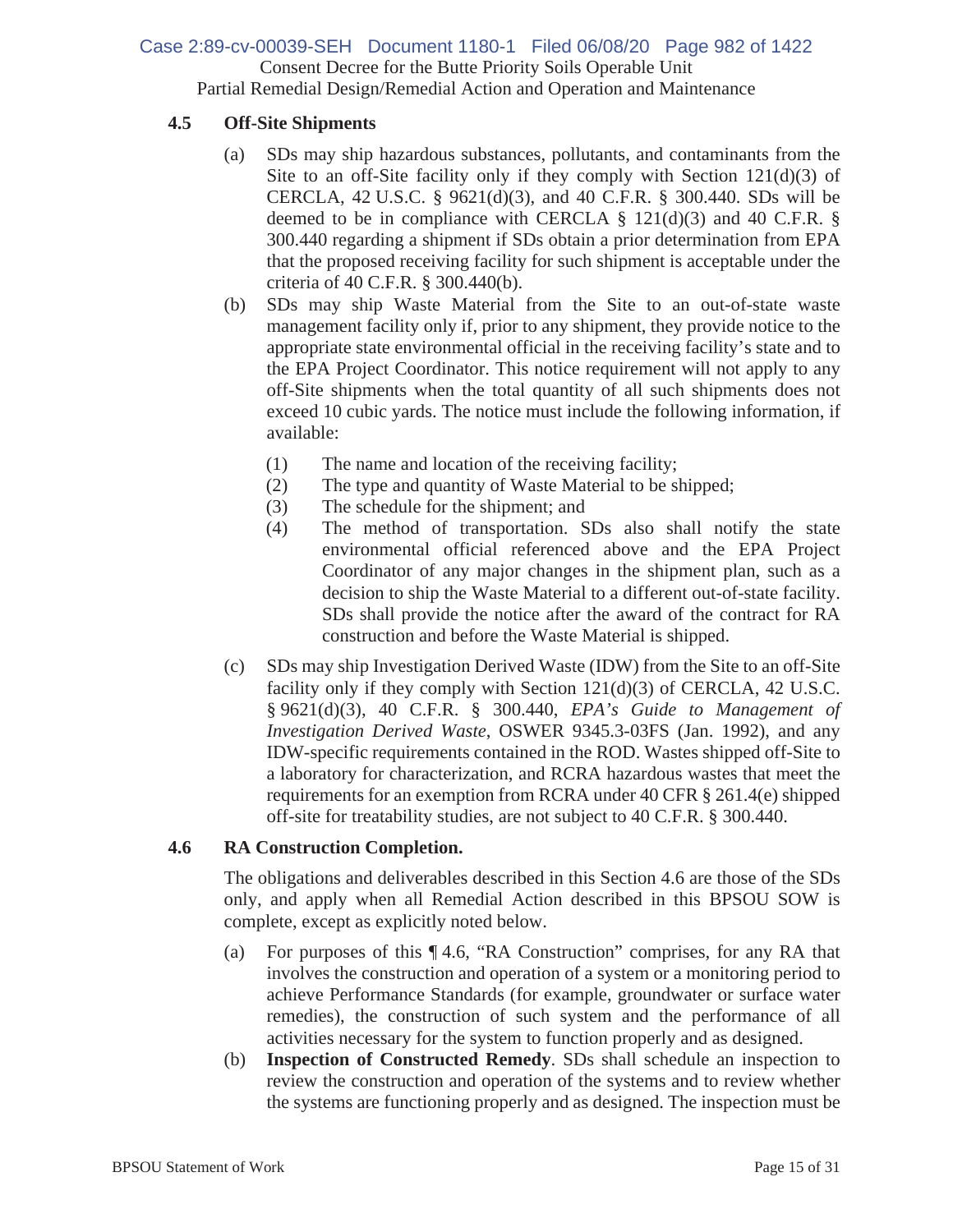### 4.5 Off-Site Shipments

(a) SDs may ship hazardous substances, pollutants, and contaminants from the Site to an off-Site facility only if they comply with Section 121(d)(3) of CERCLA, 42 U.S.C. § 9621(d)(3), and 40 C.F.R. § 300.440. SDs will be deemed to be in compliance with CERCLA § 121(d)(3) and 40 C.F.R. § 300.440 regarding a shipment if SDs obtain a prior determination from EPA that the proposed receiving facility for such shipment is acceptable under the criteria of 40 C.F.R. § 300.440(b).

(b) SDs may ship Waste Material from the Site to an out-of-state waste management facility only if, prior to any shipment, they provide notice to the appropriate state environmental official in the receiving facility's state and to the EPA Project Coordinator. This notice requirement will not apply to any off-Site shipments when the total quantity of all such shipments does not exceed 10 cubic yards. The notice must include the following information, if available:

  (1) The name and location of the receiving facility;
  (2) The type and quantity of Waste Material to be shipped;
  (3) The schedule for the shipment; and
  (4) The method of transportation. SDs also shall notify the state environmental official referenced above and the EPA Project Coordinator of any major changes in the shipment plan, such as a decision to ship the Waste Material to a different out-of-state facility. SDs shall provide the notice after the award of the contract for RA construction and before the Waste Material is shipped.

(c) SDs may ship Investigation Derived Waste (IDW) from the Site to an off-Site facility only if they comply with Section 121(d)(3) of CERCLA, 42 U.S.C. § 9621(d)(3), 40 C.F.R. § 300.440, *EPA's Guide to Management of Investigation Derived Waste*, OSWER 9345.3-03FS (Jan. 1992), and any IDW-specific requirements contained in the ROD. Wastes shipped off-Site to a laboratory for characterization, and RCRA hazardous wastes that meet the requirements for an exemption from RCRA under 40 CFR § 261.4(e) shipped off-site for treatability studies, are not subject to 40 C.F.R. § 300.440.

### 4.6 RA Construction Completion.

The obligations and deliverables described in this Section 4.6 are those of the SDs only, and apply when all Remedial Action described in this BPSOU SOW is complete, except as explicitly noted below.

(a) For purposes of this ¶ 4.6, "RA Construction" comprises, for any RA that involves the construction and operation of a system or a monitoring period to achieve Performance Standards (for example, groundwater or surface water remedies), the construction of such system and the performance of all activities necessary for the system to function properly and as designed.

(b) **Inspection of Constructed Remedy**. SDs shall schedule an inspection to review the construction and operation of the systems and to review whether the systems are functioning properly and as designed. The inspection must be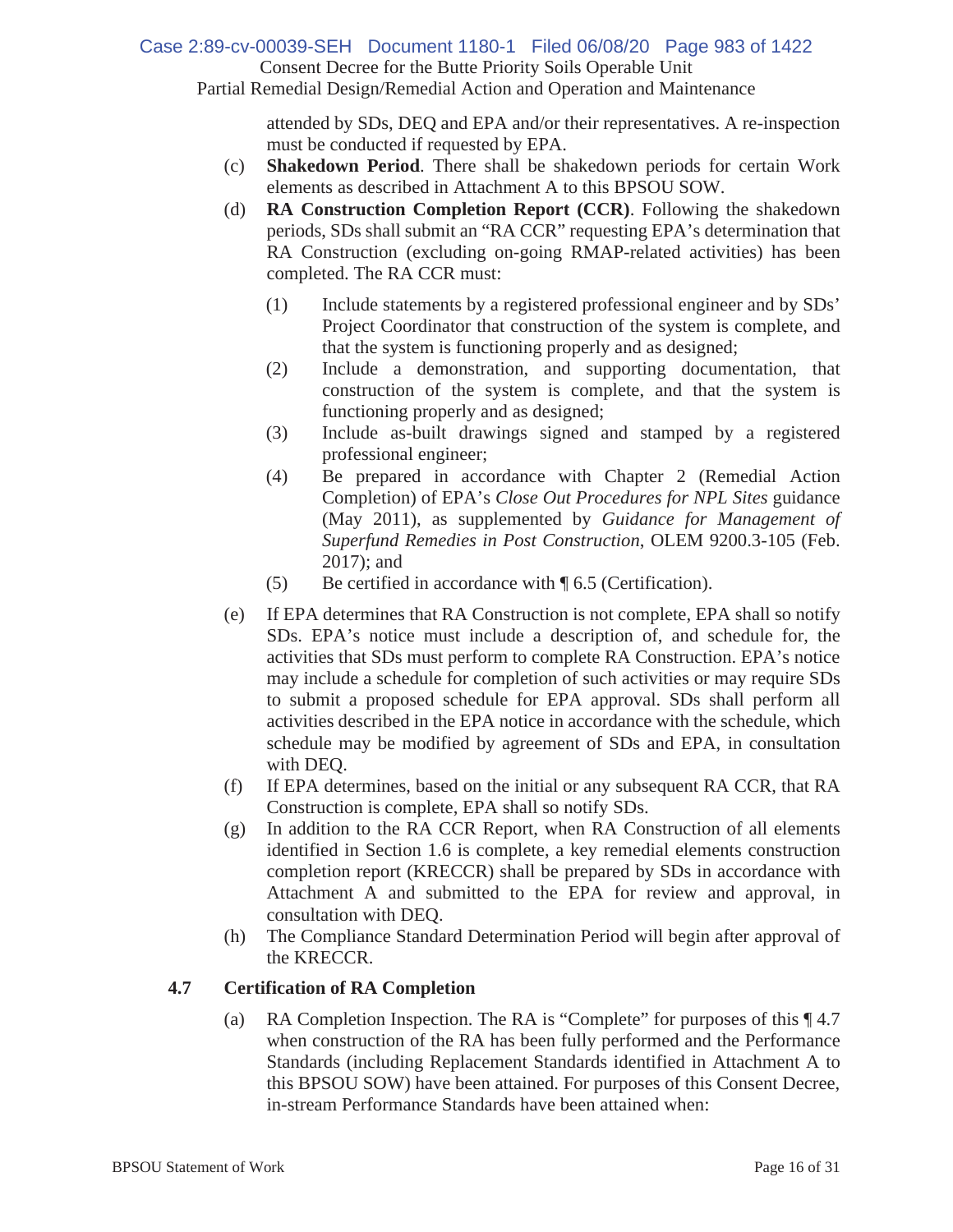attended by SDs, DEQ and EPA and/or their representatives. A re-inspection must be conducted if requested by EPA.

(c) **Shakedown Period**. There shall be shakedown periods for certain Work elements as described in Attachment A to this BPSOU SOW.

(d) **RA Construction Completion Report (CCR)**. Following the shakedown periods, SDs shall submit an "RA CCR" requesting EPA's determination that RA Construction (excluding on-going RMAP-related activities) has been completed. The RA CCR must:

(1) Include statements by a registered professional engineer and by SDs' Project Coordinator that construction of the system is complete, and that the system is functioning properly and as designed;

(2) Include a demonstration, and supporting documentation, that construction of the system is complete, and that the system is functioning properly and as designed;

(3) Include as-built drawings signed and stamped by a registered professional engineer;

(4) Be prepared in accordance with Chapter 2 (Remedial Action Completion) of EPA's *Close Out Procedures for NPL Sites* guidance (May 2011), as supplemented by *Guidance for Management of Superfund Remedies in Post Construction*, OLEM 9200.3-105 (Feb. 2017); and

(5) Be certified in accordance with ¶ 6.5 (Certification).

(e) If EPA determines that RA Construction is not complete, EPA shall so notify SDs. EPA's notice must include a description of, and schedule for, the activities that SDs must perform to complete RA Construction. EPA's notice may include a schedule for completion of such activities or may require SDs to submit a proposed schedule for EPA approval. SDs shall perform all activities described in the EPA notice in accordance with the schedule, which schedule may be modified by agreement of SDs and EPA, in consultation with DEQ.

(f) If EPA determines, based on the initial or any subsequent RA CCR, that RA Construction is complete, EPA shall so notify SDs.

(g) In addition to the RA CCR Report, when RA Construction of all elements identified in Section 1.6 is complete, a key remedial elements construction completion report (KRECCR) shall be prepared by SDs in accordance with Attachment A and submitted to the EPA for review and approval, in consultation with DEQ.

(h) The Compliance Standard Determination Period will begin after approval of the KRECCR.

### 4.7 Certification of RA Completion

(a) RA Completion Inspection. The RA is "Complete" for purposes of this ¶ 4.7 when construction of the RA has been fully performed and the Performance Standards (including Replacement Standards identified in Attachment A to this BPSOU SOW) have been attained. For purposes of this Consent Decree, in-stream Performance Standards have been attained when: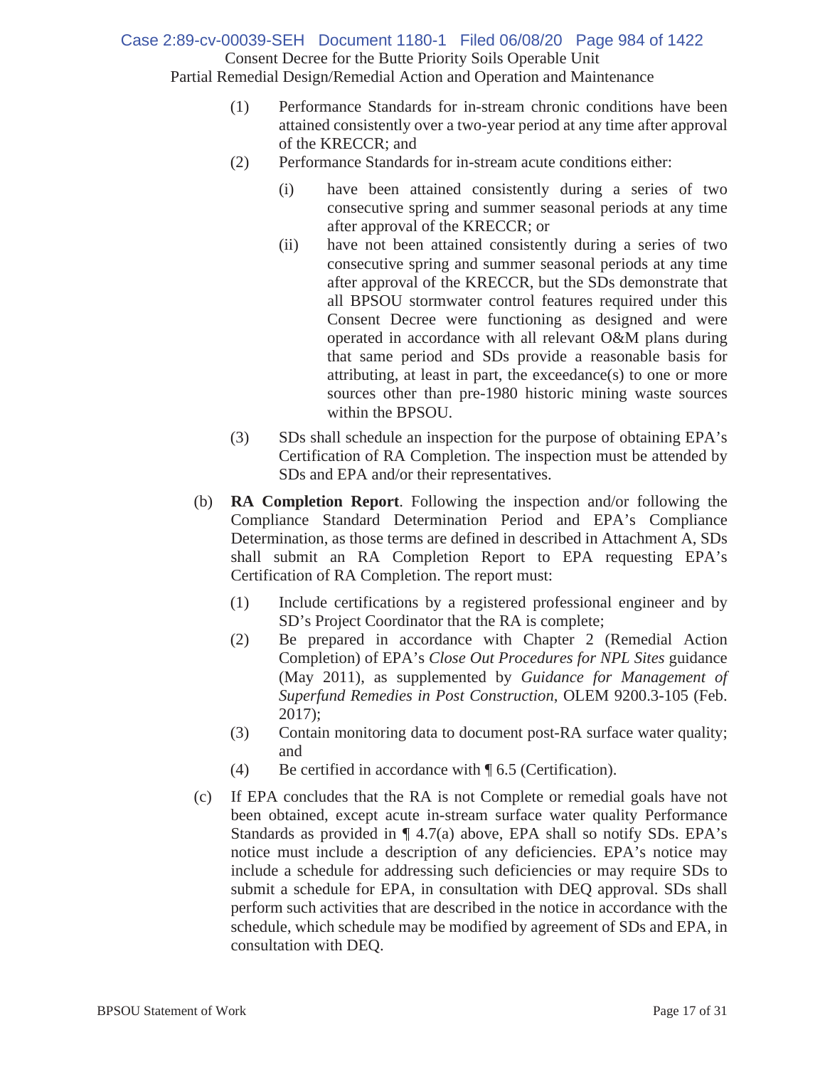(1) Performance Standards for in-stream chronic conditions have been attained consistently over a two-year period at any time after approval of the KRECCR; and

(2) Performance Standards for in-stream acute conditions either:

   (i) have been attained consistently during a series of two consecutive spring and summer seasonal periods at any time after approval of the KRECCR; or

   (ii) have not been attained consistently during a series of two consecutive spring and summer seasonal periods at any time after approval of the KRECCR, but the SDs demonstrate that all BPSOU stormwater control features required under this Consent Decree were functioning as designed and were operated in accordance with all relevant O&M plans during that same period and SDs provide a reasonable basis for attributing, at least in part, the exceedance(s) to one or more sources other than pre-1980 historic mining waste sources within the BPSOU.

(3) SDs shall schedule an inspection for the purpose of obtaining EPA's Certification of RA Completion. The inspection must be attended by SDs and EPA and/or their representatives.

(b) **RA Completion Report**. Following the inspection and/or following the Compliance Standard Determination Period and EPA's Compliance Determination, as those terms are defined in described in Attachment A, SDs shall submit an RA Completion Report to EPA requesting EPA's Certification of RA Completion. The report must:

(1) Include certifications by a registered professional engineer and by SD's Project Coordinator that the RA is complete;

(2) Be prepared in accordance with Chapter 2 (Remedial Action Completion) of EPA's *Close Out Procedures for NPL Sites* guidance (May 2011), as supplemented by *Guidance for Management of Superfund Remedies in Post Construction*, OLEM 9200.3-105 (Feb. 2017);

(3) Contain monitoring data to document post-RA surface water quality; and

(4) Be certified in accordance with ¶ 6.5 (Certification).

(c) If EPA concludes that the RA is not Complete or remedial goals have not been obtained, except acute in-stream surface water quality Performance Standards as provided in ¶ 4.7(a) above, EPA shall so notify SDs. EPA's notice must include a description of any deficiencies. EPA's notice may include a schedule for addressing such deficiencies or may require SDs to submit a schedule for EPA, in consultation with DEQ approval. SDs shall perform such activities that are described in the notice in accordance with the schedule, which schedule may be modified by agreement of SDs and EPA, in consultation with DEQ.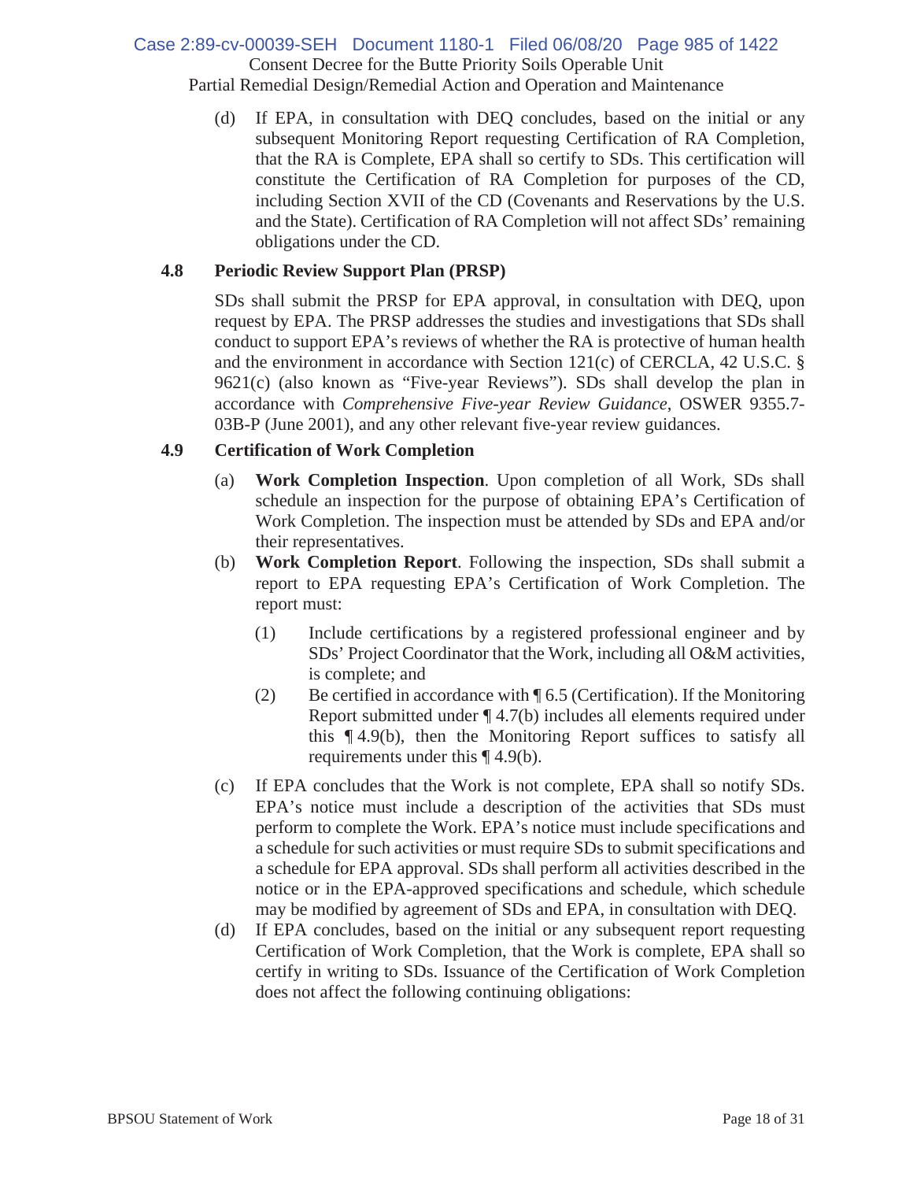(d) If EPA, in consultation with DEQ concludes, based on the initial or any subsequent Monitoring Report requesting Certification of RA Completion, that the RA is Complete, EPA shall so certify to SDs. This certification will constitute the Certification of RA Completion for purposes of the CD, including Section XVII of the CD (Covenants and Reservations by the U.S. and the State). Certification of RA Completion will not affect SDs' remaining obligations under the CD.

### 4.8 Periodic Review Support Plan (PRSP)

SDs shall submit the PRSP for EPA approval, in consultation with DEQ, upon request by EPA. The PRSP addresses the studies and investigations that SDs shall conduct to support EPA's reviews of whether the RA is protective of human health and the environment in accordance with Section 121(c) of CERCLA, 42 U.S.C. § 9621(c) (also known as "Five-year Reviews"). SDs shall develop the plan in accordance with *Comprehensive Five-year Review Guidance*, OSWER 9355.7-03B-P (June 2001), and any other relevant five-year review guidances.

### 4.9 Certification of Work Completion

(a) **Work Completion Inspection**. Upon completion of all Work, SDs shall schedule an inspection for the purpose of obtaining EPA's Certification of Work Completion. The inspection must be attended by SDs and EPA and/or their representatives.

(b) **Work Completion Report**. Following the inspection, SDs shall submit a report to EPA requesting EPA's Certification of Work Completion. The report must:

(1) Include certifications by a registered professional engineer and by SDs' Project Coordinator that the Work, including all O&M activities, is complete; and

(2) Be certified in accordance with ¶ 6.5 (Certification). If the Monitoring Report submitted under ¶ 4.7(b) includes all elements required under this ¶ 4.9(b), then the Monitoring Report suffices to satisfy all requirements under this ¶ 4.9(b).

(c) If EPA concludes that the Work is not complete, EPA shall so notify SDs. EPA's notice must include a description of the activities that SDs must perform to complete the Work. EPA's notice must include specifications and a schedule for such activities or must require SDs to submit specifications and a schedule for EPA approval. SDs shall perform all activities described in the notice or in the EPA-approved specifications and schedule, which schedule may be modified by agreement of SDs and EPA, in consultation with DEQ.

(d) If EPA concludes, based on the initial or any subsequent report requesting Certification of Work Completion, that the Work is complete, EPA shall so certify in writing to SDs. Issuance of the Certification of Work Completion does not affect the following continuing obligations: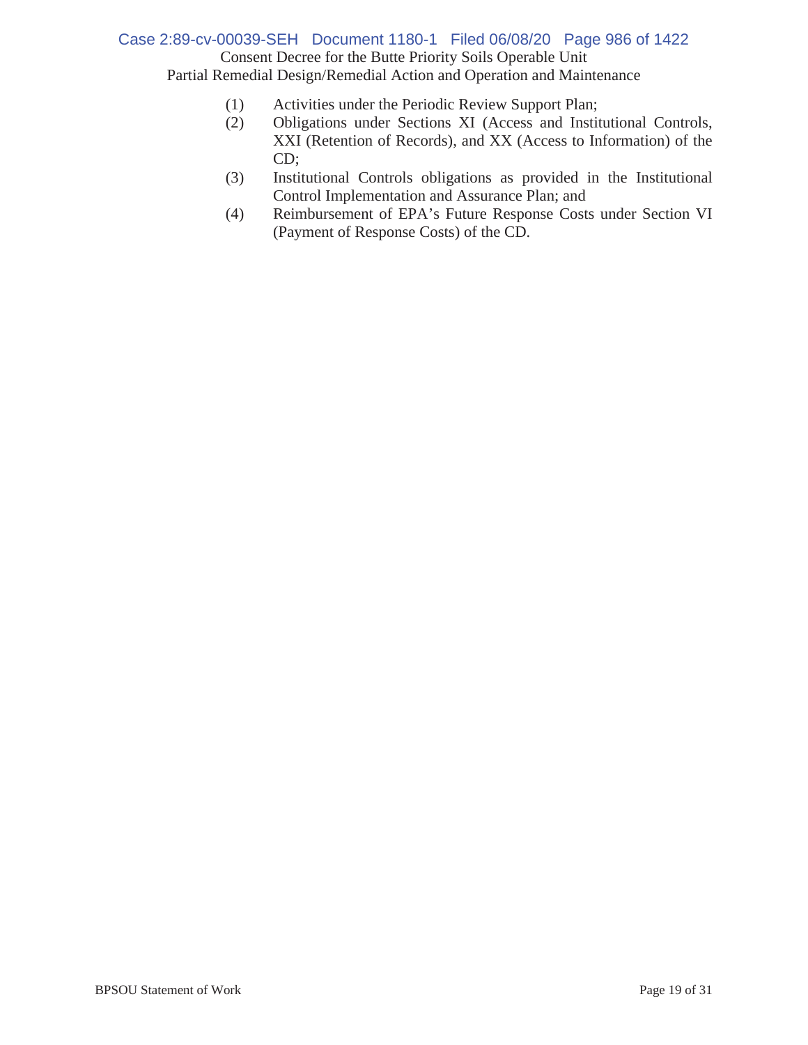(1) Activities under the Periodic Review Support Plan;

(2) Obligations under Sections XI (Access and Institutional Controls, XXI (Retention of Records), and XX (Access to Information) of the CD;

(3) Institutional Controls obligations as provided in the Institutional Control Implementation and Assurance Plan; and

(4) Reimbursement of EPA's Future Response Costs under Section VI (Payment of Response Costs) of the CD.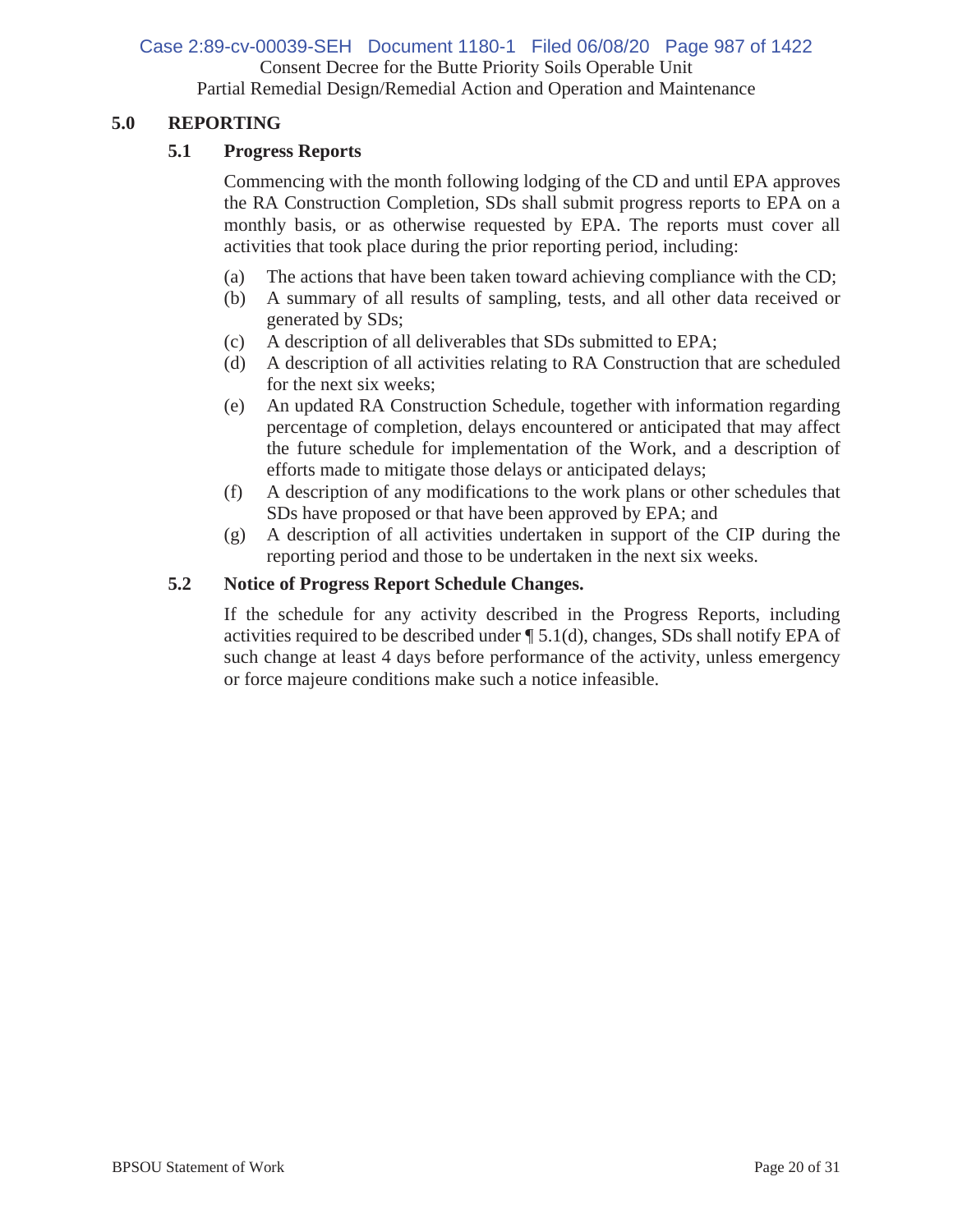## 5.0 REPORTING

### 5.1 Progress Reports

Commencing with the month following lodging of the CD and until EPA approves the RA Construction Completion, SDs shall submit progress reports to EPA on a monthly basis, or as otherwise requested by EPA. The reports must cover all activities that took place during the prior reporting period, including:

(a) The actions that have been taken toward achieving compliance with the CD;

(b) A summary of all results of sampling, tests, and all other data received or generated by SDs;

(c) A description of all deliverables that SDs submitted to EPA;

(d) A description of all activities relating to RA Construction that are scheduled for the next six weeks;

(e) An updated RA Construction Schedule, together with information regarding percentage of completion, delays encountered or anticipated that may affect the future schedule for implementation of the Work, and a description of efforts made to mitigate those delays or anticipated delays;

(f) A description of any modifications to the work plans or other schedules that SDs have proposed or that have been approved by EPA; and

(g) A description of all activities undertaken in support of the CIP during the reporting period and those to be undertaken in the next six weeks.

### 5.2 Notice of Progress Report Schedule Changes.

If the schedule for any activity described in the Progress Reports, including activities required to be described under ¶ 5.1(d), changes, SDs shall notify EPA of such change at least 4 days before performance of the activity, unless emergency or force majeure conditions make such a notice infeasible.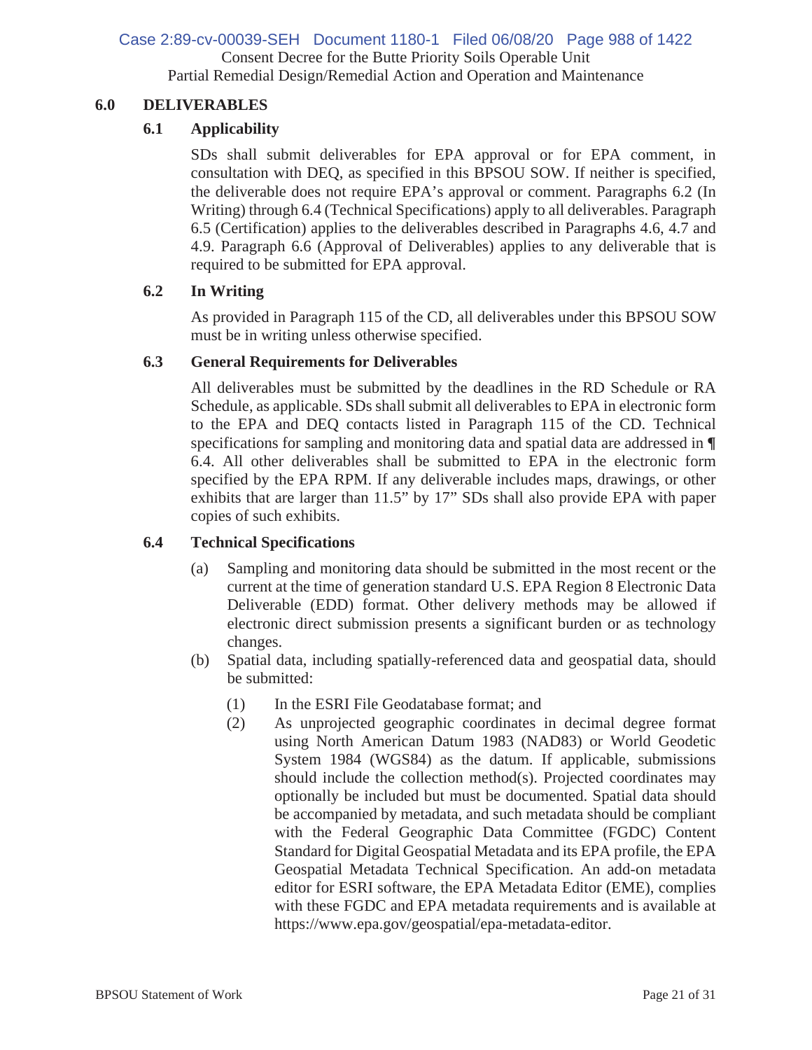## 6.0 DELIVERABLES

### 6.1 Applicability

SDs shall submit deliverables for EPA approval or for EPA comment, in consultation with DEQ, as specified in this BPSOU SOW. If neither is specified, the deliverable does not require EPA's approval or comment. Paragraphs 6.2 (In Writing) through 6.4 (Technical Specifications) apply to all deliverables. Paragraph 6.5 (Certification) applies to the deliverables described in Paragraphs 4.6, 4.7 and 4.9. Paragraph 6.6 (Approval of Deliverables) applies to any deliverable that is required to be submitted for EPA approval.

### 6.2 In Writing

As provided in Paragraph 115 of the CD, all deliverables under this BPSOU SOW must be in writing unless otherwise specified.

### 6.3 General Requirements for Deliverables

All deliverables must be submitted by the deadlines in the RD Schedule or RA Schedule, as applicable. SDs shall submit all deliverables to EPA in electronic form to the EPA and DEQ contacts listed in Paragraph 115 of the CD. Technical specifications for sampling and monitoring data and spatial data are addressed in ¶ 6.4. All other deliverables shall be submitted to EPA in the electronic form specified by the EPA RPM. If any deliverable includes maps, drawings, or other exhibits that are larger than 11.5" by 17" SDs shall also provide EPA with paper copies of such exhibits.

### 6.4 Technical Specifications

(a) Sampling and monitoring data should be submitted in the most recent or the current at the time of generation standard U.S. EPA Region 8 Electronic Data Deliverable (EDD) format. Other delivery methods may be allowed if electronic direct submission presents a significant burden or as technology changes.

(b) Spatial data, including spatially-referenced data and geospatial data, should be submitted:

(1) In the ESRI File Geodatabase format; and

(2) As unprojected geographic coordinates in decimal degree format using North American Datum 1983 (NAD83) or World Geodetic System 1984 (WGS84) as the datum. If applicable, submissions should include the collection method(s). Projected coordinates may optionally be included but must be documented. Spatial data should be accompanied by metadata, and such metadata should be compliant with the Federal Geographic Data Committee (FGDC) Content Standard for Digital Geospatial Metadata and its EPA profile, the EPA Geospatial Metadata Technical Specification. An add-on metadata editor for ESRI software, the EPA Metadata Editor (EME), complies with these FGDC and EPA metadata requirements and is available at https://www.epa.gov/geospatial/epa-metadata-editor.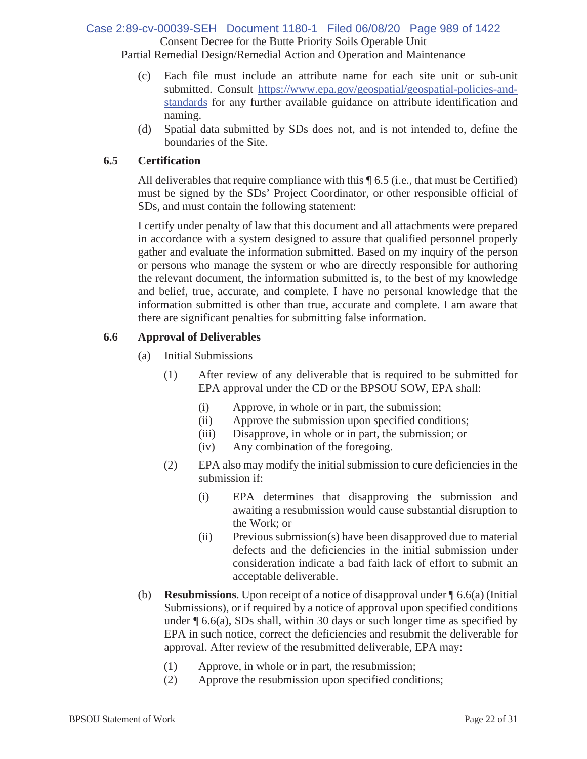(c) Each file must include an attribute name for each site unit or sub-unit submitted. Consult https://www.epa.gov/geospatial/geospatial-policies-and-standards for any further available guidance on attribute identification and naming.

(d) Spatial data submitted by SDs does not, and is not intended to, define the boundaries of the Site.

### 6.5 Certification

All deliverables that require compliance with this ¶ 6.5 (i.e., that must be Certified) must be signed by the SDs' Project Coordinator, or other responsible official of SDs, and must contain the following statement:

I certify under penalty of law that this document and all attachments were prepared in accordance with a system designed to assure that qualified personnel properly gather and evaluate the information submitted. Based on my inquiry of the person or persons who manage the system or who are directly responsible for authoring the relevant document, the information submitted is, to the best of my knowledge and belief, true, accurate, and complete. I have no personal knowledge that the information submitted is other than true, accurate and complete. I am aware that there are significant penalties for submitting false information.

### 6.6 Approval of Deliverables

(a) Initial Submissions

(1) After review of any deliverable that is required to be submitted for EPA approval under the CD or the BPSOU SOW, EPA shall:

(i) Approve, in whole or in part, the submission;
(ii) Approve the submission upon specified conditions;
(iii) Disapprove, in whole or in part, the submission; or
(iv) Any combination of the foregoing.

(2) EPA also may modify the initial submission to cure deficiencies in the submission if:

(i) EPA determines that disapproving the submission and awaiting a resubmission would cause substantial disruption to the Work; or

(ii) Previous submission(s) have been disapproved due to material defects and the deficiencies in the initial submission under consideration indicate a bad faith lack of effort to submit an acceptable deliverable.

(b) **Resubmissions**. Upon receipt of a notice of disapproval under ¶ 6.6(a) (Initial Submissions), or if required by a notice of approval upon specified conditions under ¶ 6.6(a), SDs shall, within 30 days or such longer time as specified by EPA in such notice, correct the deficiencies and resubmit the deliverable for approval. After review of the resubmitted deliverable, EPA may:

(1) Approve, in whole or in part, the resubmission;
(2) Approve the resubmission upon specified conditions;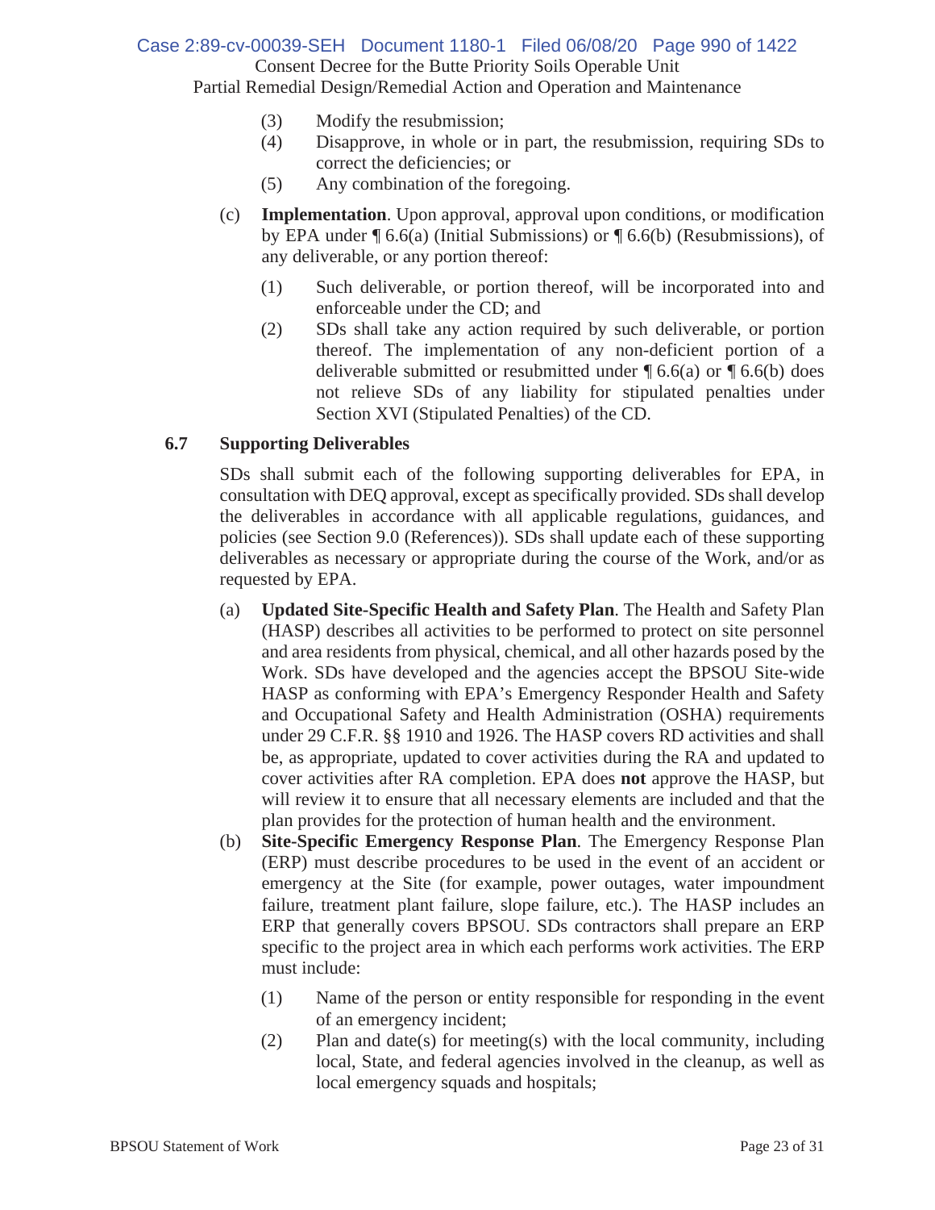(3) Modify the resubmission;

(4) Disapprove, in whole or in part, the resubmission, requiring SDs to correct the deficiencies; or

(5) Any combination of the foregoing.

(c) **Implementation**. Upon approval, approval upon conditions, or modification by EPA under ¶ 6.6(a) (Initial Submissions) or ¶ 6.6(b) (Resubmissions), of any deliverable, or any portion thereof:

(1) Such deliverable, or portion thereof, will be incorporated into and enforceable under the CD; and

(2) SDs shall take any action required by such deliverable, or portion thereof. The implementation of any non-deficient portion of a deliverable submitted or resubmitted under ¶ 6.6(a) or ¶ 6.6(b) does not relieve SDs of any liability for stipulated penalties under Section XVI (Stipulated Penalties) of the CD.

### 6.7 Supporting Deliverables

SDs shall submit each of the following supporting deliverables for EPA, in consultation with DEQ approval, except as specifically provided. SDs shall develop the deliverables in accordance with all applicable regulations, guidances, and policies (see Section 9.0 (References)). SDs shall update each of these supporting deliverables as necessary or appropriate during the course of the Work, and/or as requested by EPA.

(a) **Updated Site-Specific Health and Safety Plan**. The Health and Safety Plan (HASP) describes all activities to be performed to protect on site personnel and area residents from physical, chemical, and all other hazards posed by the Work. SDs have developed and the agencies accept the BPSOU Site-wide HASP as conforming with EPA's Emergency Responder Health and Safety and Occupational Safety and Health Administration (OSHA) requirements under 29 C.F.R. §§ 1910 and 1926. The HASP covers RD activities and shall be, as appropriate, updated to cover activities during the RA and updated to cover activities after RA completion. EPA does **not** approve the HASP, but will review it to ensure that all necessary elements are included and that the plan provides for the protection of human health and the environment.

(b) **Site-Specific Emergency Response Plan**. The Emergency Response Plan (ERP) must describe procedures to be used in the event of an accident or emergency at the Site (for example, power outages, water impoundment failure, treatment plant failure, slope failure, etc.). The HASP includes an ERP that generally covers BPSOU. SDs contractors shall prepare an ERP specific to the project area in which each performs work activities. The ERP must include:

(1) Name of the person or entity responsible for responding in the event of an emergency incident;

(2) Plan and date(s) for meeting(s) with the local community, including local, State, and federal agencies involved in the cleanup, as well as local emergency squads and hospitals;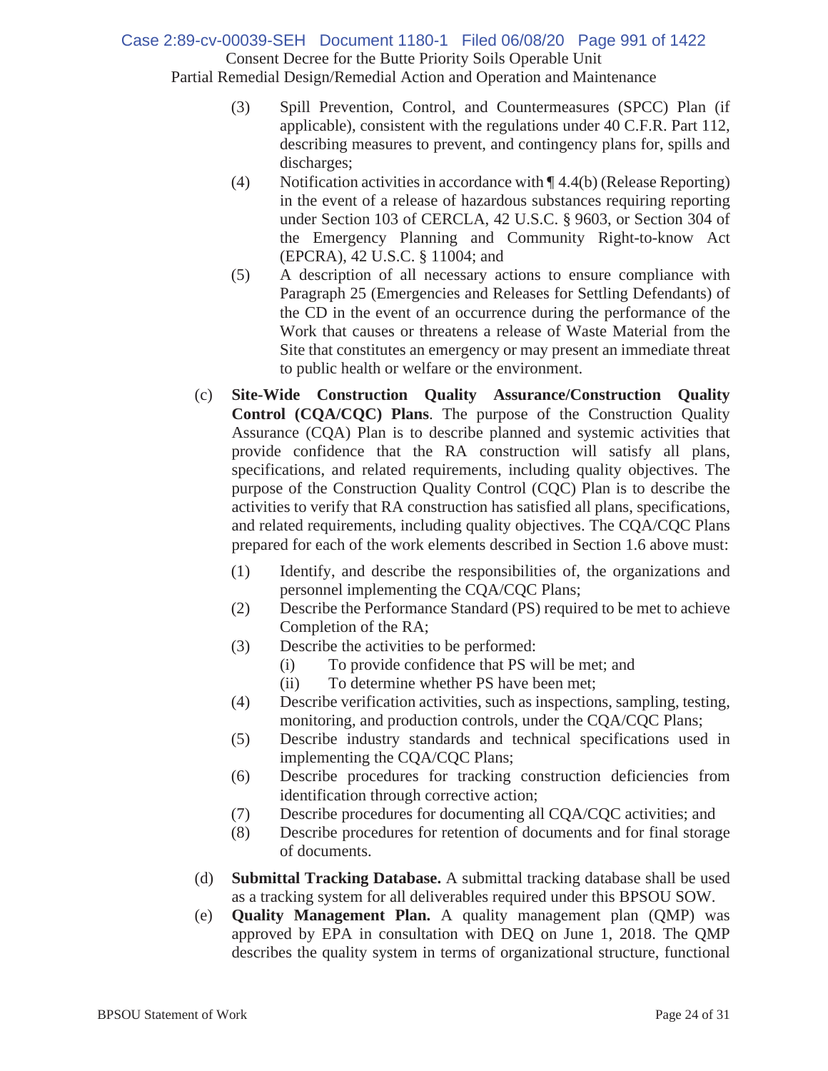(3) Spill Prevention, Control, and Countermeasures (SPCC) Plan (if applicable), consistent with the regulations under 40 C.F.R. Part 112, describing measures to prevent, and contingency plans for, spills and discharges;

(4) Notification activities in accordance with ¶ 4.4(b) (Release Reporting) in the event of a release of hazardous substances requiring reporting under Section 103 of CERCLA, 42 U.S.C. § 9603, or Section 304 of the Emergency Planning and Community Right-to-know Act (EPCRA), 42 U.S.C. § 11004; and

(5) A description of all necessary actions to ensure compliance with Paragraph 25 (Emergencies and Releases for Settling Defendants) of the CD in the event of an occurrence during the performance of the Work that causes or threatens a release of Waste Material from the Site that constitutes an emergency or may present an immediate threat to public health or welfare or the environment.

(c) **Site-Wide Construction Quality Assurance/Construction Quality Control (CQA/CQC) Plans**. The purpose of the Construction Quality Assurance (CQA) Plan is to describe planned and systemic activities that provide confidence that the RA construction will satisfy all plans, specifications, and related requirements, including quality objectives. The purpose of the Construction Quality Control (CQC) Plan is to describe the activities to verify that RA construction has satisfied all plans, specifications, and related requirements, including quality objectives. The CQA/CQC Plans prepared for each of the work elements described in Section 1.6 above must:

(1) Identify, and describe the responsibilities of, the organizations and personnel implementing the CQA/CQC Plans;

(2) Describe the Performance Standard (PS) required to be met to achieve Completion of the RA;

(3) Describe the activities to be performed:

  (i) To provide confidence that PS will be met; and

  (ii) To determine whether PS have been met;

(4) Describe verification activities, such as inspections, sampling, testing, monitoring, and production controls, under the CQA/CQC Plans;

(5) Describe industry standards and technical specifications used in implementing the CQA/CQC Plans;

(6) Describe procedures for tracking construction deficiencies from identification through corrective action;

(7) Describe procedures for documenting all CQA/CQC activities; and

(8) Describe procedures for retention of documents and for final storage of documents.

(d) **Submittal Tracking Database.** A submittal tracking database shall be used as a tracking system for all deliverables required under this BPSOU SOW.

(e) **Quality Management Plan.** A quality management plan (QMP) was approved by EPA in consultation with DEQ on June 1, 2018. The QMP describes the quality system in terms of organizational structure, functional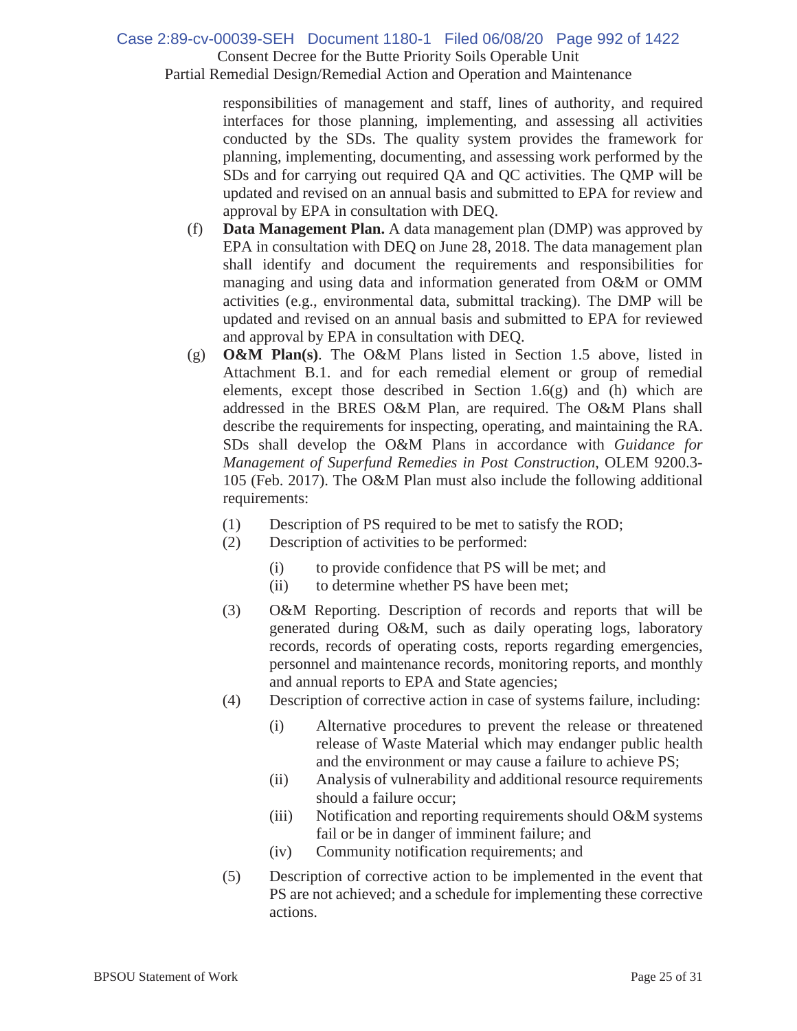responsibilities of management and staff, lines of authority, and required interfaces for those planning, implementing, and assessing all activities conducted by the SDs. The quality system provides the framework for planning, implementing, documenting, and assessing work performed by the SDs and for carrying out required QA and QC activities. The QMP will be updated and revised on an annual basis and submitted to EPA for review and approval by EPA in consultation with DEQ.

(f) **Data Management Plan.** A data management plan (DMP) was approved by EPA in consultation with DEQ on June 28, 2018. The data management plan shall identify and document the requirements and responsibilities for managing and using data and information generated from O&M or OMM activities (e.g., environmental data, submittal tracking). The DMP will be updated and revised on an annual basis and submitted to EPA for reviewed and approval by EPA in consultation with DEQ.

(g) **O&M Plan(s)**. The O&M Plans listed in Section 1.5 above, listed in Attachment B.1. and for each remedial element or group of remedial elements, except those described in Section 1.6(g) and (h) which are addressed in the BRES O&M Plan, are required. The O&M Plans shall describe the requirements for inspecting, operating, and maintaining the RA. SDs shall develop the O&M Plans in accordance with *Guidance for Management of Superfund Remedies in Post Construction*, OLEM 9200.3-105 (Feb. 2017). The O&M Plan must also include the following additional requirements:

(1) Description of PS required to be met to satisfy the ROD;

(2) Description of activities to be performed:

(i) to provide confidence that PS will be met; and

(ii) to determine whether PS have been met;

(3) O&M Reporting. Description of records and reports that will be generated during O&M, such as daily operating logs, laboratory records, records of operating costs, reports regarding emergencies, personnel and maintenance records, monitoring reports, and monthly and annual reports to EPA and State agencies;

(4) Description of corrective action in case of systems failure, including:

(i) Alternative procedures to prevent the release or threatened release of Waste Material which may endanger public health and the environment or may cause a failure to achieve PS;

(ii) Analysis of vulnerability and additional resource requirements should a failure occur;

(iii) Notification and reporting requirements should O&M systems fail or be in danger of imminent failure; and

(iv) Community notification requirements; and

(5) Description of corrective action to be implemented in the event that PS are not achieved; and a schedule for implementing these corrective actions.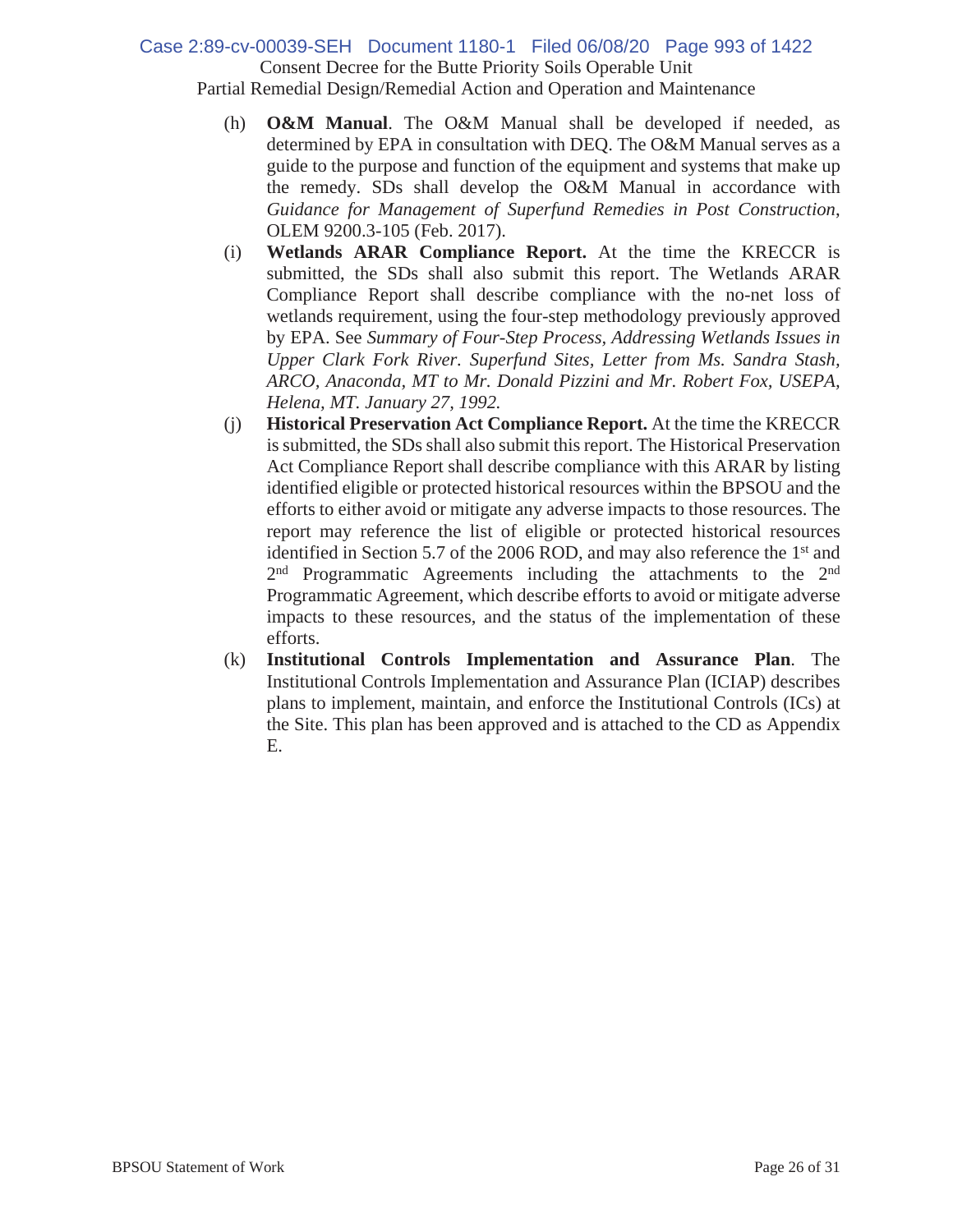(h) **O&M Manual**. The O&M Manual shall be developed if needed, as determined by EPA in consultation with DEQ. The O&M Manual serves as a guide to the purpose and function of the equipment and systems that make up the remedy. SDs shall develop the O&M Manual in accordance with *Guidance for Management of Superfund Remedies in Post Construction*, OLEM 9200.3-105 (Feb. 2017).

(i) **Wetlands ARAR Compliance Report.** At the time the KRECCR is submitted, the SDs shall also submit this report. The Wetlands ARAR Compliance Report shall describe compliance with the no-net loss of wetlands requirement, using the four-step methodology previously approved by EPA. See *Summary of Four-Step Process, Addressing Wetlands Issues in Upper Clark Fork River. Superfund Sites, Letter from Ms. Sandra Stash, ARCO, Anaconda, MT to Mr. Donald Pizzini and Mr. Robert Fox, USEPA, Helena, MT. January 27, 1992.*

(j) **Historical Preservation Act Compliance Report.** At the time the KRECCR is submitted, the SDs shall also submit this report. The Historical Preservation Act Compliance Report shall describe compliance with this ARAR by listing identified eligible or protected historical resources within the BPSOU and the efforts to either avoid or mitigate any adverse impacts to those resources. The report may reference the list of eligible or protected historical resources identified in Section 5.7 of the 2006 ROD, and may also reference the 1st and 2nd Programmatic Agreements including the attachments to the 2nd Programmatic Agreement, which describe efforts to avoid or mitigate adverse impacts to these resources, and the status of the implementation of these efforts.

(k) **Institutional Controls Implementation and Assurance Plan**. The Institutional Controls Implementation and Assurance Plan (ICIAP) describes plans to implement, maintain, and enforce the Institutional Controls (ICs) at the Site. This plan has been approved and is attached to the CD as Appendix E.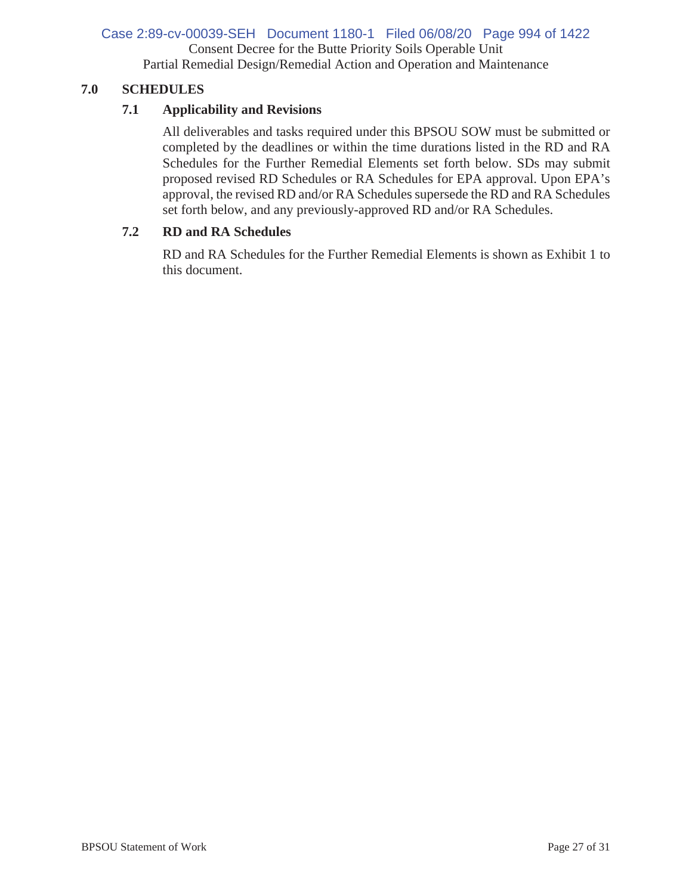## 7.0 SCHEDULES

### 7.1 Applicability and Revisions

All deliverables and tasks required under this BPSOU SOW must be submitted or completed by the deadlines or within the time durations listed in the RD and RA Schedules for the Further Remedial Elements set forth below. SDs may submit proposed revised RD Schedules or RA Schedules for EPA approval. Upon EPA's approval, the revised RD and/or RA Schedules supersede the RD and RA Schedules set forth below, and any previously-approved RD and/or RA Schedules.

### 7.2 RD and RA Schedules

RD and RA Schedules for the Further Remedial Elements is shown as Exhibit 1 to this document.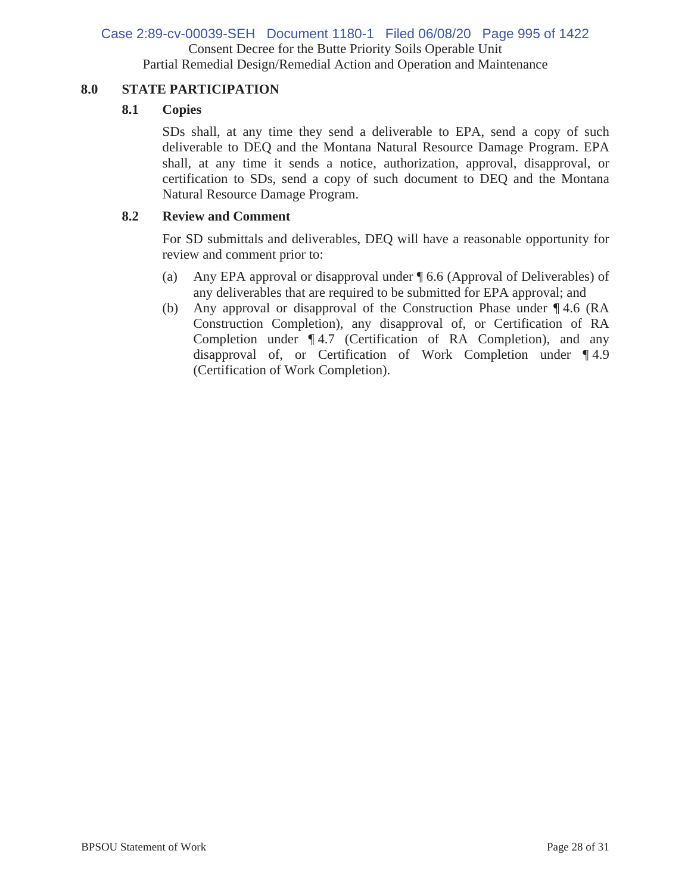## 8.0 STATE PARTICIPATION

### 8.1 Copies

SDs shall, at any time they send a deliverable to EPA, send a copy of such deliverable to DEQ and the Montana Natural Resource Damage Program. EPA shall, at any time it sends a notice, authorization, approval, disapproval, or certification to SDs, send a copy of such document to DEQ and the Montana Natural Resource Damage Program.

### 8.2 Review and Comment

For SD submittals and deliverables, DEQ will have a reasonable opportunity for review and comment prior to:

(a) Any EPA approval or disapproval under ¶ 6.6 (Approval of Deliverables) of any deliverables that are required to be submitted for EPA approval; and

(b) Any approval or disapproval of the Construction Phase under ¶ 4.6 (RA Construction Completion), any disapproval of, or Certification of RA Completion under ¶ 4.7 (Certification of RA Completion), and any disapproval of, or Certification of Work Completion under ¶ 4.9 (Certification of Work Completion).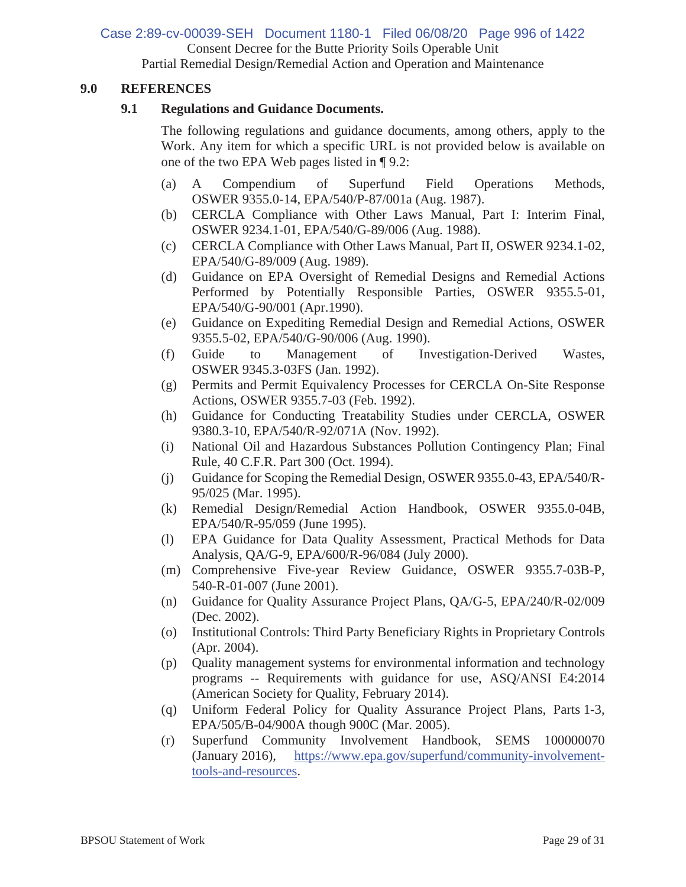## 9.0 REFERENCES

### 9.1 Regulations and Guidance Documents.

The following regulations and guidance documents, among others, apply to the Work. Any item for which a specific URL is not provided below is available on one of the two EPA Web pages listed in ¶ 9.2:

(a) A Compendium of Superfund Field Operations Methods, OSWER 9355.0-14, EPA/540/P-87/001a (Aug. 1987).

(b) CERCLA Compliance with Other Laws Manual, Part I: Interim Final, OSWER 9234.1-01, EPA/540/G-89/006 (Aug. 1988).

(c) CERCLA Compliance with Other Laws Manual, Part II, OSWER 9234.1-02, EPA/540/G-89/009 (Aug. 1989).

(d) Guidance on EPA Oversight of Remedial Designs and Remedial Actions Performed by Potentially Responsible Parties, OSWER 9355.5-01, EPA/540/G-90/001 (Apr.1990).

(e) Guidance on Expediting Remedial Design and Remedial Actions, OSWER 9355.5-02, EPA/540/G-90/006 (Aug. 1990).

(f) Guide to Management of Investigation-Derived Wastes, OSWER 9345.3-03FS (Jan. 1992).

(g) Permits and Permit Equivalency Processes for CERCLA On-Site Response Actions, OSWER 9355.7-03 (Feb. 1992).

(h) Guidance for Conducting Treatability Studies under CERCLA, OSWER 9380.3-10, EPA/540/R-92/071A (Nov. 1992).

(i) National Oil and Hazardous Substances Pollution Contingency Plan; Final Rule, 40 C.F.R. Part 300 (Oct. 1994).

(j) Guidance for Scoping the Remedial Design, OSWER 9355.0-43, EPA/540/R-95/025 (Mar. 1995).

(k) Remedial Design/Remedial Action Handbook, OSWER 9355.0-04B, EPA/540/R-95/059 (June 1995).

(l) EPA Guidance for Data Quality Assessment, Practical Methods for Data Analysis, QA/G-9, EPA/600/R-96/084 (July 2000).

(m) Comprehensive Five-year Review Guidance, OSWER 9355.7-03B-P, 540-R-01-007 (June 2001).

(n) Guidance for Quality Assurance Project Plans, QA/G-5, EPA/240/R-02/009 (Dec. 2002).

(o) Institutional Controls: Third Party Beneficiary Rights in Proprietary Controls (Apr. 2004).

(p) Quality management systems for environmental information and technology programs -- Requirements with guidance for use, ASQ/ANSI E4:2014 (American Society for Quality, February 2014).

(q) Uniform Federal Policy for Quality Assurance Project Plans, Parts 1-3, EPA/505/B-04/900A though 900C (Mar. 2005).

(r) Superfund Community Involvement Handbook, SEMS 100000070 (January 2016), https://www.epa.gov/superfund/community-involvement-tools-and-resources.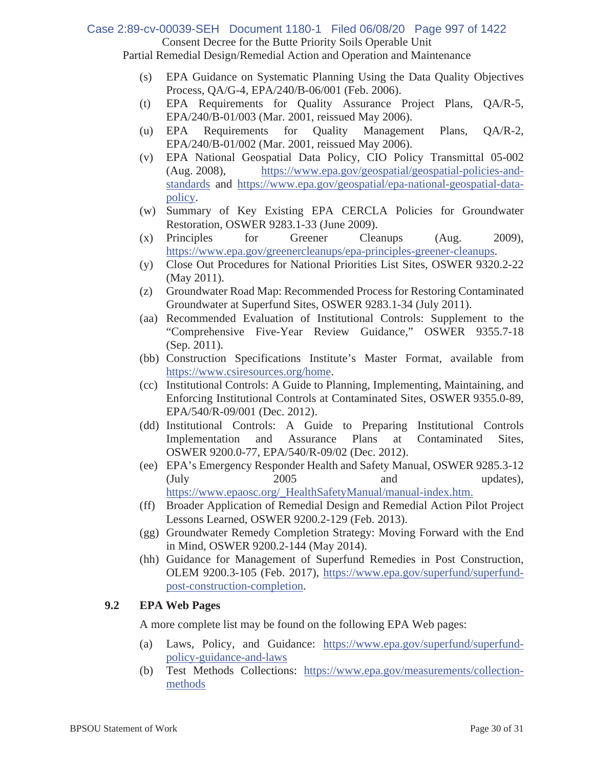(s) EPA Guidance on Systematic Planning Using the Data Quality Objectives Process, QA/G-4, EPA/240/B-06/001 (Feb. 2006).

(t) EPA Requirements for Quality Assurance Project Plans, QA/R-5, EPA/240/B-01/003 (Mar. 2001, reissued May 2006).

(u) EPA Requirements for Quality Management Plans, QA/R-2, EPA/240/B-01/002 (Mar. 2001, reissued May 2006).

(v) EPA National Geospatial Data Policy, CIO Policy Transmittal 05-002 (Aug. 2008), https://www.epa.gov/geospatial/geospatial-policies-and-standards and https://www.epa.gov/geospatial/epa-national-geospatial-data-policy.

(w) Summary of Key Existing EPA CERCLA Policies for Groundwater Restoration, OSWER 9283.1-33 (June 2009).

(x) Principles for Greener Cleanups (Aug. 2009), https://www.epa.gov/greenercleanups/epa-principles-greener-cleanups.

(y) Close Out Procedures for National Priorities List Sites, OSWER 9320.2-22 (May 2011).

(z) Groundwater Road Map: Recommended Process for Restoring Contaminated Groundwater at Superfund Sites, OSWER 9283.1-34 (July 2011).

(aa) Recommended Evaluation of Institutional Controls: Supplement to the "Comprehensive Five-Year Review Guidance," OSWER 9355.7-18 (Sep. 2011).

(bb) Construction Specifications Institute's Master Format, available from https://www.csiresources.org/home.

(cc) Institutional Controls: A Guide to Planning, Implementing, Maintaining, and Enforcing Institutional Controls at Contaminated Sites, OSWER 9355.0-89, EPA/540/R-09/001 (Dec. 2012).

(dd) Institutional Controls: A Guide to Preparing Institutional Controls Implementation and Assurance Plans at Contaminated Sites, OSWER 9200.0-77, EPA/540/R-09/02 (Dec. 2012).

(ee) EPA's Emergency Responder Health and Safety Manual, OSWER 9285.3-12 (July 2005 and updates), https://www.epaosc.org/_HealthSafetyManual/manual-index.htm.

(ff) Broader Application of Remedial Design and Remedial Action Pilot Project Lessons Learned, OSWER 9200.2-129 (Feb. 2013).

(gg) Groundwater Remedy Completion Strategy: Moving Forward with the End in Mind, OSWER 9200.2-144 (May 2014).

(hh) Guidance for Management of Superfund Remedies in Post Construction, OLEM 9200.3-105 (Feb. 2017), https://www.epa.gov/superfund/superfund-post-construction-completion.

### 9.2 EPA Web Pages

A more complete list may be found on the following EPA Web pages:

(a) Laws, Policy, and Guidance: https://www.epa.gov/superfund/superfund-policy-guidance-and-laws

(b) Test Methods Collections: https://www.epa.gov/measurements/collection-methods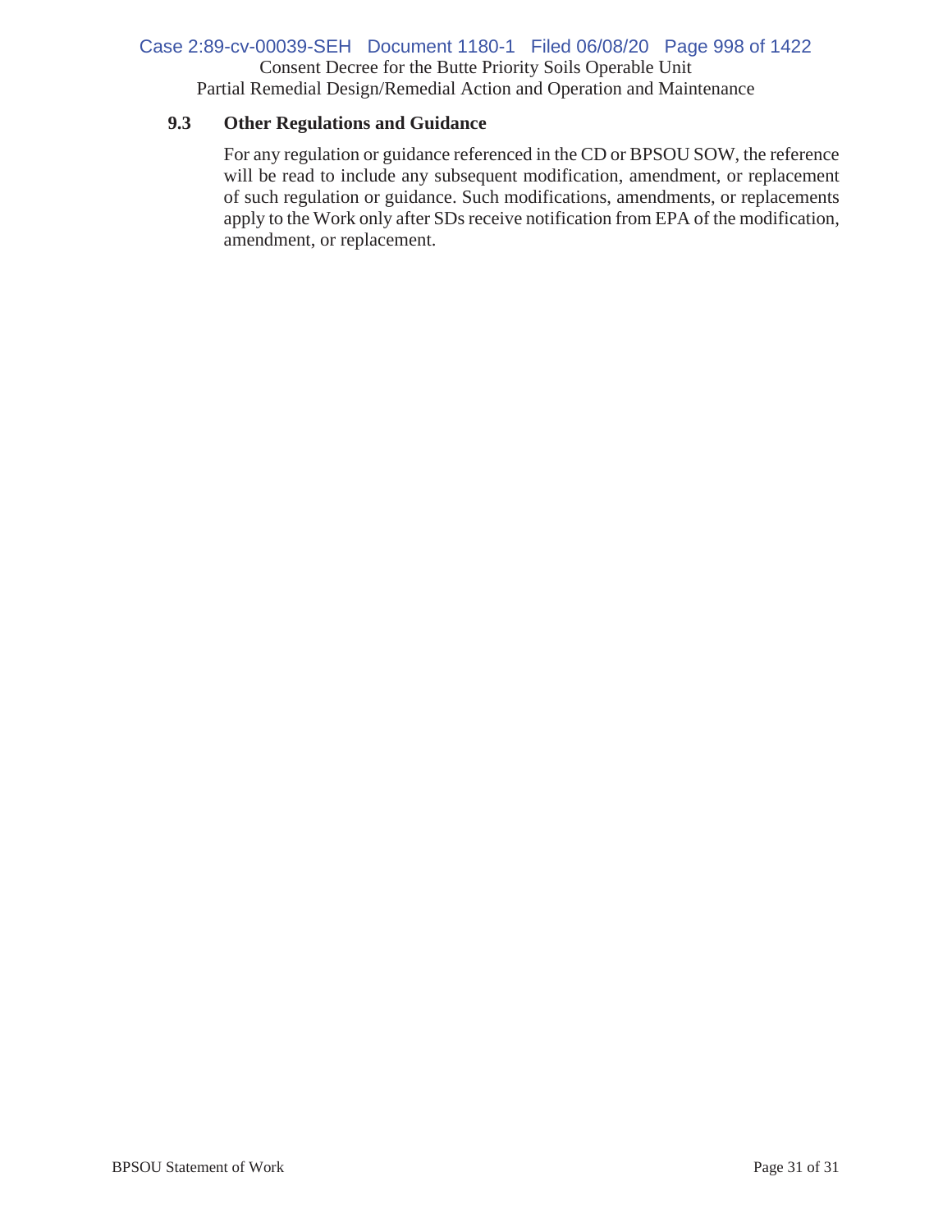### 9.3 Other Regulations and Guidance

For any regulation or guidance referenced in the CD or BPSOU SOW, the reference will be read to include any subsequent modification, amendment, or replacement of such regulation or guidance. Such modifications, amendments, or replacements apply to the Work only after SDs receive notification from EPA of the modification, amendment, or replacement.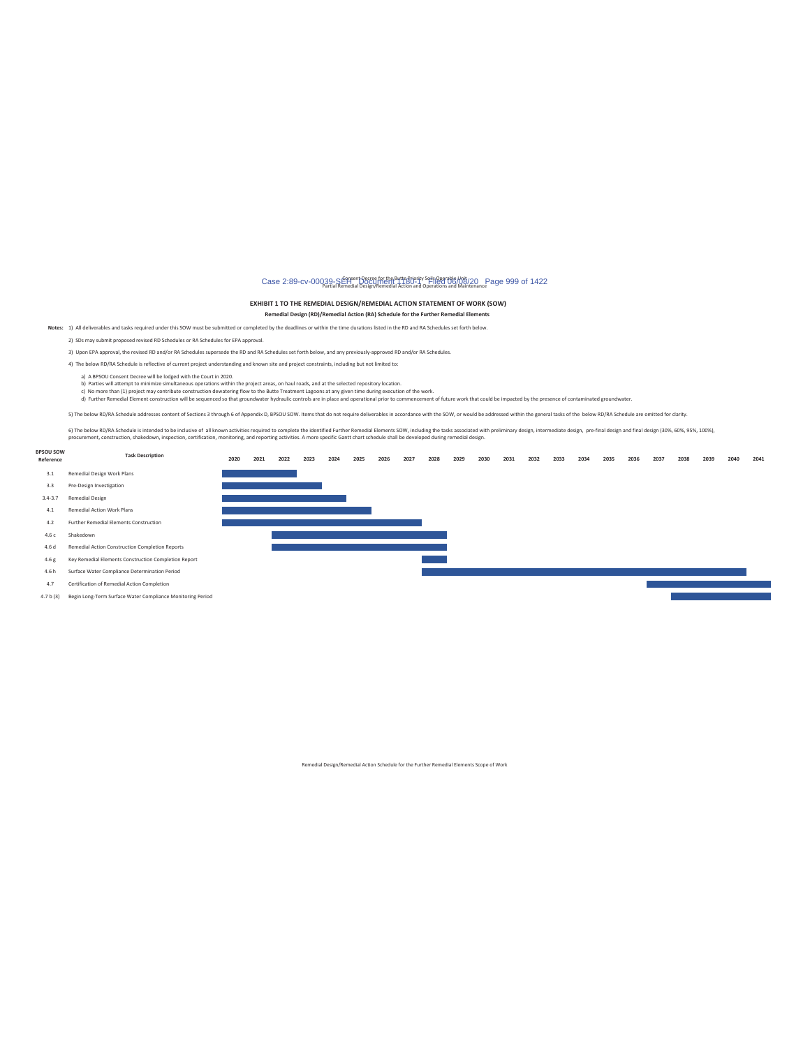**EXHIBIT 1 TO THE REMEDIAL DESIGN/REMEDIAL ACTION STATEMENT OF WORK (SOW)**

**Remedial Design (RD)/Remedial Action (RA) Schedule for the Further Remedial Elements**

**Notes:** 1) All deliverables and tasks required under this SOW must be submitted or completed by the deadlines or within the time durations listed in the RD and RA Schedules set forth below.

2) SDs may submit proposed revised RD Schedules or RA Schedules for EPA approval.

3) Upon EPA approval, the revised RD and/or RA Schedules supersede the RD and RA Schedules set forth below, and any previously-approved RD and/or RA Schedules.

4) The below RD/RA Schedule is reflective of current project understanding and known site and project constraints, including but not limited to:

a) A BPSOU Consent Decree will be lodged with the Court in 2020.
b) Parties will attempt to minimize simultaneous operations within the project areas, on haul roads, and at the selected repository location.
c) No more than (1) project may contribute construction dewatering flow to the Butte Treatment Lagoons at any given time during execution of the work.
d) Further Remedial Element construction will be sequenced so that groundwater hydraulic controls are in place and operational prior to commencement of future work that could be impacted by the presence of contaminated groundwater.

5) The below RD/RA Schedule addresses content of Sections 3 through 6 of Appendix D, BPSOU SOW. Items that do not require deliverables in accordance with the SOW, or would be addressed within the general tasks of the below RD/RA Schedule are omitted for clarity.

6) The below RD/RA Schedule is intended to be inclusive of all known activities required to complete the identified Further Remedial Elements SOW, including the tasks associated with preliminary design, intermediate design, pre-final design and final design (30%, 60%, 95%, 100%), procurement, construction, shakedown, inspection, certification, monitoring, and reporting activities. A more specific Gantt chart schedule shall be developed during remedial design.

| BPSOU SOW Reference | Task Description | 2020 | 2021 | 2022 | 2023 | 2024 | 2025 | 2026 | 2027 | 2028 | 2029 | 2030 | 2031 | 2032 | 2033 | 2034 | 2035 | 2036 | 2037 | 2038 | 2039 | 2040 | 2041 |
|---|---|---|---|---|---|---|---|---|---|---|---|---|---|---|---|---|---|---|---|---|---|---|---|
| 3.1 | Remedial Design Work Plans | ■ | ■ | ■ | | | | | | | | | | | | | | | | | | | |
| 3.3 | Pre-Design Investigation | ■ | ■ | ■ | ■ | | | | | | | | | | | | | | | | | | |
| 3.4-3.7 | Remedial Design | ■ | ■ | ■ | ■ | ■ | | | | | | | | | | | | | | | | | |
| 4.1 | Remedial Action Work Plans | ■ | ■ | ■ | ■ | ■ | ■ | | | | | | | | | | | | | | | | |
| 4.2 | Further Remedial Elements Construction | ■ | ■ | ■ | ■ | ■ | ■ | ■ | ■ | | | | | | | | | | | | | | |
| 4.6 c | Shakedown | | | ■ | ■ | ■ | ■ | ■ | ■ | ■ | | | | | | | | | | | | | |
| 4.6 d | Remedial Action Construction Completion Reports | | | ■ | ■ | ■ | ■ | ■ | ■ | ■ | | | | | | | | | | | | | |
| 4.6 g | Key Remedial Elements Construction Completion Report | | | | | | | | | ■ | | | | | | | | | | | | | |
| 4.6 h | Surface Water Compliance Determination Period | | | | | | | | | ■ | ■ | ■ | ■ | ■ | ■ | ■ | ■ | ■ | ■ | ■ | ■ | ■ | |
| 4.7 | Certification of Remedial Action Completion | | | | | | | | | | | | | | | | | | ■ | ■ | ■ | ■ | ■ |
| 4.7 b (3) | Begin Long-Term Surface Water Compliance Monitoring Period | | | | | | | | | | | | | | | | | | | ■ | ■ | ■ | ■ |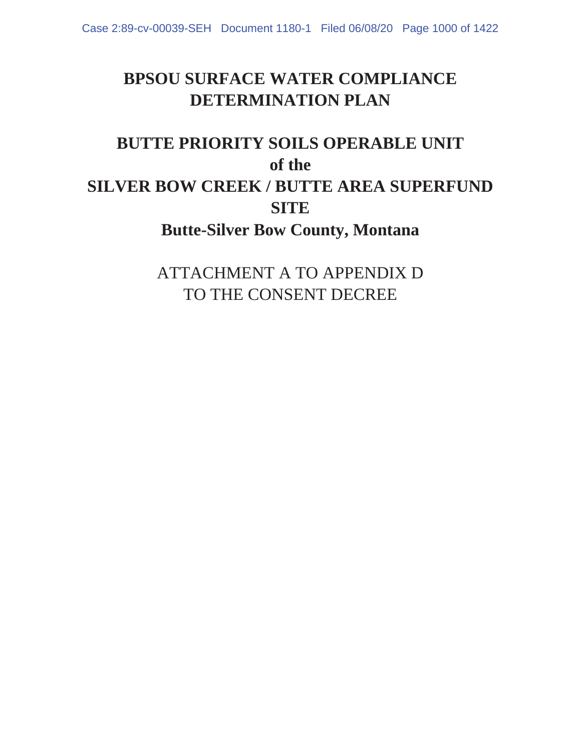# BPSOU SURFACE WATER COMPLIANCE DETERMINATION PLAN

# BUTTE PRIORITY SOILS OPERABLE UNIT
# of the
# SILVER BOW CREEK / BUTTE AREA SUPERFUND SITE

## Butte-Silver Bow County, Montana

ATTACHMENT A TO APPENDIX D
TO THE CONSENT DECREE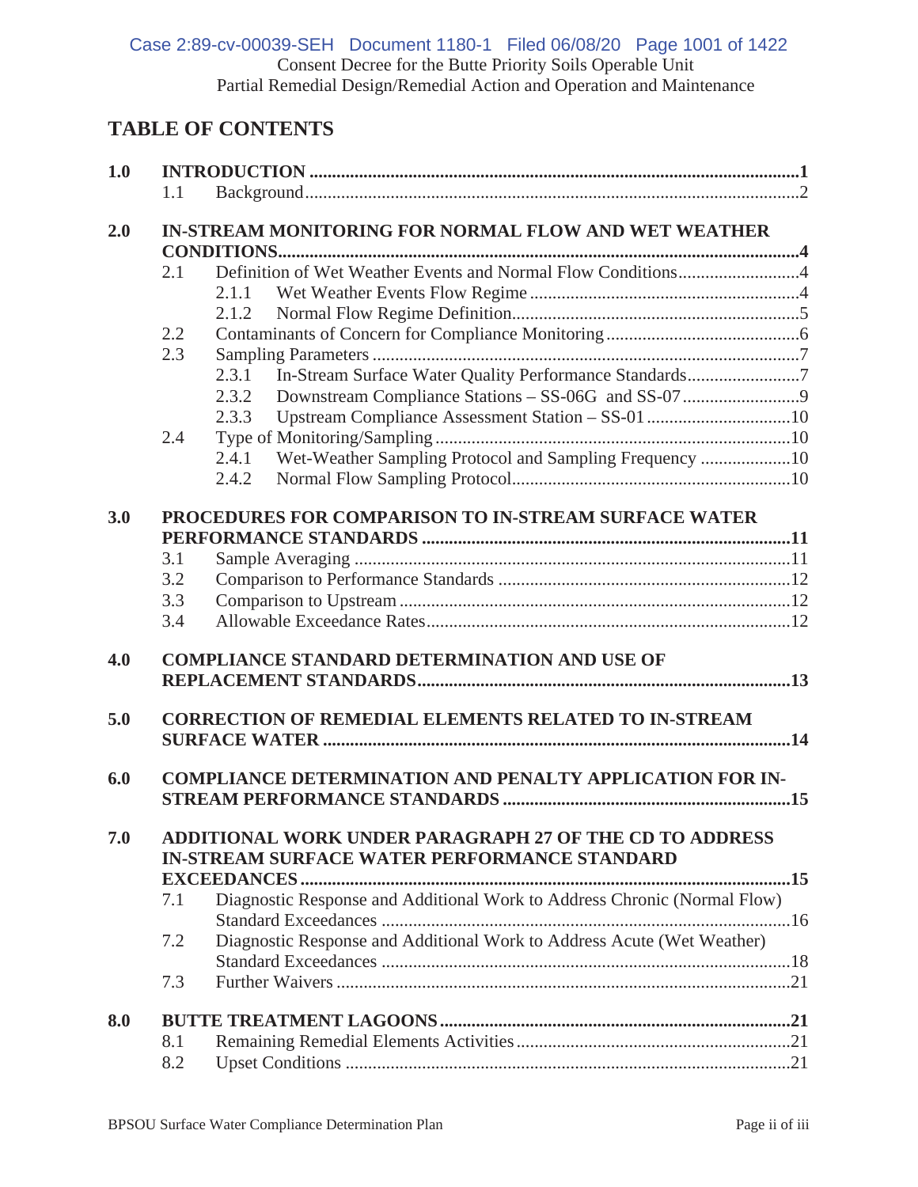## TABLE OF CONTENTS

**1.0 INTRODUCTION** ........................................................ **1**
- 1.1 Background ........................................................ 2

**2.0 IN-STREAM MONITORING FOR NORMAL FLOW AND WET WEATHER CONDITIONS** ........................................................ **4**
- 2.1 Definition of Wet Weather Events and Normal Flow Conditions ........................................................ 4
  - 2.1.1 Wet Weather Events Flow Regime ........................................................ 4
  - 2.1.2 Normal Flow Regime Definition ........................................................ 5
- 2.2 Contaminants of Concern for Compliance Monitoring ........................................................ 6
- 2.3 Sampling Parameters ........................................................ 7
  - 2.3.1 In-Stream Surface Water Quality Performance Standards ........................................................ 7
  - 2.3.2 Downstream Compliance Stations – SS-06G and SS-07 ........................................................ 9
  - 2.3.3 Upstream Compliance Assessment Station – SS-01 ........................................................ 10
- 2.4 Type of Monitoring/Sampling ........................................................ 10
  - 2.4.1 Wet-Weather Sampling Protocol and Sampling Frequency ........................................................ 10
  - 2.4.2 Normal Flow Sampling Protocol ........................................................ 10

**3.0 PROCEDURES FOR COMPARISON TO IN-STREAM SURFACE WATER PERFORMANCE STANDARDS** ........................................................ **11**
- 3.1 Sample Averaging ........................................................ 11
- 3.2 Comparison to Performance Standards ........................................................ 12
- 3.3 Comparison to Upstream ........................................................ 12
- 3.4 Allowable Exceedance Rates ........................................................ 12

**4.0 COMPLIANCE STANDARD DETERMINATION AND USE OF REPLACEMENT STANDARDS** ........................................................ **13**

**5.0 CORRECTION OF REMEDIAL ELEMENTS RELATED TO IN-STREAM SURFACE WATER** ........................................................ **14**

**6.0 COMPLIANCE DETERMINATION AND PENALTY APPLICATION FOR IN-STREAM PERFORMANCE STANDARDS** ........................................................ **15**

**7.0 ADDITIONAL WORK UNDER PARAGRAPH 27 OF THE CD TO ADDRESS IN-STREAM SURFACE WATER PERFORMANCE STANDARD EXCEEDANCES** ........................................................ **15**
- 7.1 Diagnostic Response and Additional Work to Address Chronic (Normal Flow) Standard Exceedances ........................................................ 16
- 7.2 Diagnostic Response and Additional Work to Address Acute (Wet Weather) Standard Exceedances ........................................................ 18
- 7.3 Further Waivers ........................................................ 21

**8.0 BUTTE TREATMENT LAGOONS** ........................................................ **21**
- 8.1 Remaining Remedial Elements Activities ........................................................ 21
- 8.2 Upset Conditions ........................................................ 21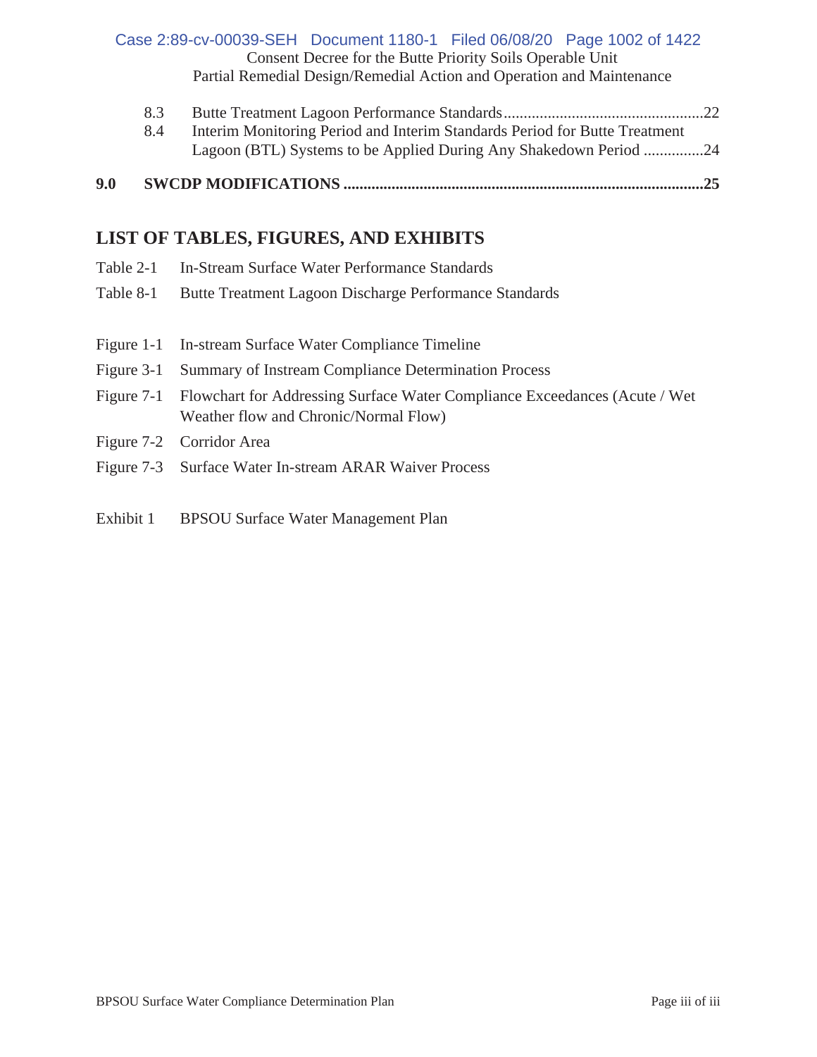8.3 Butte Treatment Lagoon Performance Standards .....................................................22

8.4 Interim Monitoring Period and Interim Standards Period for Butte Treatment Lagoon (BTL) Systems to be Applied During Any Shakedown Period ...............24

**9.0 SWCDP MODIFICATIONS .........................................................................................25**

## LIST OF TABLES, FIGURES, AND EXHIBITS

Table 2-1 In-Stream Surface Water Performance Standards

Table 8-1 Butte Treatment Lagoon Discharge Performance Standards

Figure 1-1 In-stream Surface Water Compliance Timeline

Figure 3-1 Summary of Instream Compliance Determination Process

Figure 7-1 Flowchart for Addressing Surface Water Compliance Exceedances (Acute / Wet Weather flow and Chronic/Normal Flow)

Figure 7-2 Corridor Area

Figure 7-3 Surface Water In-stream ARAR Waiver Process

Exhibit 1 BPSOU Surface Water Management Plan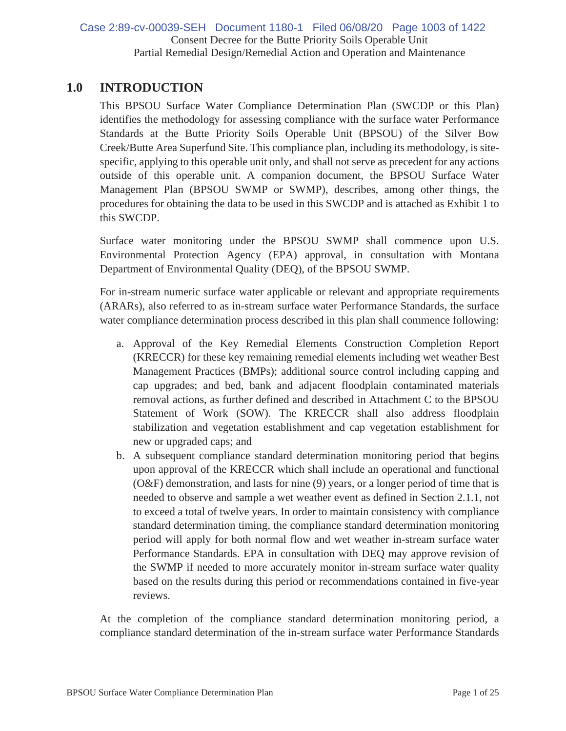## 1.0 INTRODUCTION

This BPSOU Surface Water Compliance Determination Plan (SWCDP or this Plan) identifies the methodology for assessing compliance with the surface water Performance Standards at the Butte Priority Soils Operable Unit (BPSOU) of the Silver Bow Creek/Butte Area Superfund Site. This compliance plan, including its methodology, is site-specific, applying to this operable unit only, and shall not serve as precedent for any actions outside of this operable unit. A companion document, the BPSOU Surface Water Management Plan (BPSOU SWMP or SWMP), describes, among other things, the procedures for obtaining the data to be used in this SWCDP and is attached as Exhibit 1 to this SWCDP.

Surface water monitoring under the BPSOU SWMP shall commence upon U.S. Environmental Protection Agency (EPA) approval, in consultation with Montana Department of Environmental Quality (DEQ), of the BPSOU SWMP.

For in-stream numeric surface water applicable or relevant and appropriate requirements (ARARs), also referred to as in-stream surface water Performance Standards, the surface water compliance determination process described in this plan shall commence following:

a. Approval of the Key Remedial Elements Construction Completion Report (KRECCR) for these key remaining remedial elements including wet weather Best Management Practices (BMPs); additional source control including capping and cap upgrades; and bed, bank and adjacent floodplain contaminated materials removal actions, as further defined and described in Attachment C to the BPSOU Statement of Work (SOW). The KRECCR shall also address floodplain stabilization and vegetation establishment and cap vegetation establishment for new or upgraded caps; and
b. A subsequent compliance standard determination monitoring period that begins upon approval of the KRECCR which shall include an operational and functional (O&F) demonstration, and lasts for nine (9) years, or a longer period of time that is needed to observe and sample a wet weather event as defined in Section 2.1.1, not to exceed a total of twelve years. In order to maintain consistency with compliance standard determination timing, the compliance standard determination monitoring period will apply for both normal flow and wet weather in-stream surface water Performance Standards. EPA in consultation with DEQ may approve revision of the SWMP if needed to more accurately monitor in-stream surface water quality based on the results during this period or recommendations contained in five-year reviews.

At the completion of the compliance standard determination monitoring period, a compliance standard determination of the in-stream surface water Performance Standards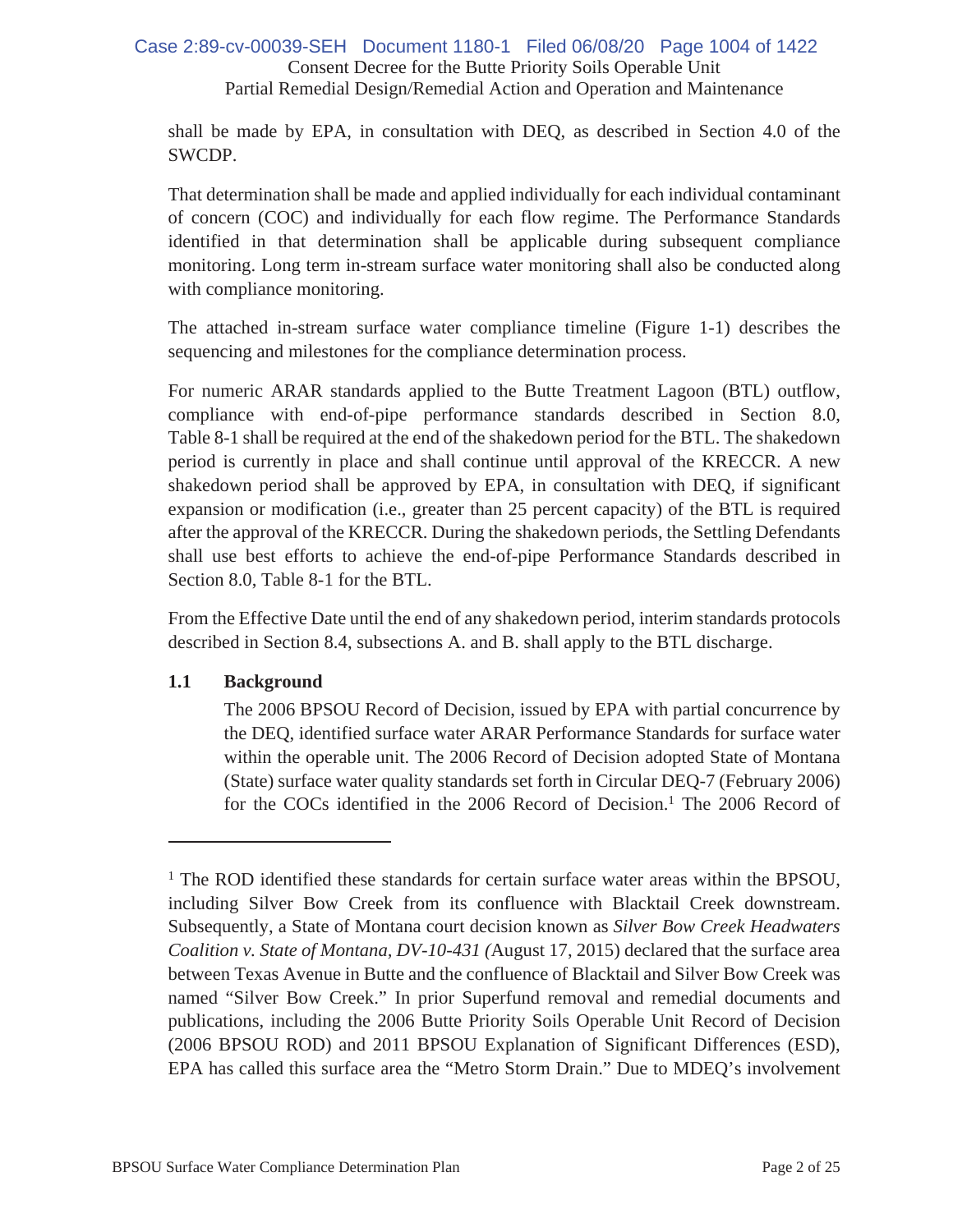shall be made by EPA, in consultation with DEQ, as described in Section 4.0 of the SWCDP.

That determination shall be made and applied individually for each individual contaminant of concern (COC) and individually for each flow regime. The Performance Standards identified in that determination shall be applicable during subsequent compliance monitoring. Long term in-stream surface water monitoring shall also be conducted along with compliance monitoring.

The attached in-stream surface water compliance timeline (Figure 1-1) describes the sequencing and milestones for the compliance determination process.

For numeric ARAR standards applied to the Butte Treatment Lagoon (BTL) outflow, compliance with end-of-pipe performance standards described in Section 8.0, Table 8-1 shall be required at the end of the shakedown period for the BTL. The shakedown period is currently in place and shall continue until approval of the KRECCR. A new shakedown period shall be approved by EPA, in consultation with DEQ, if significant expansion or modification (i.e., greater than 25 percent capacity) of the BTL is required after the approval of the KRECCR. During the shakedown periods, the Settling Defendants shall use best efforts to achieve the end-of-pipe Performance Standards described in Section 8.0, Table 8-1 for the BTL.

From the Effective Date until the end of any shakedown period, interim standards protocols described in Section 8.4, subsections A. and B. shall apply to the BTL discharge.

## 1.1 Background

The 2006 BPSOU Record of Decision, issued by EPA with partial concurrence by the DEQ, identified surface water ARAR Performance Standards for surface water within the operable unit. The 2006 Record of Decision adopted State of Montana (State) surface water quality standards set forth in Circular DEQ-7 (February 2006) for the COCs identified in the 2006 Record of Decision.[1] The 2006 Record of

---

[1] The ROD identified these standards for certain surface water areas within the BPSOU, including Silver Bow Creek from its confluence with Blacktail Creek downstream. Subsequently, a State of Montana court decision known as *Silver Bow Creek Headwaters Coalition v. State of Montana, DV-10-431 (*August 17, 2015) declared that the surface area between Texas Avenue in Butte and the confluence of Blacktail and Silver Bow Creek was named "Silver Bow Creek." In prior Superfund removal and remedial documents and publications, including the 2006 Butte Priority Soils Operable Unit Record of Decision (2006 BPSOU ROD) and 2011 BPSOU Explanation of Significant Differences (ESD), EPA has called this surface area the "Metro Storm Drain." Due to MDEQ's involvement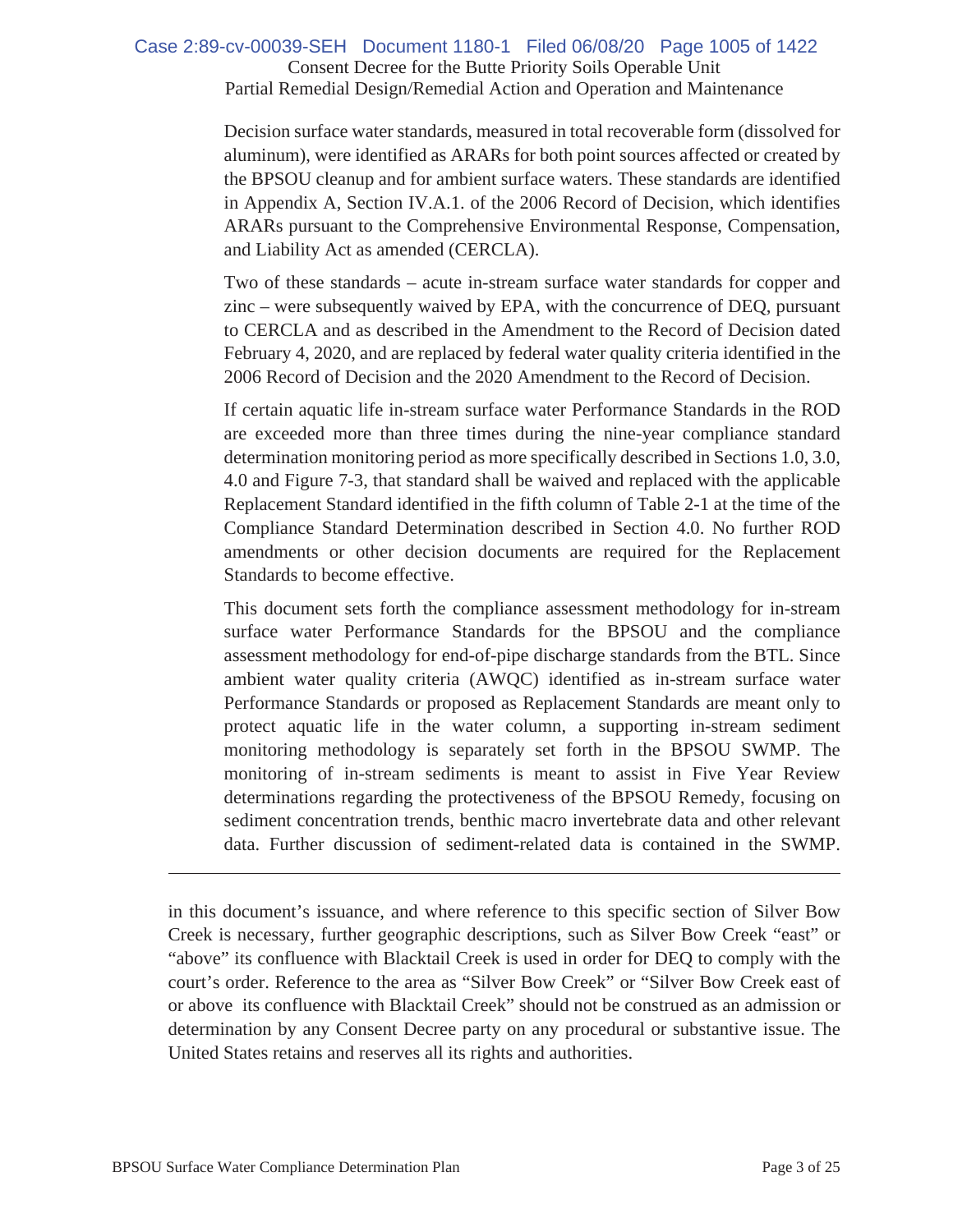Decision surface water standards, measured in total recoverable form (dissolved for aluminum), were identified as ARARs for both point sources affected or created by the BPSOU cleanup and for ambient surface waters. These standards are identified in Appendix A, Section IV.A.1. of the 2006 Record of Decision, which identifies ARARs pursuant to the Comprehensive Environmental Response, Compensation, and Liability Act as amended (CERCLA).

Two of these standards – acute in-stream surface water standards for copper and zinc – were subsequently waived by EPA, with the concurrence of DEQ, pursuant to CERCLA and as described in the Amendment to the Record of Decision dated February 4, 2020, and are replaced by federal water quality criteria identified in the 2006 Record of Decision and the 2020 Amendment to the Record of Decision.

If certain aquatic life in-stream surface water Performance Standards in the ROD are exceeded more than three times during the nine-year compliance standard determination monitoring period as more specifically described in Sections 1.0, 3.0, 4.0 and Figure 7-3, that standard shall be waived and replaced with the applicable Replacement Standard identified in the fifth column of Table 2-1 at the time of the Compliance Standard Determination described in Section 4.0. No further ROD amendments or other decision documents are required for the Replacement Standards to become effective.

This document sets forth the compliance assessment methodology for in-stream surface water Performance Standards for the BPSOU and the compliance assessment methodology for end-of-pipe discharge standards from the BTL. Since ambient water quality criteria (AWQC) identified as in-stream surface water Performance Standards or proposed as Replacement Standards are meant only to protect aquatic life in the water column, a supporting in-stream sediment monitoring methodology is separately set forth in the BPSOU SWMP. The monitoring of in-stream sediments is meant to assist in Five Year Review determinations regarding the protectiveness of the BPSOU Remedy, focusing on sediment concentration trends, benthic macro invertebrate data and other relevant data. Further discussion of sediment-related data is contained in the SWMP.

---

in this document's issuance, and where reference to this specific section of Silver Bow Creek is necessary, further geographic descriptions, such as Silver Bow Creek "east" or "above" its confluence with Blacktail Creek is used in order for DEQ to comply with the court's order. Reference to the area as "Silver Bow Creek" or "Silver Bow Creek east of or above its confluence with Blacktail Creek" should not be construed as an admission or determination by any Consent Decree party on any procedural or substantive issue. The United States retains and reserves all its rights and authorities.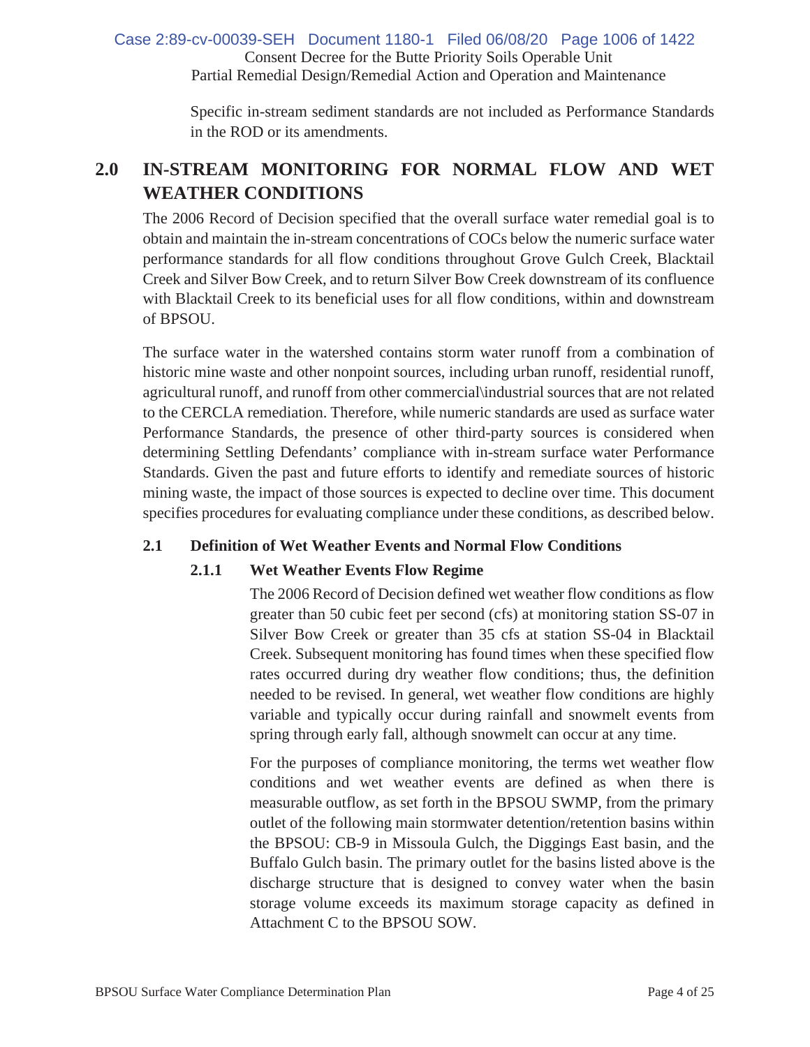Specific in-stream sediment standards are not included as Performance Standards in the ROD or its amendments.

# 2.0 IN-STREAM MONITORING FOR NORMAL FLOW AND WET WEATHER CONDITIONS

The 2006 Record of Decision specified that the overall surface water remedial goal is to obtain and maintain the in-stream concentrations of COCs below the numeric surface water performance standards for all flow conditions throughout Grove Gulch Creek, Blacktail Creek and Silver Bow Creek, and to return Silver Bow Creek downstream of its confluence with Blacktail Creek to its beneficial uses for all flow conditions, within and downstream of BPSOU.

The surface water in the watershed contains storm water runoff from a combination of historic mine waste and other nonpoint sources, including urban runoff, residential runoff, agricultural runoff, and runoff from other commercial\industrial sources that are not related to the CERCLA remediation. Therefore, while numeric standards are used as surface water Performance Standards, the presence of other third-party sources is considered when determining Settling Defendants' compliance with in-stream surface water Performance Standards. Given the past and future efforts to identify and remediate sources of historic mining waste, the impact of those sources is expected to decline over time. This document specifies procedures for evaluating compliance under these conditions, as described below.

## 2.1 Definition of Wet Weather Events and Normal Flow Conditions

### 2.1.1 Wet Weather Events Flow Regime

The 2006 Record of Decision defined wet weather flow conditions as flow greater than 50 cubic feet per second (cfs) at monitoring station SS-07 in Silver Bow Creek or greater than 35 cfs at station SS-04 in Blacktail Creek. Subsequent monitoring has found times when these specified flow rates occurred during dry weather flow conditions; thus, the definition needed to be revised. In general, wet weather flow conditions are highly variable and typically occur during rainfall and snowmelt events from spring through early fall, although snowmelt can occur at any time.

For the purposes of compliance monitoring, the terms wet weather flow conditions and wet weather events are defined as when there is measurable outflow, as set forth in the BPSOU SWMP, from the primary outlet of the following main stormwater detention/retention basins within the BPSOU: CB-9 in Missoula Gulch, the Diggings East basin, and the Buffalo Gulch basin. The primary outlet for the basins listed above is the discharge structure that is designed to convey water when the basin storage volume exceeds its maximum storage capacity as defined in Attachment C to the BPSOU SOW.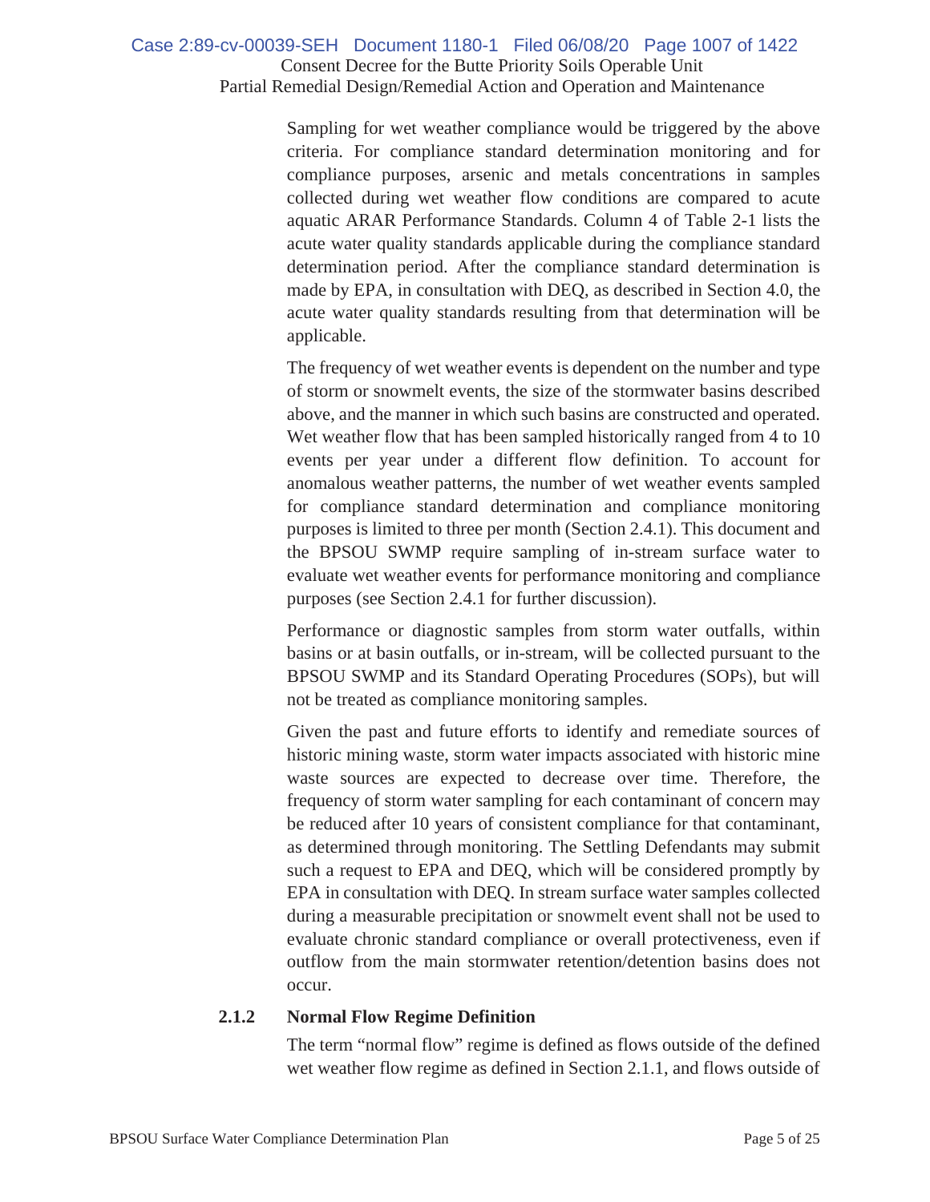Sampling for wet weather compliance would be triggered by the above criteria. For compliance standard determination monitoring and for compliance purposes, arsenic and metals concentrations in samples collected during wet weather flow conditions are compared to acute aquatic ARAR Performance Standards. Column 4 of Table 2-1 lists the acute water quality standards applicable during the compliance standard determination period. After the compliance standard determination is made by EPA, in consultation with DEQ, as described in Section 4.0, the acute water quality standards resulting from that determination will be applicable.

The frequency of wet weather events is dependent on the number and type of storm or snowmelt events, the size of the stormwater basins described above, and the manner in which such basins are constructed and operated. Wet weather flow that has been sampled historically ranged from 4 to 10 events per year under a different flow definition. To account for anomalous weather patterns, the number of wet weather events sampled for compliance standard determination and compliance monitoring purposes is limited to three per month (Section 2.4.1). This document and the BPSOU SWMP require sampling of in-stream surface water to evaluate wet weather events for performance monitoring and compliance purposes (see Section 2.4.1 for further discussion).

Performance or diagnostic samples from storm water outfalls, within basins or at basin outfalls, or in-stream, will be collected pursuant to the BPSOU SWMP and its Standard Operating Procedures (SOPs), but will not be treated as compliance monitoring samples.

Given the past and future efforts to identify and remediate sources of historic mining waste, storm water impacts associated with historic mine waste sources are expected to decrease over time. Therefore, the frequency of storm water sampling for each contaminant of concern may be reduced after 10 years of consistent compliance for that contaminant, as determined through monitoring. The Settling Defendants may submit such a request to EPA and DEQ, which will be considered promptly by EPA in consultation with DEQ. In stream surface water samples collected during a measurable precipitation or snowmelt event shall not be used to evaluate chronic standard compliance or overall protectiveness, even if outflow from the main stormwater retention/detention basins does not occur.

### 2.1.2 Normal Flow Regime Definition

The term "normal flow" regime is defined as flows outside of the defined wet weather flow regime as defined in Section 2.1.1, and flows outside of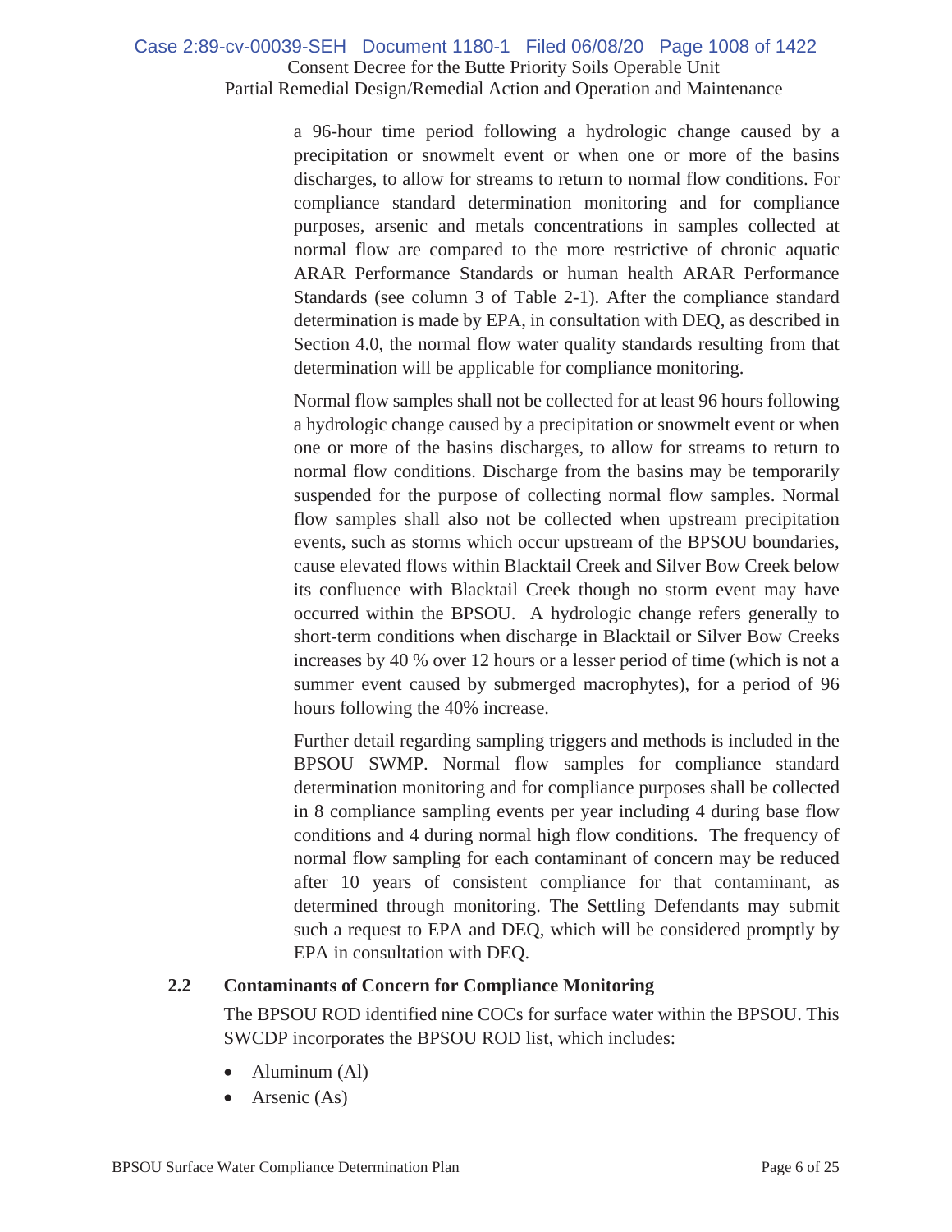a 96-hour time period following a hydrologic change caused by a precipitation or snowmelt event or when one or more of the basins discharges, to allow for streams to return to normal flow conditions. For compliance standard determination monitoring and for compliance purposes, arsenic and metals concentrations in samples collected at normal flow are compared to the more restrictive of chronic aquatic ARAR Performance Standards or human health ARAR Performance Standards (see column 3 of Table 2-1). After the compliance standard determination is made by EPA, in consultation with DEQ, as described in Section 4.0, the normal flow water quality standards resulting from that determination will be applicable for compliance monitoring.

Normal flow samples shall not be collected for at least 96 hours following a hydrologic change caused by a precipitation or snowmelt event or when one or more of the basins discharges, to allow for streams to return to normal flow conditions. Discharge from the basins may be temporarily suspended for the purpose of collecting normal flow samples. Normal flow samples shall also not be collected when upstream precipitation events, such as storms which occur upstream of the BPSOU boundaries, cause elevated flows within Blacktail Creek and Silver Bow Creek below its confluence with Blacktail Creek though no storm event may have occurred within the BPSOU. A hydrologic change refers generally to short-term conditions when discharge in Blacktail or Silver Bow Creeks increases by 40 % over 12 hours or a lesser period of time (which is not a summer event caused by submerged macrophytes), for a period of 96 hours following the 40% increase.

Further detail regarding sampling triggers and methods is included in the BPSOU SWMP. Normal flow samples for compliance standard determination monitoring and for compliance purposes shall be collected in 8 compliance sampling events per year including 4 during base flow conditions and 4 during normal high flow conditions. The frequency of normal flow sampling for each contaminant of concern may be reduced after 10 years of consistent compliance for that contaminant, as determined through monitoring. The Settling Defendants may submit such a request to EPA and DEQ, which will be considered promptly by EPA in consultation with DEQ.

## 2.2 Contaminants of Concern for Compliance Monitoring

The BPSOU ROD identified nine COCs for surface water within the BPSOU. This SWCDP incorporates the BPSOU ROD list, which includes:

- Aluminum (Al)
- Arsenic (As)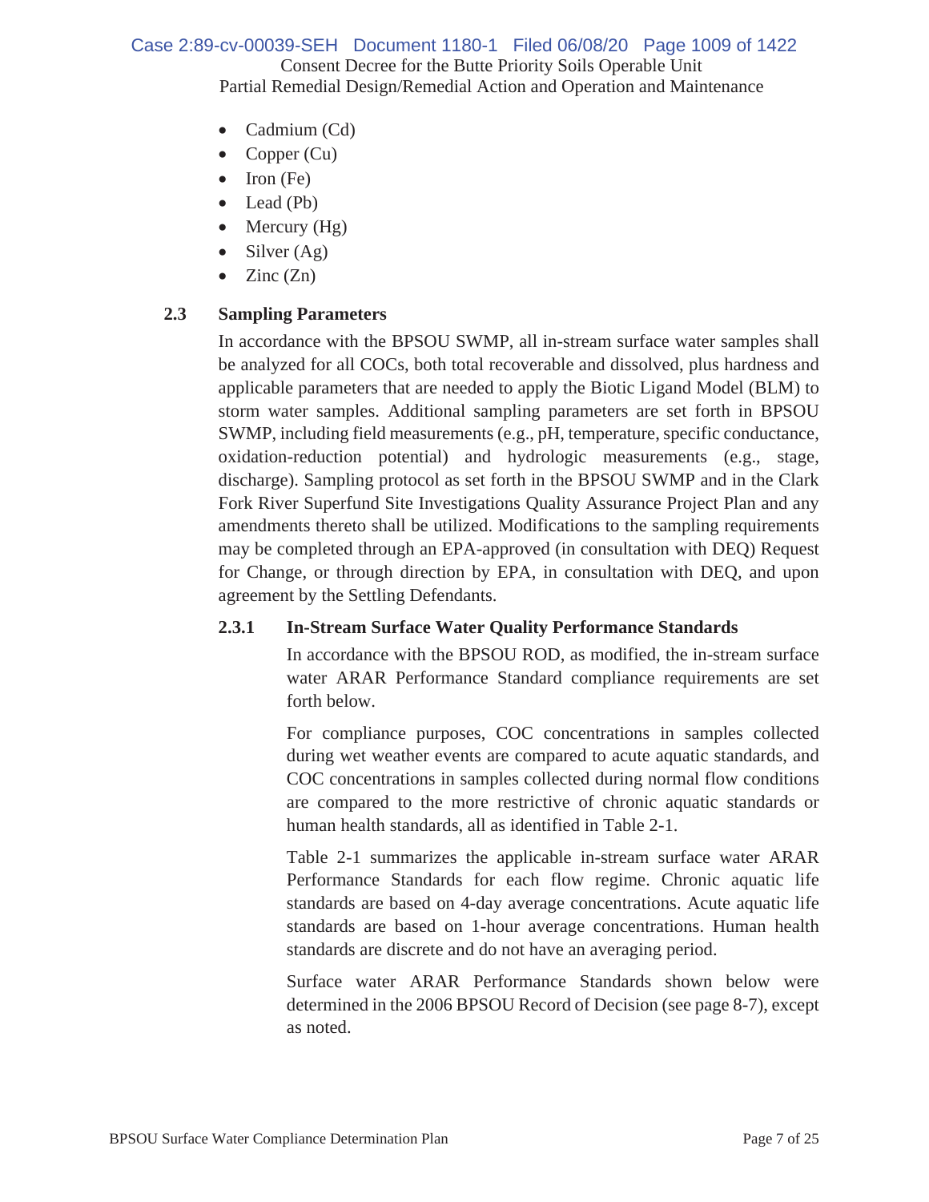- Cadmium (Cd)
- Copper (Cu)
- Iron (Fe)
- Lead (Pb)
- Mercury (Hg)
- Silver (Ag)
- Zinc (Zn)

### 2.3 Sampling Parameters

In accordance with the BPSOU SWMP, all in-stream surface water samples shall be analyzed for all COCs, both total recoverable and dissolved, plus hardness and applicable parameters that are needed to apply the Biotic Ligand Model (BLM) to storm water samples. Additional sampling parameters are set forth in BPSOU SWMP, including field measurements (e.g., pH, temperature, specific conductance, oxidation-reduction potential) and hydrologic measurements (e.g., stage, discharge). Sampling protocol as set forth in the BPSOU SWMP and in the Clark Fork River Superfund Site Investigations Quality Assurance Project Plan and any amendments thereto shall be utilized. Modifications to the sampling requirements may be completed through an EPA-approved (in consultation with DEQ) Request for Change, or through direction by EPA, in consultation with DEQ, and upon agreement by the Settling Defendants.

#### 2.3.1 In-Stream Surface Water Quality Performance Standards

In accordance with the BPSOU ROD, as modified, the in-stream surface water ARAR Performance Standard compliance requirements are set forth below.

For compliance purposes, COC concentrations in samples collected during wet weather events are compared to acute aquatic standards, and COC concentrations in samples collected during normal flow conditions are compared to the more restrictive of chronic aquatic standards or human health standards, all as identified in Table 2-1.

Table 2-1 summarizes the applicable in-stream surface water ARAR Performance Standards for each flow regime. Chronic aquatic life standards are based on 4-day average concentrations. Acute aquatic life standards are based on 1-hour average concentrations. Human health standards are discrete and do not have an averaging period.

Surface water ARAR Performance Standards shown below were determined in the 2006 BPSOU Record of Decision (see page 8-7), except as noted.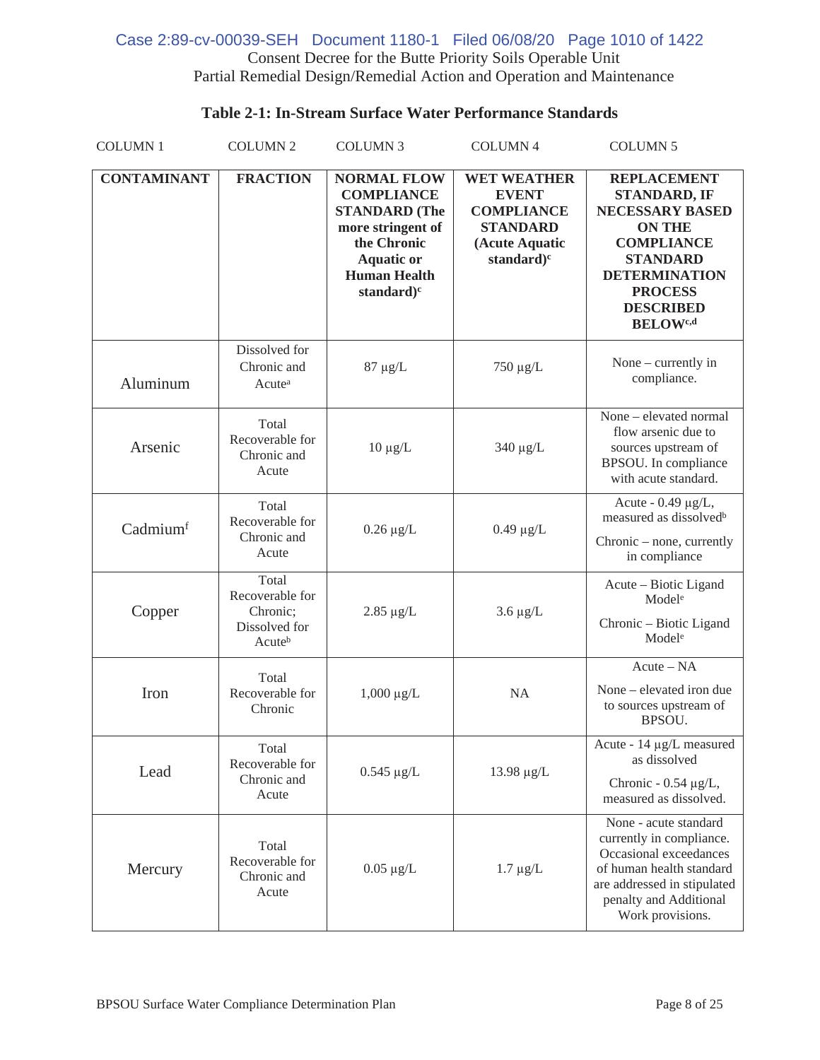### Table 2-1: In-Stream Surface Water Performance Standards

| COLUMN 1 | COLUMN 2 | COLUMN 3 | COLUMN 4 | COLUMN 5 |
|---|---|---|---|---|
| **CONTAMINANT** | **FRACTION** | **NORMAL FLOW COMPLIANCE STANDARD (The more stringent of the Chronic Aquatic or Human Health standard)[c]** | **WET WEATHER EVENT COMPLIANCE STANDARD (Acute Aquatic standard)[c]** | **REPLACEMENT STANDARD, IF NECESSARY BASED ON THE COMPLIANCE STANDARD DETERMINATION PROCESS DESCRIBED BELOW[c,d]** |
| Aluminum | Dissolved for Chronic and Acute[a] | 87 µg/L | 750 µg/L | None – currently in compliance. |
| Arsenic | Total Recoverable for Chronic and Acute | 10 µg/L | 340 µg/L | None – elevated normal flow arsenic due to sources upstream of BPSOU. In compliance with acute standard. |
| Cadmium[f] | Total Recoverable for Chronic and Acute | 0.26 µg/L | 0.49 µg/L | Acute - 0.49 µg/L, measured as dissolved[b]<br>Chronic – none, currently in compliance |
| Copper | Total Recoverable for Chronic; Dissolved for Acute[b] | 2.85 µg/L | 3.6 µg/L | Acute – Biotic Ligand Model[e]<br>Chronic – Biotic Ligand Model[e] |
| Iron | Total Recoverable for Chronic | 1,000 µg/L | NA | Acute – NA<br>None – elevated iron due to sources upstream of BPSOU. |
| Lead | Total Recoverable for Chronic and Acute | 0.545 µg/L | 13.98 µg/L | Acute - 14 µg/L measured as dissolved<br>Chronic - 0.54 µg/L, measured as dissolved. |
| Mercury | Total Recoverable for Chronic and Acute | 0.05 µg/L | 1.7 µg/L | None - acute standard currently in compliance. Occasional exceedances of human health standard are addressed in stipulated penalty and Additional Work provisions. |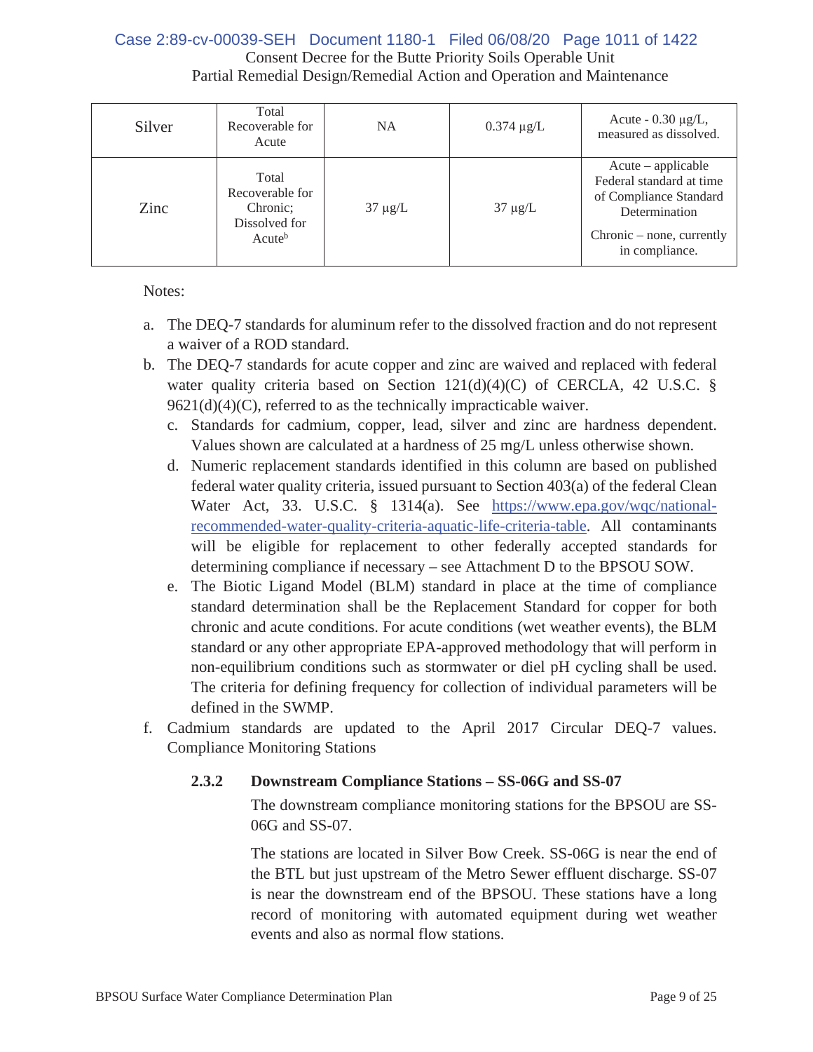| Silver | Total Recoverable for Acute | NA | 0.374 μg/L | Acute - 0.30 μg/L, measured as dissolved. |
|---|---|---|---|---|
| Zinc | Total Recoverable for Chronic; Dissolved for Acute[b] | 37 μg/L | 37 μg/L | Acute – applicable Federal standard at time of Compliance Standard Determination<br><br>Chronic – none, currently in compliance. |

Notes:

a. The DEQ-7 standards for aluminum refer to the dissolved fraction and do not represent a waiver of a ROD standard.

b. The DEQ-7 standards for acute copper and zinc are waived and replaced with federal water quality criteria based on Section 121(d)(4)(C) of CERCLA, 42 U.S.C. § 9621(d)(4)(C), referred to as the technically impracticable waiver.

c. Standards for cadmium, copper, lead, silver and zinc are hardness dependent. Values shown are calculated at a hardness of 25 mg/L unless otherwise shown.

d. Numeric replacement standards identified in this column are based on published federal water quality criteria, issued pursuant to Section 403(a) of the federal Clean Water Act, 33. U.S.C. § 1314(a). See https://www.epa.gov/wqc/national-recommended-water-quality-criteria-aquatic-life-criteria-table. All contaminants will be eligible for replacement to other federally accepted standards for determining compliance if necessary – see Attachment D to the BPSOU SOW.

e. The Biotic Ligand Model (BLM) standard in place at the time of compliance standard determination shall be the Replacement Standard for copper for both chronic and acute conditions. For acute conditions (wet weather events), the BLM standard or any other appropriate EPA-approved methodology that will perform in non-equilibrium conditions such as stormwater or diel pH cycling shall be used. The criteria for defining frequency for collection of individual parameters will be defined in the SWMP.

f. Cadmium standards are updated to the April 2017 Circular DEQ-7 values. Compliance Monitoring Stations

### 2.3.2 Downstream Compliance Stations – SS-06G and SS-07

The downstream compliance monitoring stations for the BPSOU are SS-06G and SS-07.

The stations are located in Silver Bow Creek. SS-06G is near the end of the BTL but just upstream of the Metro Sewer effluent discharge. SS-07 is near the downstream end of the BPSOU. These stations have a long record of monitoring with automated equipment during wet weather events and also as normal flow stations.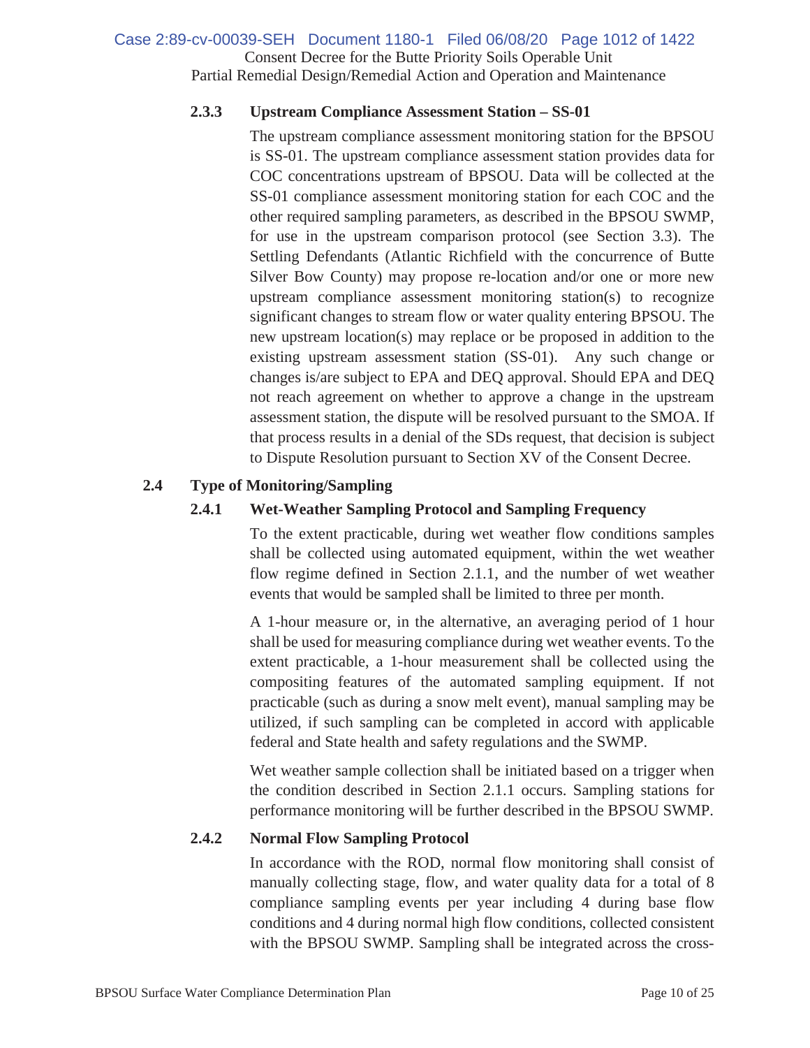### 2.3.3 Upstream Compliance Assessment Station – SS-01

The upstream compliance assessment monitoring station for the BPSOU is SS-01. The upstream compliance assessment station provides data for COC concentrations upstream of BPSOU. Data will be collected at the SS-01 compliance assessment monitoring station for each COC and the other required sampling parameters, as described in the BPSOU SWMP, for use in the upstream comparison protocol (see Section 3.3). The Settling Defendants (Atlantic Richfield with the concurrence of Butte Silver Bow County) may propose re-location and/or one or more new upstream compliance assessment monitoring station(s) to recognize significant changes to stream flow or water quality entering BPSOU. The new upstream location(s) may replace or be proposed in addition to the existing upstream assessment station (SS-01). Any such change or changes is/are subject to EPA and DEQ approval. Should EPA and DEQ not reach agreement on whether to approve a change in the upstream assessment station, the dispute will be resolved pursuant to the SMOA. If that process results in a denial of the SDs request, that decision is subject to Dispute Resolution pursuant to Section XV of the Consent Decree.

## 2.4 Type of Monitoring/Sampling

### 2.4.1 Wet-Weather Sampling Protocol and Sampling Frequency

To the extent practicable, during wet weather flow conditions samples shall be collected using automated equipment, within the wet weather flow regime defined in Section 2.1.1, and the number of wet weather events that would be sampled shall be limited to three per month.

A 1-hour measure or, in the alternative, an averaging period of 1 hour shall be used for measuring compliance during wet weather events. To the extent practicable, a 1-hour measurement shall be collected using the compositing features of the automated sampling equipment. If not practicable (such as during a snow melt event), manual sampling may be utilized, if such sampling can be completed in accord with applicable federal and State health and safety regulations and the SWMP.

Wet weather sample collection shall be initiated based on a trigger when the condition described in Section 2.1.1 occurs. Sampling stations for performance monitoring will be further described in the BPSOU SWMP.

### 2.4.2 Normal Flow Sampling Protocol

In accordance with the ROD, normal flow monitoring shall consist of manually collecting stage, flow, and water quality data for a total of 8 compliance sampling events per year including 4 during base flow conditions and 4 during normal high flow conditions, collected consistent with the BPSOU SWMP. Sampling shall be integrated across the cross-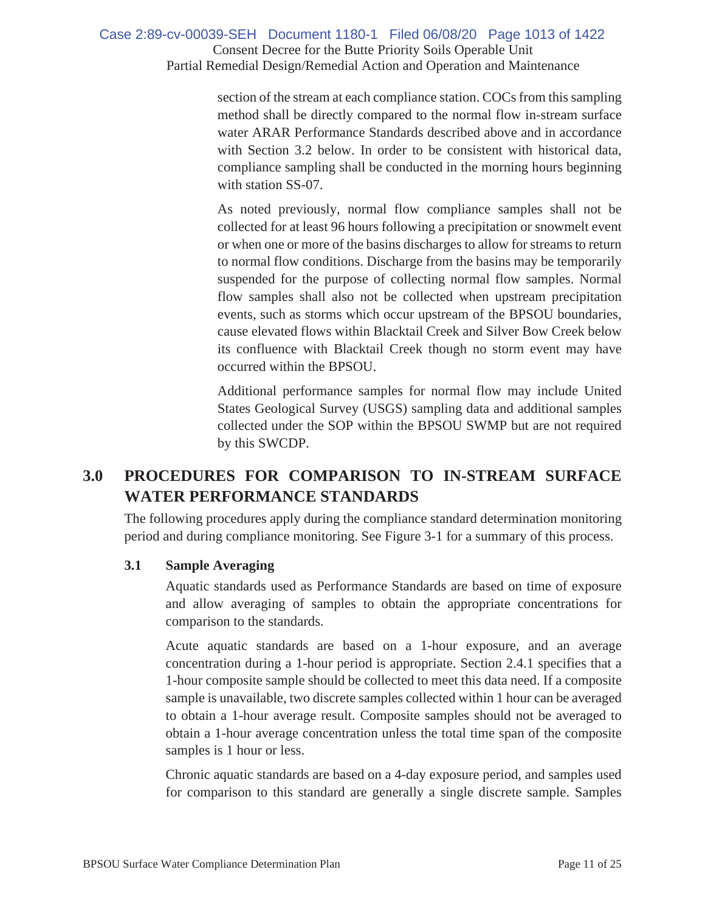section of the stream at each compliance station. COCs from this sampling method shall be directly compared to the normal flow in-stream surface water ARAR Performance Standards described above and in accordance with Section 3.2 below. In order to be consistent with historical data, compliance sampling shall be conducted in the morning hours beginning with station SS-07.

As noted previously, normal flow compliance samples shall not be collected for at least 96 hours following a precipitation or snowmelt event or when one or more of the basins discharges to allow for streams to return to normal flow conditions. Discharge from the basins may be temporarily suspended for the purpose of collecting normal flow samples. Normal flow samples shall also not be collected when upstream precipitation events, such as storms which occur upstream of the BPSOU boundaries, cause elevated flows within Blacktail Creek and Silver Bow Creek below its confluence with Blacktail Creek though no storm event may have occurred within the BPSOU.

Additional performance samples for normal flow may include United States Geological Survey (USGS) sampling data and additional samples collected under the SOP within the BPSOU SWMP but are not required by this SWCDP.

# 3.0 PROCEDURES FOR COMPARISON TO IN-STREAM SURFACE WATER PERFORMANCE STANDARDS

The following procedures apply during the compliance standard determination monitoring period and during compliance monitoring. See Figure 3-1 for a summary of this process.

## 3.1 Sample Averaging

Aquatic standards used as Performance Standards are based on time of exposure and allow averaging of samples to obtain the appropriate concentrations for comparison to the standards.

Acute aquatic standards are based on a 1-hour exposure, and an average concentration during a 1-hour period is appropriate. Section 2.4.1 specifies that a 1-hour composite sample should be collected to meet this data need. If a composite sample is unavailable, two discrete samples collected within 1 hour can be averaged to obtain a 1-hour average result. Composite samples should not be averaged to obtain a 1-hour average concentration unless the total time span of the composite samples is 1 hour or less.

Chronic aquatic standards are based on a 4-day exposure period, and samples used for comparison to this standard are generally a single discrete sample. Samples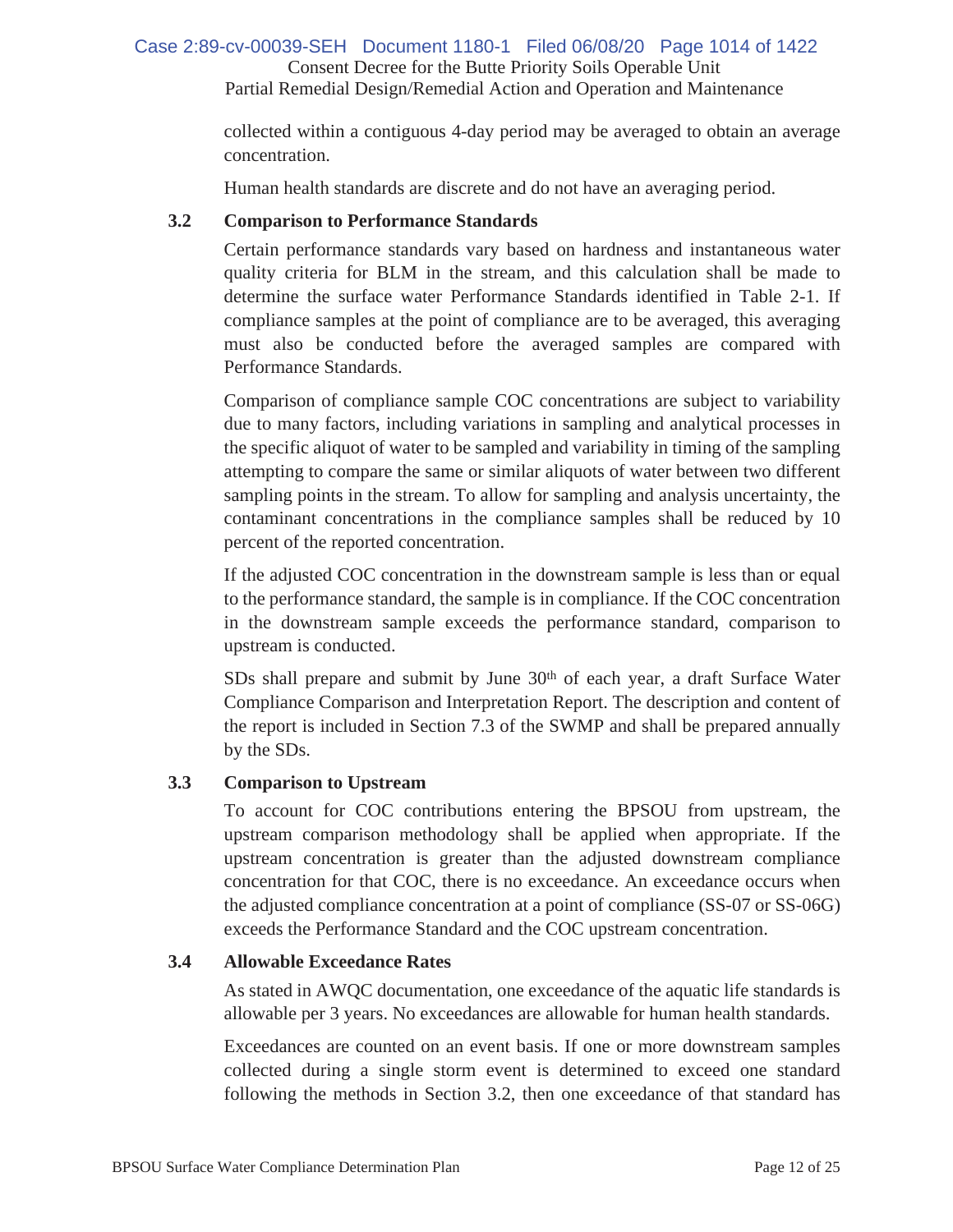collected within a contiguous 4-day period may be averaged to obtain an average concentration.

Human health standards are discrete and do not have an averaging period.

### 3.2 Comparison to Performance Standards

Certain performance standards vary based on hardness and instantaneous water quality criteria for BLM in the stream, and this calculation shall be made to determine the surface water Performance Standards identified in Table 2-1. If compliance samples at the point of compliance are to be averaged, this averaging must also be conducted before the averaged samples are compared with Performance Standards.

Comparison of compliance sample COC concentrations are subject to variability due to many factors, including variations in sampling and analytical processes in the specific aliquot of water to be sampled and variability in timing of the sampling attempting to compare the same or similar aliquots of water between two different sampling points in the stream. To allow for sampling and analysis uncertainty, the contaminant concentrations in the compliance samples shall be reduced by 10 percent of the reported concentration.

If the adjusted COC concentration in the downstream sample is less than or equal to the performance standard, the sample is in compliance. If the COC concentration in the downstream sample exceeds the performance standard, comparison to upstream is conducted.

SDs shall prepare and submit by June 30th of each year, a draft Surface Water Compliance Comparison and Interpretation Report. The description and content of the report is included in Section 7.3 of the SWMP and shall be prepared annually by the SDs.

### 3.3 Comparison to Upstream

To account for COC contributions entering the BPSOU from upstream, the upstream comparison methodology shall be applied when appropriate. If the upstream concentration is greater than the adjusted downstream compliance concentration for that COC, there is no exceedance. An exceedance occurs when the adjusted compliance concentration at a point of compliance (SS-07 or SS-06G) exceeds the Performance Standard and the COC upstream concentration.

### 3.4 Allowable Exceedance Rates

As stated in AWQC documentation, one exceedance of the aquatic life standards is allowable per 3 years. No exceedances are allowable for human health standards.

Exceedances are counted on an event basis. If one or more downstream samples collected during a single storm event is determined to exceed one standard following the methods in Section 3.2, then one exceedance of that standard has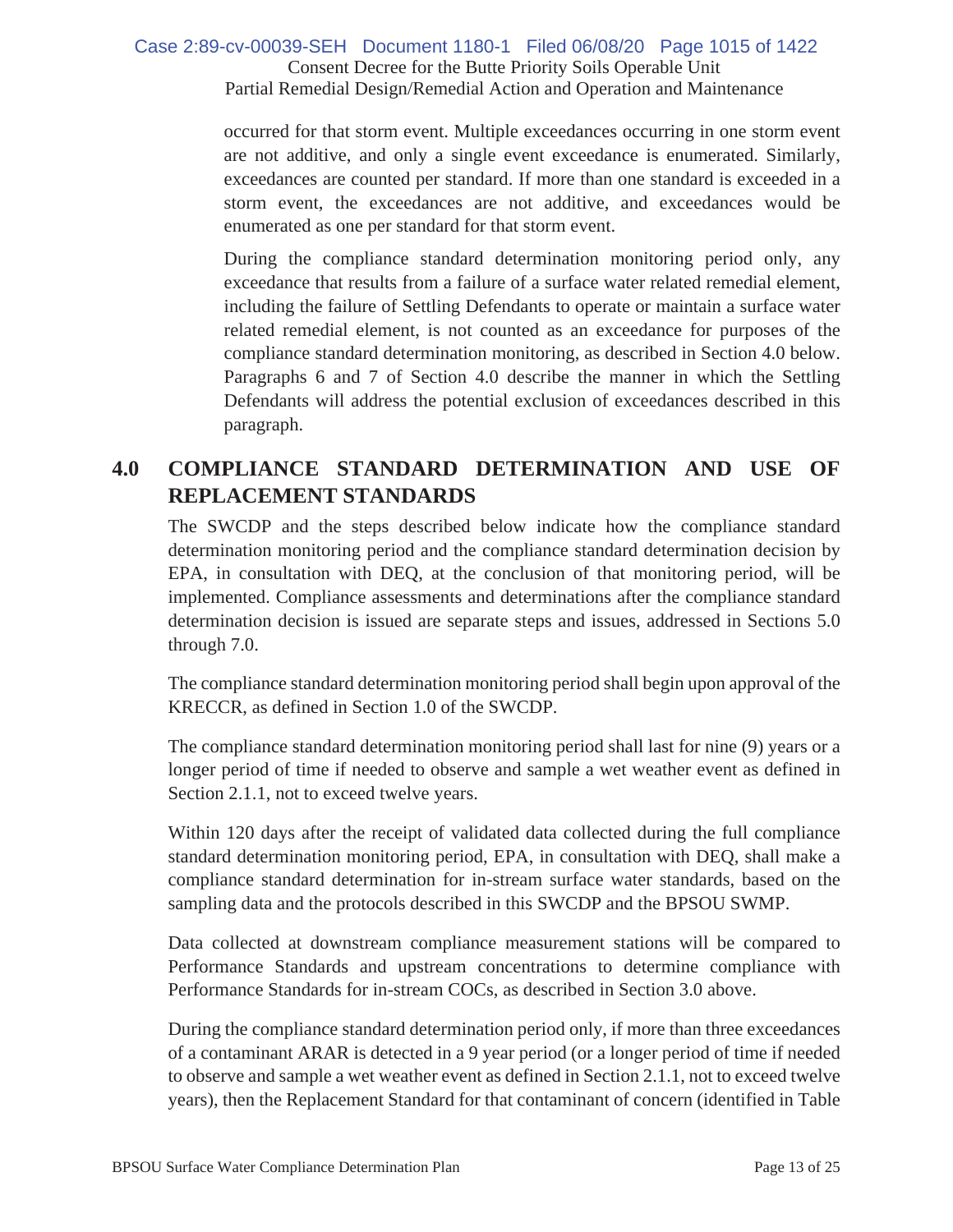occurred for that storm event. Multiple exceedances occurring in one storm event are not additive, and only a single event exceedance is enumerated. Similarly, exceedances are counted per standard. If more than one standard is exceeded in a storm event, the exceedances are not additive, and exceedances would be enumerated as one per standard for that storm event.

During the compliance standard determination monitoring period only, any exceedance that results from a failure of a surface water related remedial element, including the failure of Settling Defendants to operate or maintain a surface water related remedial element, is not counted as an exceedance for purposes of the compliance standard determination monitoring, as described in Section 4.0 below. Paragraphs 6 and 7 of Section 4.0 describe the manner in which the Settling Defendants will address the potential exclusion of exceedances described in this paragraph.

# 4.0 COMPLIANCE STANDARD DETERMINATION AND USE OF REPLACEMENT STANDARDS

The SWCDP and the steps described below indicate how the compliance standard determination monitoring period and the compliance standard determination decision by EPA, in consultation with DEQ, at the conclusion of that monitoring period, will be implemented. Compliance assessments and determinations after the compliance standard determination decision is issued are separate steps and issues, addressed in Sections 5.0 through 7.0.

The compliance standard determination monitoring period shall begin upon approval of the KRECCR, as defined in Section 1.0 of the SWCDP.

The compliance standard determination monitoring period shall last for nine (9) years or a longer period of time if needed to observe and sample a wet weather event as defined in Section 2.1.1, not to exceed twelve years.

Within 120 days after the receipt of validated data collected during the full compliance standard determination monitoring period, EPA, in consultation with DEQ, shall make a compliance standard determination for in-stream surface water standards, based on the sampling data and the protocols described in this SWCDP and the BPSOU SWMP.

Data collected at downstream compliance measurement stations will be compared to Performance Standards and upstream concentrations to determine compliance with Performance Standards for in-stream COCs, as described in Section 3.0 above.

During the compliance standard determination period only, if more than three exceedances of a contaminant ARAR is detected in a 9 year period (or a longer period of time if needed to observe and sample a wet weather event as defined in Section 2.1.1, not to exceed twelve years), then the Replacement Standard for that contaminant of concern (identified in Table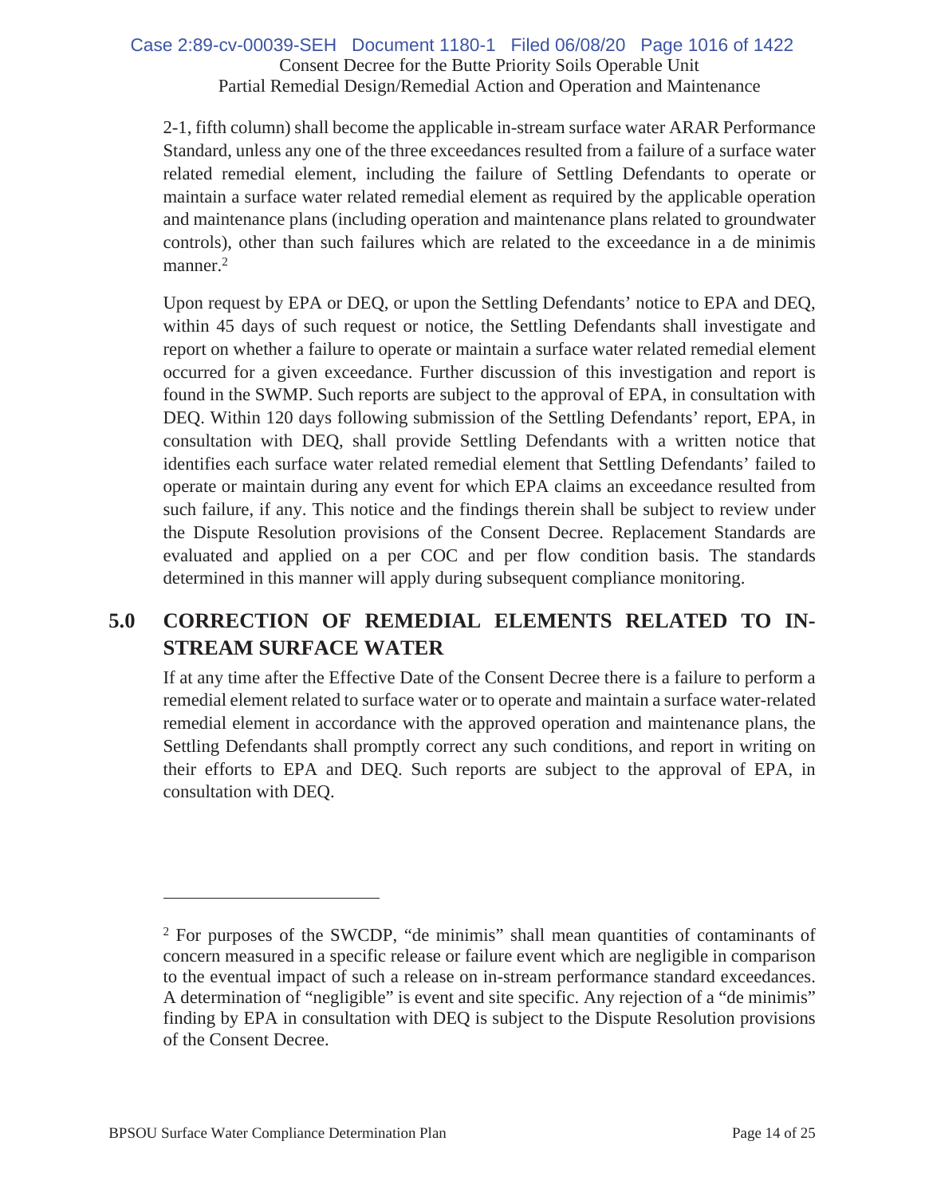2-1, fifth column) shall become the applicable in-stream surface water ARAR Performance Standard, unless any one of the three exceedances resulted from a failure of a surface water related remedial element, including the failure of Settling Defendants to operate or maintain a surface water related remedial element as required by the applicable operation and maintenance plans (including operation and maintenance plans related to groundwater controls), other than such failures which are related to the exceedance in a de minimis manner.[2]

Upon request by EPA or DEQ, or upon the Settling Defendants' notice to EPA and DEQ, within 45 days of such request or notice, the Settling Defendants shall investigate and report on whether a failure to operate or maintain a surface water related remedial element occurred for a given exceedance. Further discussion of this investigation and report is found in the SWMP. Such reports are subject to the approval of EPA, in consultation with DEQ. Within 120 days following submission of the Settling Defendants' report, EPA, in consultation with DEQ, shall provide Settling Defendants with a written notice that identifies each surface water related remedial element that Settling Defendants' failed to operate or maintain during any event for which EPA claims an exceedance resulted from such failure, if any. This notice and the findings therein shall be subject to review under the Dispute Resolution provisions of the Consent Decree. Replacement Standards are evaluated and applied on a per COC and per flow condition basis. The standards determined in this manner will apply during subsequent compliance monitoring.

# 5.0 CORRECTION OF REMEDIAL ELEMENTS RELATED TO IN-STREAM SURFACE WATER

If at any time after the Effective Date of the Consent Decree there is a failure to perform a remedial element related to surface water or to operate and maintain a surface water-related remedial element in accordance with the approved operation and maintenance plans, the Settling Defendants shall promptly correct any such conditions, and report in writing on their efforts to EPA and DEQ. Such reports are subject to the approval of EPA, in consultation with DEQ.

---

[2] For purposes of the SWCDP, "de minimis" shall mean quantities of contaminants of concern measured in a specific release or failure event which are negligible in comparison to the eventual impact of such a release on in-stream performance standard exceedances. A determination of "negligible" is event and site specific. Any rejection of a "de minimis" finding by EPA in consultation with DEQ is subject to the Dispute Resolution provisions of the Consent Decree.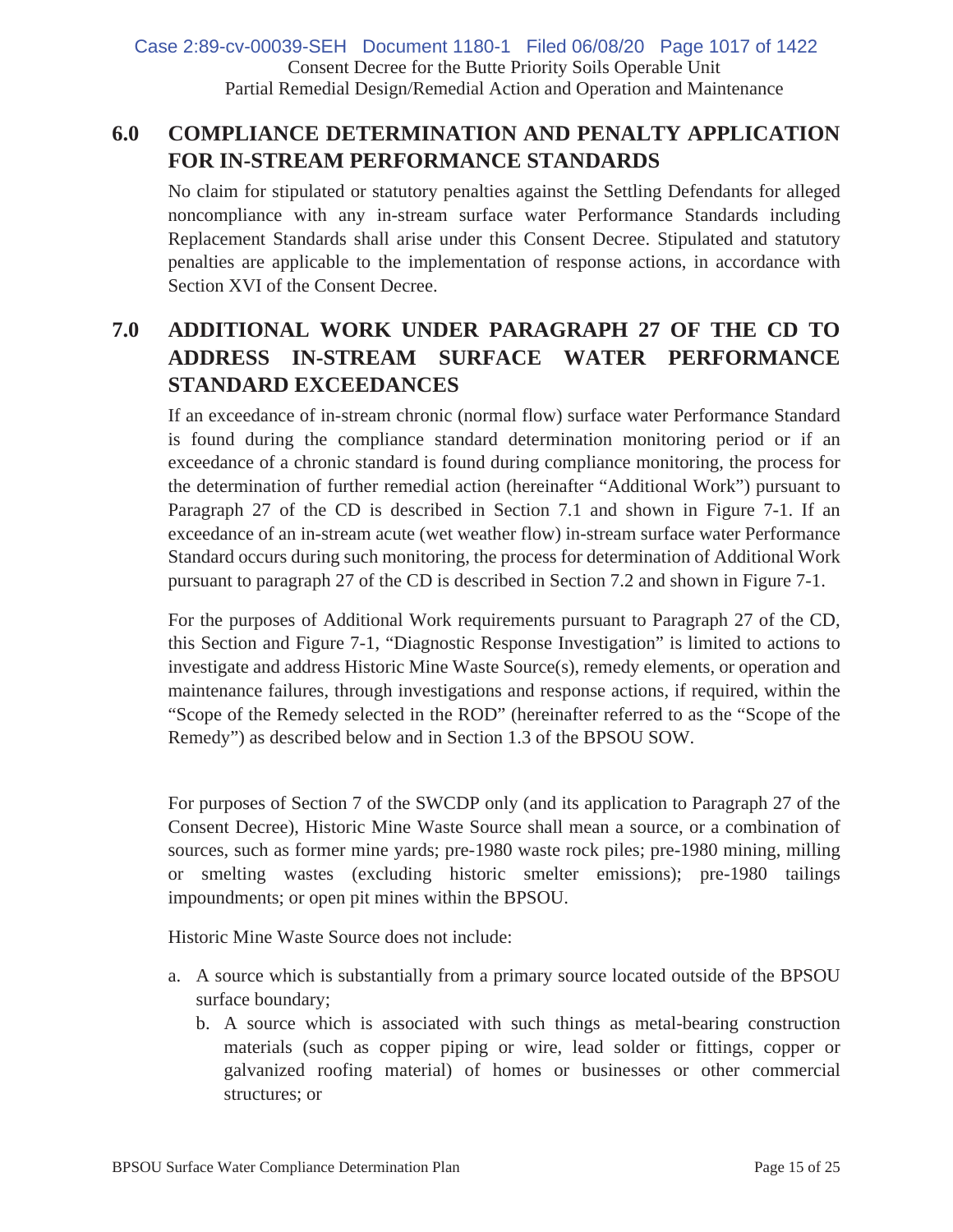## 6.0 COMPLIANCE DETERMINATION AND PENALTY APPLICATION FOR IN-STREAM PERFORMANCE STANDARDS

No claim for stipulated or statutory penalties against the Settling Defendants for alleged noncompliance with any in-stream surface water Performance Standards including Replacement Standards shall arise under this Consent Decree. Stipulated and statutory penalties are applicable to the implementation of response actions, in accordance with Section XVI of the Consent Decree.

## 7.0 ADDITIONAL WORK UNDER PARAGRAPH 27 OF THE CD TO ADDRESS IN-STREAM SURFACE WATER PERFORMANCE STANDARD EXCEEDANCES

If an exceedance of in-stream chronic (normal flow) surface water Performance Standard is found during the compliance standard determination monitoring period or if an exceedance of a chronic standard is found during compliance monitoring, the process for the determination of further remedial action (hereinafter "Additional Work") pursuant to Paragraph 27 of the CD is described in Section 7.1 and shown in Figure 7-1. If an exceedance of an in-stream acute (wet weather flow) in-stream surface water Performance Standard occurs during such monitoring, the process for determination of Additional Work pursuant to paragraph 27 of the CD is described in Section 7.2 and shown in Figure 7-1.

For the purposes of Additional Work requirements pursuant to Paragraph 27 of the CD, this Section and Figure 7-1, "Diagnostic Response Investigation" is limited to actions to investigate and address Historic Mine Waste Source(s), remedy elements, or operation and maintenance failures, through investigations and response actions, if required, within the "Scope of the Remedy selected in the ROD" (hereinafter referred to as the "Scope of the Remedy") as described below and in Section 1.3 of the BPSOU SOW.

For purposes of Section 7 of the SWCDP only (and its application to Paragraph 27 of the Consent Decree), Historic Mine Waste Source shall mean a source, or a combination of sources, such as former mine yards; pre-1980 waste rock piles; pre-1980 mining, milling or smelting wastes (excluding historic smelter emissions); pre-1980 tailings impoundments; or open pit mines within the BPSOU.

Historic Mine Waste Source does not include:

a. A source which is substantially from a primary source located outside of the BPSOU surface boundary;
b. A source which is associated with such things as metal-bearing construction materials (such as copper piping or wire, lead solder or fittings, copper or galvanized roofing material) of homes or businesses or other commercial structures; or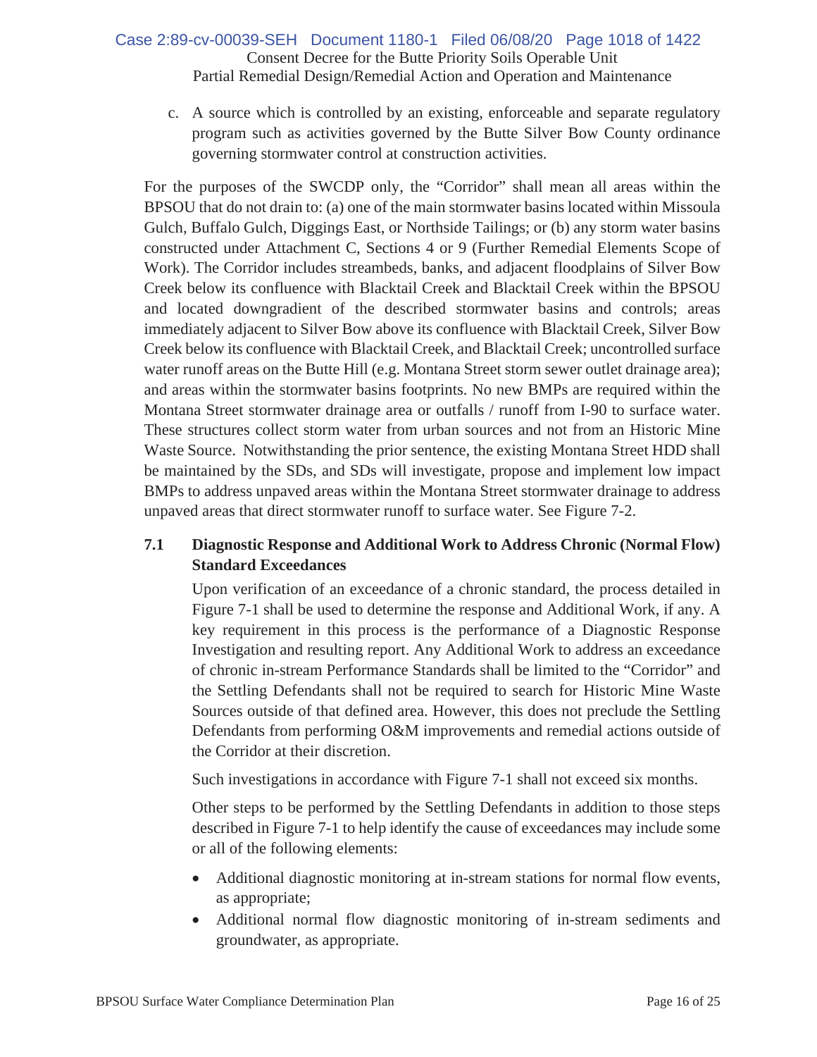c. A source which is controlled by an existing, enforceable and separate regulatory program such as activities governed by the Butte Silver Bow County ordinance governing stormwater control at construction activities.

For the purposes of the SWCDP only, the "Corridor" shall mean all areas within the BPSOU that do not drain to: (a) one of the main stormwater basins located within Missoula Gulch, Buffalo Gulch, Diggings East, or Northside Tailings; or (b) any storm water basins constructed under Attachment C, Sections 4 or 9 (Further Remedial Elements Scope of Work). The Corridor includes streambeds, banks, and adjacent floodplains of Silver Bow Creek below its confluence with Blacktail Creek and Blacktail Creek within the BPSOU and located downgradient of the described stormwater basins and controls; areas immediately adjacent to Silver Bow above its confluence with Blacktail Creek, Silver Bow Creek below its confluence with Blacktail Creek, and Blacktail Creek; uncontrolled surface water runoff areas on the Butte Hill (e.g. Montana Street storm sewer outlet drainage area); and areas within the stormwater basins footprints. No new BMPs are required within the Montana Street stormwater drainage area or outfalls / runoff from I-90 to surface water. These structures collect storm water from urban sources and not from an Historic Mine Waste Source. Notwithstanding the prior sentence, the existing Montana Street HDD shall be maintained by the SDs, and SDs will investigate, propose and implement low impact BMPs to address unpaved areas within the Montana Street stormwater drainage to address unpaved areas that direct stormwater runoff to surface water. See Figure 7-2.

### 7.1 Diagnostic Response and Additional Work to Address Chronic (Normal Flow) Standard Exceedances

Upon verification of an exceedance of a chronic standard, the process detailed in Figure 7-1 shall be used to determine the response and Additional Work, if any. A key requirement in this process is the performance of a Diagnostic Response Investigation and resulting report. Any Additional Work to address an exceedance of chronic in-stream Performance Standards shall be limited to the "Corridor" and the Settling Defendants shall not be required to search for Historic Mine Waste Sources outside of that defined area. However, this does not preclude the Settling Defendants from performing O&M improvements and remedial actions outside of the Corridor at their discretion.

Such investigations in accordance with Figure 7-1 shall not exceed six months.

Other steps to be performed by the Settling Defendants in addition to those steps described in Figure 7-1 to help identify the cause of exceedances may include some or all of the following elements:

- Additional diagnostic monitoring at in-stream stations for normal flow events, as appropriate;
- Additional normal flow diagnostic monitoring of in-stream sediments and groundwater, as appropriate.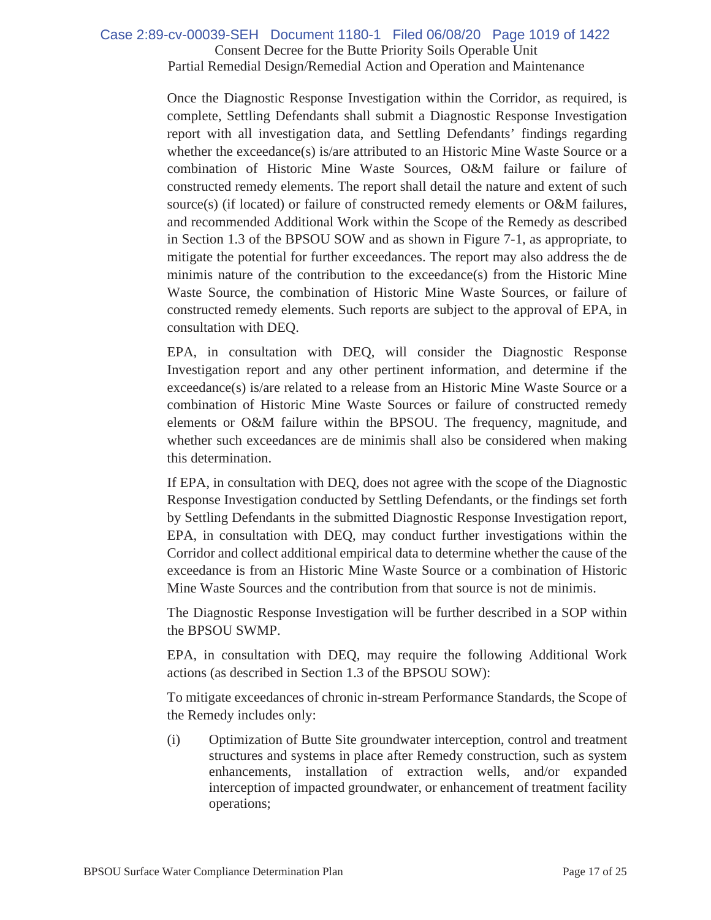Once the Diagnostic Response Investigation within the Corridor, as required, is complete, Settling Defendants shall submit a Diagnostic Response Investigation report with all investigation data, and Settling Defendants' findings regarding whether the exceedance(s) is/are attributed to an Historic Mine Waste Source or a combination of Historic Mine Waste Sources, O&M failure or failure of constructed remedy elements. The report shall detail the nature and extent of such source(s) (if located) or failure of constructed remedy elements or O&M failures, and recommended Additional Work within the Scope of the Remedy as described in Section 1.3 of the BPSOU SOW and as shown in Figure 7-1, as appropriate, to mitigate the potential for further exceedances. The report may also address the de minimis nature of the contribution to the exceedance(s) from the Historic Mine Waste Source, the combination of Historic Mine Waste Sources, or failure of constructed remedy elements. Such reports are subject to the approval of EPA, in consultation with DEQ.

EPA, in consultation with DEQ, will consider the Diagnostic Response Investigation report and any other pertinent information, and determine if the exceedance(s) is/are related to a release from an Historic Mine Waste Source or a combination of Historic Mine Waste Sources or failure of constructed remedy elements or O&M failure within the BPSOU. The frequency, magnitude, and whether such exceedances are de minimis shall also be considered when making this determination.

If EPA, in consultation with DEQ, does not agree with the scope of the Diagnostic Response Investigation conducted by Settling Defendants, or the findings set forth by Settling Defendants in the submitted Diagnostic Response Investigation report, EPA, in consultation with DEQ, may conduct further investigations within the Corridor and collect additional empirical data to determine whether the cause of the exceedance is from an Historic Mine Waste Source or a combination of Historic Mine Waste Sources and the contribution from that source is not de minimis.

The Diagnostic Response Investigation will be further described in a SOP within the BPSOU SWMP.

EPA, in consultation with DEQ, may require the following Additional Work actions (as described in Section 1.3 of the BPSOU SOW):

To mitigate exceedances of chronic in-stream Performance Standards, the Scope of the Remedy includes only:

(i) Optimization of Butte Site groundwater interception, control and treatment structures and systems in place after Remedy construction, such as system enhancements, installation of extraction wells, and/or expanded interception of impacted groundwater, or enhancement of treatment facility operations;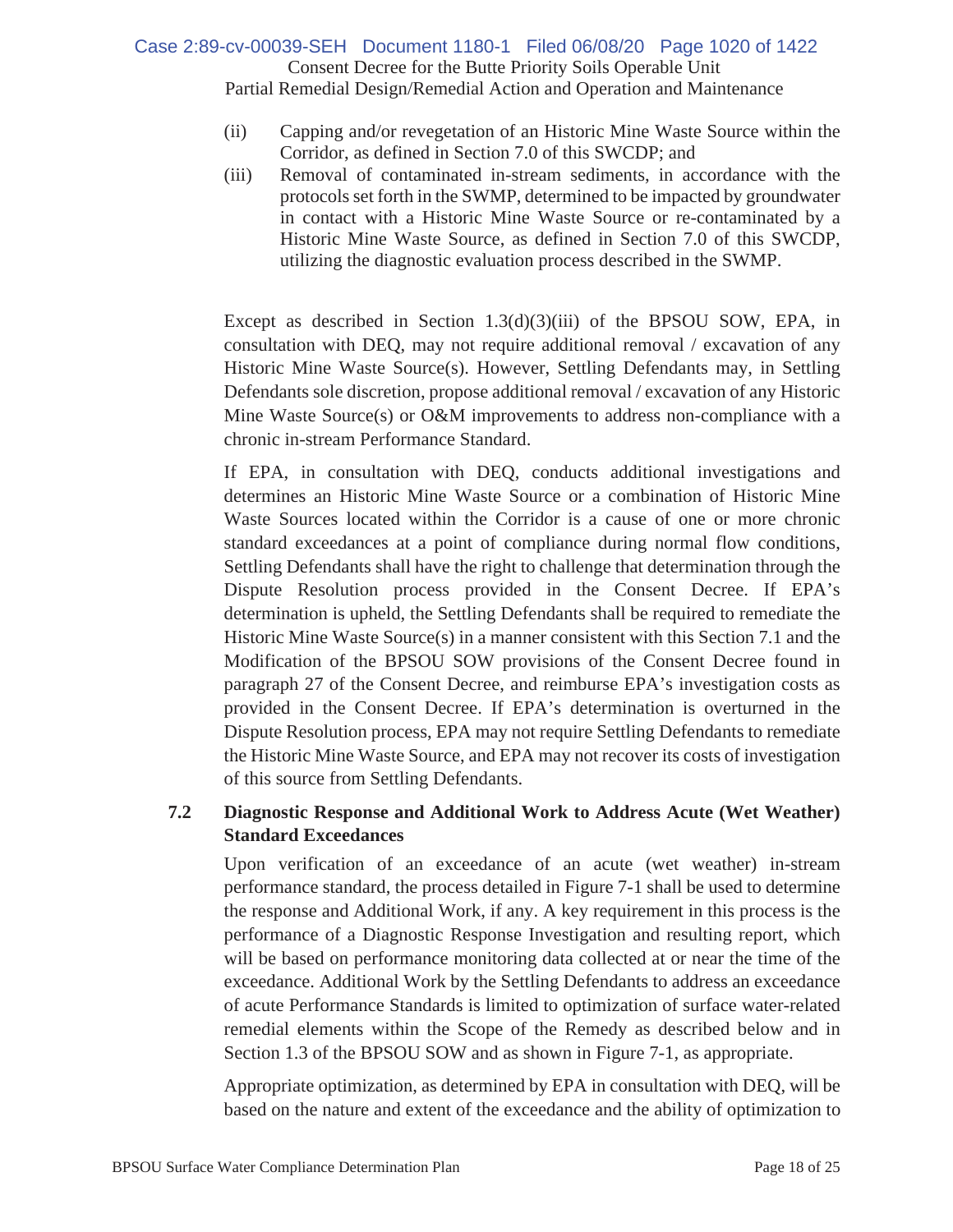(ii) Capping and/or revegetation of an Historic Mine Waste Source within the Corridor, as defined in Section 7.0 of this SWCDP; and

(iii) Removal of contaminated in-stream sediments, in accordance with the protocols set forth in the SWMP, determined to be impacted by groundwater in contact with a Historic Mine Waste Source or re-contaminated by a Historic Mine Waste Source, as defined in Section 7.0 of this SWCDP, utilizing the diagnostic evaluation process described in the SWMP.

Except as described in Section 1.3(d)(3)(iii) of the BPSOU SOW, EPA, in consultation with DEQ, may not require additional removal / excavation of any Historic Mine Waste Source(s). However, Settling Defendants may, in Settling Defendants sole discretion, propose additional removal / excavation of any Historic Mine Waste Source(s) or O&M improvements to address non-compliance with a chronic in-stream Performance Standard.

If EPA, in consultation with DEQ, conducts additional investigations and determines an Historic Mine Waste Source or a combination of Historic Mine Waste Sources located within the Corridor is a cause of one or more chronic standard exceedances at a point of compliance during normal flow conditions, Settling Defendants shall have the right to challenge that determination through the Dispute Resolution process provided in the Consent Decree. If EPA's determination is upheld, the Settling Defendants shall be required to remediate the Historic Mine Waste Source(s) in a manner consistent with this Section 7.1 and the Modification of the BPSOU SOW provisions of the Consent Decree found in paragraph 27 of the Consent Decree, and reimburse EPA's investigation costs as provided in the Consent Decree. If EPA's determination is overturned in the Dispute Resolution process, EPA may not require Settling Defendants to remediate the Historic Mine Waste Source, and EPA may not recover its costs of investigation of this source from Settling Defendants.

## 7.2 Diagnostic Response and Additional Work to Address Acute (Wet Weather) Standard Exceedances

Upon verification of an exceedance of an acute (wet weather) in-stream performance standard, the process detailed in Figure 7-1 shall be used to determine the response and Additional Work, if any. A key requirement in this process is the performance of a Diagnostic Response Investigation and resulting report, which will be based on performance monitoring data collected at or near the time of the exceedance. Additional Work by the Settling Defendants to address an exceedance of acute Performance Standards is limited to optimization of surface water-related remedial elements within the Scope of the Remedy as described below and in Section 1.3 of the BPSOU SOW and as shown in Figure 7-1, as appropriate.

Appropriate optimization, as determined by EPA in consultation with DEQ, will be based on the nature and extent of the exceedance and the ability of optimization to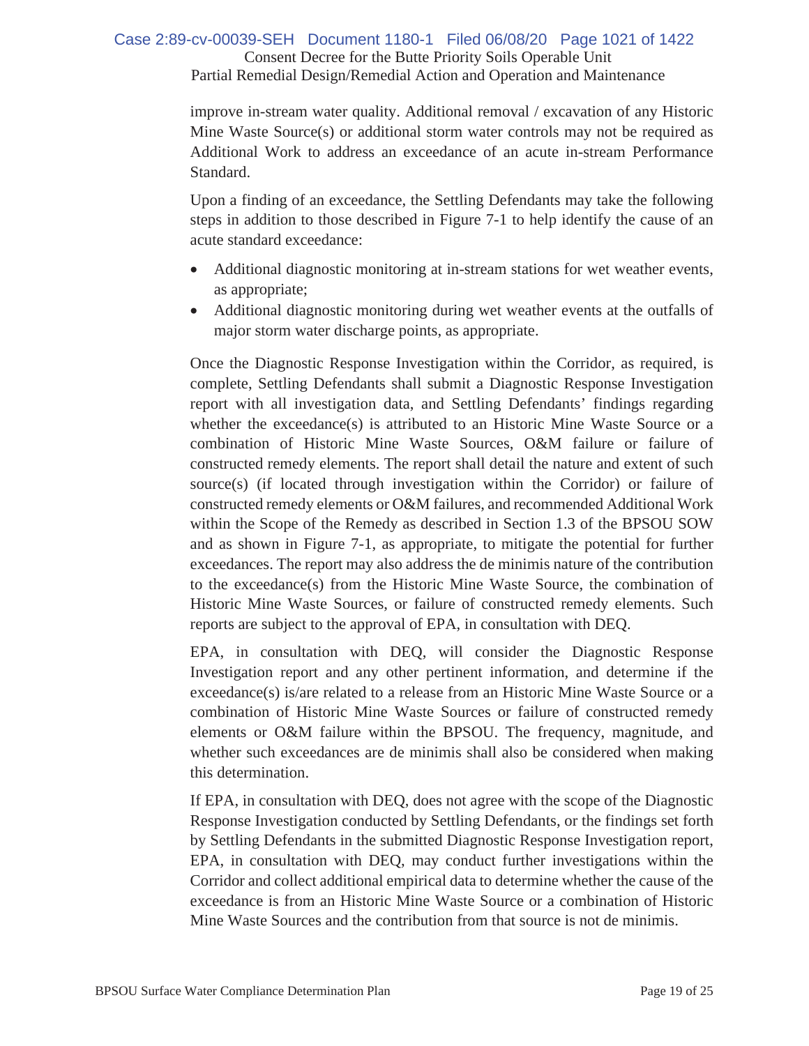improve in-stream water quality. Additional removal / excavation of any Historic Mine Waste Source(s) or additional storm water controls may not be required as Additional Work to address an exceedance of an acute in-stream Performance Standard.

Upon a finding of an exceedance, the Settling Defendants may take the following steps in addition to those described in Figure 7-1 to help identify the cause of an acute standard exceedance:

- Additional diagnostic monitoring at in-stream stations for wet weather events, as appropriate;
- Additional diagnostic monitoring during wet weather events at the outfalls of major storm water discharge points, as appropriate.

Once the Diagnostic Response Investigation within the Corridor, as required, is complete, Settling Defendants shall submit a Diagnostic Response Investigation report with all investigation data, and Settling Defendants' findings regarding whether the exceedance(s) is attributed to an Historic Mine Waste Source or a combination of Historic Mine Waste Sources, O&M failure or failure of constructed remedy elements. The report shall detail the nature and extent of such source(s) (if located through investigation within the Corridor) or failure of constructed remedy elements or O&M failures, and recommended Additional Work within the Scope of the Remedy as described in Section 1.3 of the BPSOU SOW and as shown in Figure 7-1, as appropriate, to mitigate the potential for further exceedances. The report may also address the de minimis nature of the contribution to the exceedance(s) from the Historic Mine Waste Source, the combination of Historic Mine Waste Sources, or failure of constructed remedy elements. Such reports are subject to the approval of EPA, in consultation with DEQ.

EPA, in consultation with DEQ, will consider the Diagnostic Response Investigation report and any other pertinent information, and determine if the exceedance(s) is/are related to a release from an Historic Mine Waste Source or a combination of Historic Mine Waste Sources or failure of constructed remedy elements or O&M failure within the BPSOU. The frequency, magnitude, and whether such exceedances are de minimis shall also be considered when making this determination.

If EPA, in consultation with DEQ, does not agree with the scope of the Diagnostic Response Investigation conducted by Settling Defendants, or the findings set forth by Settling Defendants in the submitted Diagnostic Response Investigation report, EPA, in consultation with DEQ, may conduct further investigations within the Corridor and collect additional empirical data to determine whether the cause of the exceedance is from an Historic Mine Waste Source or a combination of Historic Mine Waste Sources and the contribution from that source is not de minimis.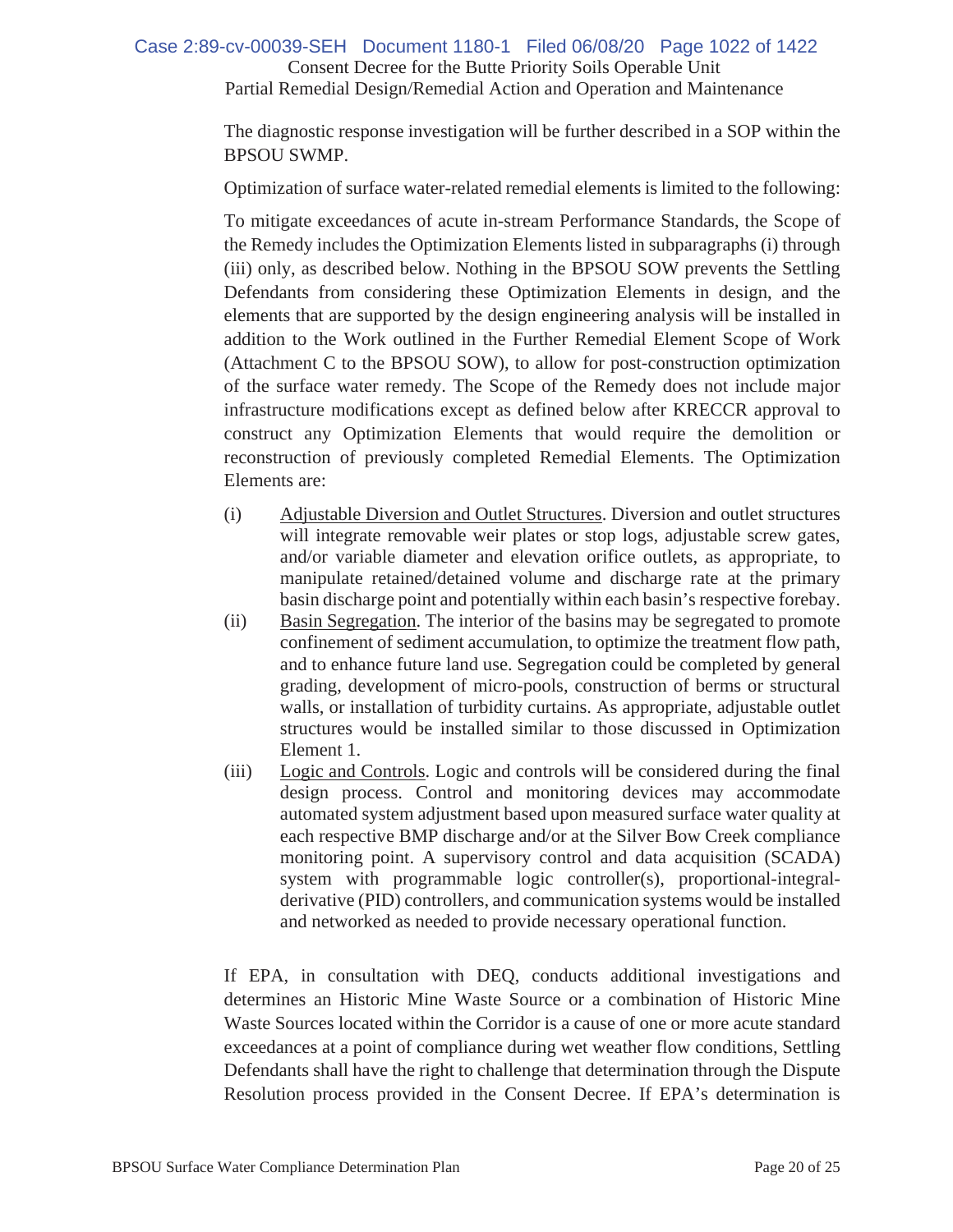The diagnostic response investigation will be further described in a SOP within the BPSOU SWMP.

Optimization of surface water-related remedial elements is limited to the following:

To mitigate exceedances of acute in-stream Performance Standards, the Scope of the Remedy includes the Optimization Elements listed in subparagraphs (i) through (iii) only, as described below. Nothing in the BPSOU SOW prevents the Settling Defendants from considering these Optimization Elements in design, and the elements that are supported by the design engineering analysis will be installed in addition to the Work outlined in the Further Remedial Element Scope of Work (Attachment C to the BPSOU SOW), to allow for post-construction optimization of the surface water remedy. The Scope of the Remedy does not include major infrastructure modifications except as defined below after KRECCR approval to construct any Optimization Elements that would require the demolition or reconstruction of previously completed Remedial Elements. The Optimization Elements are:

(i) Adjustable Diversion and Outlet Structures. Diversion and outlet structures will integrate removable weir plates or stop logs, adjustable screw gates, and/or variable diameter and elevation orifice outlets, as appropriate, to manipulate retained/detained volume and discharge rate at the primary basin discharge point and potentially within each basin's respective forebay.

(ii) Basin Segregation. The interior of the basins may be segregated to promote confinement of sediment accumulation, to optimize the treatment flow path, and to enhance future land use. Segregation could be completed by general grading, development of micro-pools, construction of berms or structural walls, or installation of turbidity curtains. As appropriate, adjustable outlet structures would be installed similar to those discussed in Optimization Element 1.

(iii) Logic and Controls. Logic and controls will be considered during the final design process. Control and monitoring devices may accommodate automated system adjustment based upon measured surface water quality at each respective BMP discharge and/or at the Silver Bow Creek compliance monitoring point. A supervisory control and data acquisition (SCADA) system with programmable logic controller(s), proportional-integral-derivative (PID) controllers, and communication systems would be installed and networked as needed to provide necessary operational function.

If EPA, in consultation with DEQ, conducts additional investigations and determines an Historic Mine Waste Source or a combination of Historic Mine Waste Sources located within the Corridor is a cause of one or more acute standard exceedances at a point of compliance during wet weather flow conditions, Settling Defendants shall have the right to challenge that determination through the Dispute Resolution process provided in the Consent Decree. If EPA's determination is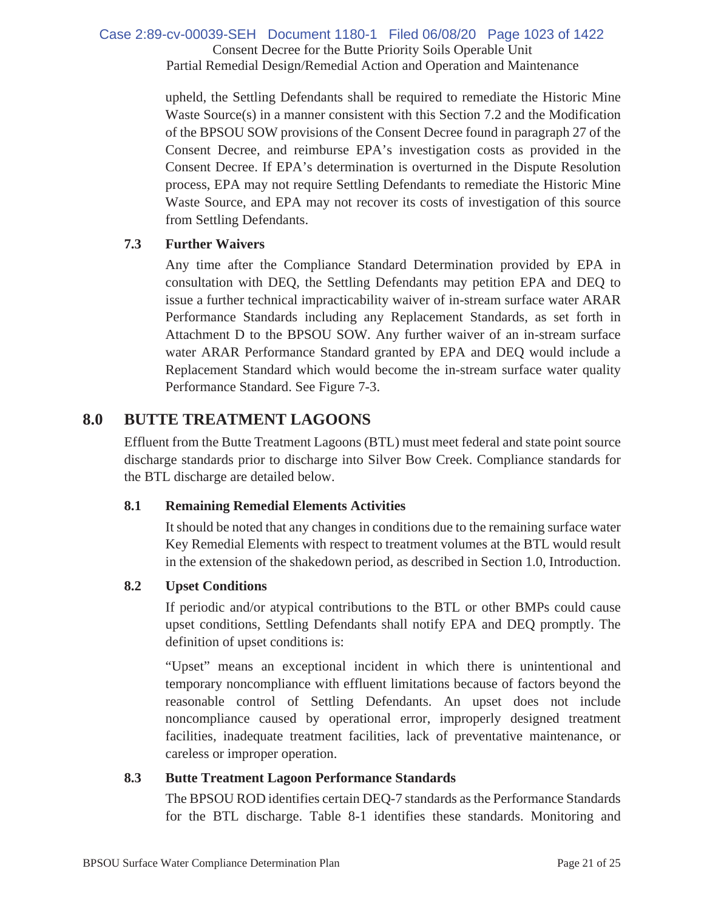upheld, the Settling Defendants shall be required to remediate the Historic Mine Waste Source(s) in a manner consistent with this Section 7.2 and the Modification of the BPSOU SOW provisions of the Consent Decree found in paragraph 27 of the Consent Decree, and reimburse EPA's investigation costs as provided in the Consent Decree. If EPA's determination is overturned in the Dispute Resolution process, EPA may not require Settling Defendants to remediate the Historic Mine Waste Source, and EPA may not recover its costs of investigation of this source from Settling Defendants.

### 7.3 Further Waivers

Any time after the Compliance Standard Determination provided by EPA in consultation with DEQ, the Settling Defendants may petition EPA and DEQ to issue a further technical impracticability waiver of in-stream surface water ARAR Performance Standards including any Replacement Standards, as set forth in Attachment D to the BPSOU SOW. Any further waiver of an in-stream surface water ARAR Performance Standard granted by EPA and DEQ would include a Replacement Standard which would become the in-stream surface water quality Performance Standard. See Figure 7-3.

## 8.0 BUTTE TREATMENT LAGOONS

Effluent from the Butte Treatment Lagoons (BTL) must meet federal and state point source discharge standards prior to discharge into Silver Bow Creek. Compliance standards for the BTL discharge are detailed below.

### 8.1 Remaining Remedial Elements Activities

It should be noted that any changes in conditions due to the remaining surface water Key Remedial Elements with respect to treatment volumes at the BTL would result in the extension of the shakedown period, as described in Section 1.0, Introduction.

### 8.2 Upset Conditions

If periodic and/or atypical contributions to the BTL or other BMPs could cause upset conditions, Settling Defendants shall notify EPA and DEQ promptly. The definition of upset conditions is:

"Upset" means an exceptional incident in which there is unintentional and temporary noncompliance with effluent limitations because of factors beyond the reasonable control of Settling Defendants. An upset does not include noncompliance caused by operational error, improperly designed treatment facilities, inadequate treatment facilities, lack of preventative maintenance, or careless or improper operation.

### 8.3 Butte Treatment Lagoon Performance Standards

The BPSOU ROD identifies certain DEQ-7 standards as the Performance Standards for the BTL discharge. Table 8-1 identifies these standards. Monitoring and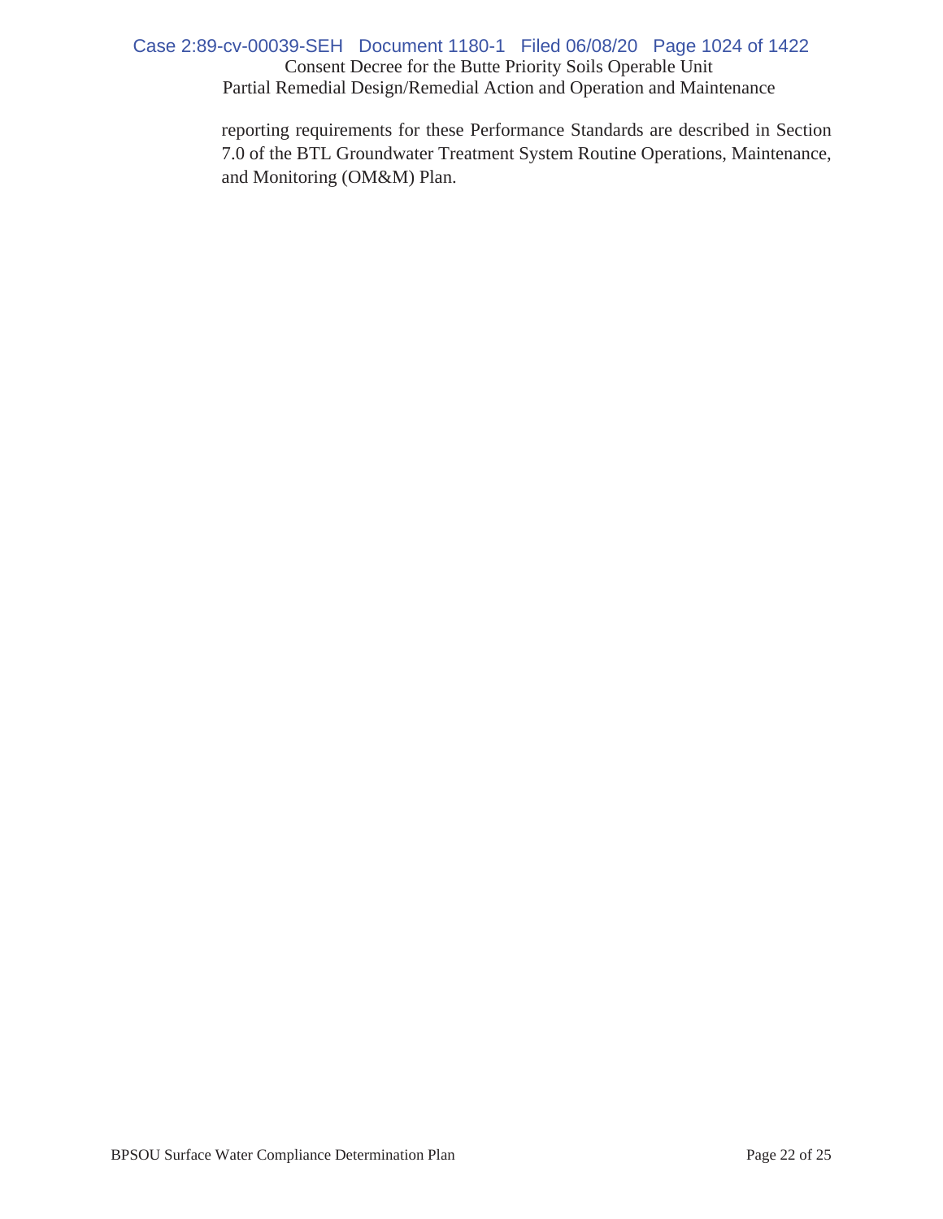reporting requirements for these Performance Standards are described in Section 7.0 of the BTL Groundwater Treatment System Routine Operations, Maintenance, and Monitoring (OM&M) Plan.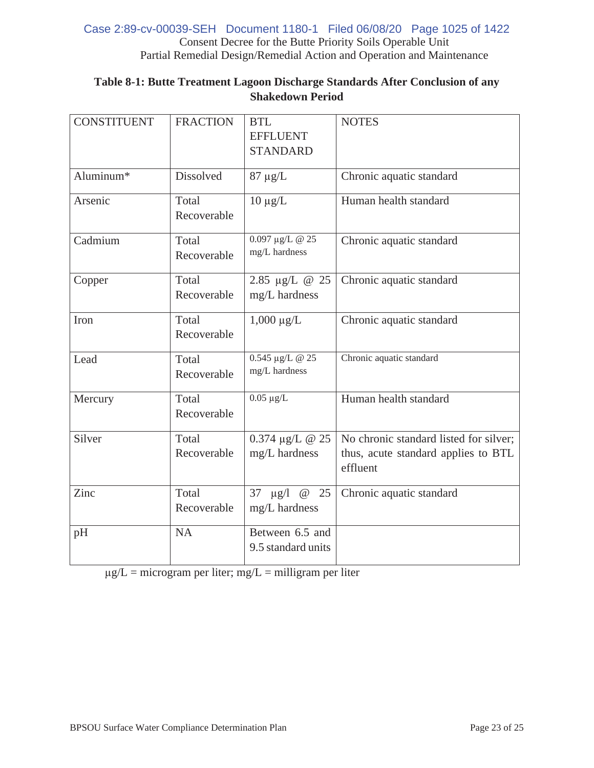**Table 8-1: Butte Treatment Lagoon Discharge Standards After Conclusion of any Shakedown Period**

| CONSTITUENT | FRACTION | BTL EFFLUENT STANDARD | NOTES |
|---|---|---|---|
| Aluminum* | Dissolved | 87 µg/L | Chronic aquatic standard |
| Arsenic | Total Recoverable | 10 µg/L | Human health standard |
| Cadmium | Total Recoverable | 0.097 µg/L @ 25 mg/L hardness | Chronic aquatic standard |
| Copper | Total Recoverable | 2.85 µg/L @ 25 mg/L hardness | Chronic aquatic standard |
| Iron | Total Recoverable | 1,000 µg/L | Chronic aquatic standard |
| Lead | Total Recoverable | 0.545 µg/L @ 25 mg/L hardness | Chronic aquatic standard |
| Mercury | Total Recoverable | 0.05 µg/L | Human health standard |
| Silver | Total Recoverable | 0.374 µg/L @ 25 mg/L hardness | No chronic standard listed for silver; thus, acute standard applies to BTL effluent |
| Zinc | Total Recoverable | 37 µg/l @ 25 mg/L hardness | Chronic aquatic standard |
| pH | NA | Between 6.5 and 9.5 standard units | |

µg/L = microgram per liter; mg/L = milligram per liter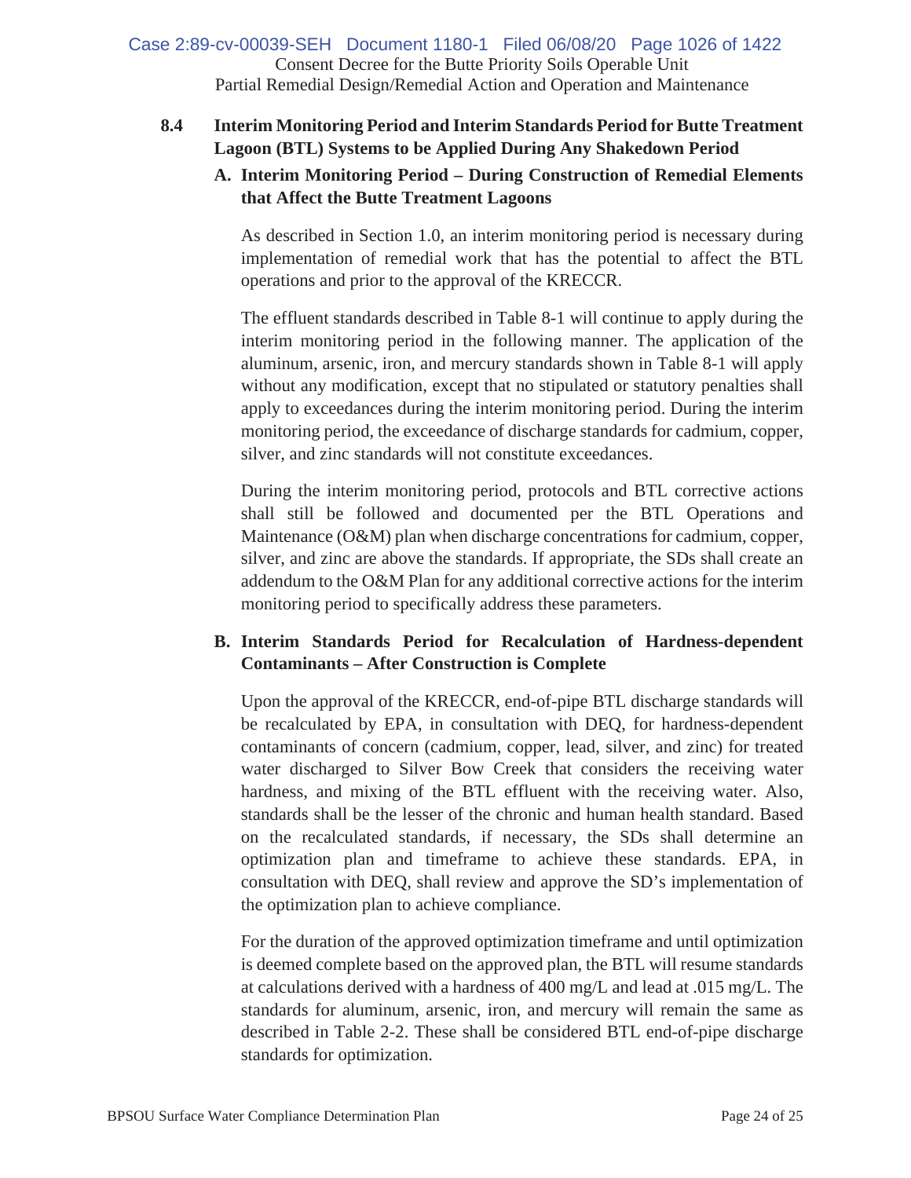## 8.4 Interim Monitoring Period and Interim Standards Period for Butte Treatment Lagoon (BTL) Systems to be Applied During Any Shakedown Period

### A. Interim Monitoring Period – During Construction of Remedial Elements that Affect the Butte Treatment Lagoons

As described in Section 1.0, an interim monitoring period is necessary during implementation of remedial work that has the potential to affect the BTL operations and prior to the approval of the KRECCR.

The effluent standards described in Table 8-1 will continue to apply during the interim monitoring period in the following manner. The application of the aluminum, arsenic, iron, and mercury standards shown in Table 8-1 will apply without any modification, except that no stipulated or statutory penalties shall apply to exceedances during the interim monitoring period. During the interim monitoring period, the exceedance of discharge standards for cadmium, copper, silver, and zinc standards will not constitute exceedances.

During the interim monitoring period, protocols and BTL corrective actions shall still be followed and documented per the BTL Operations and Maintenance (O&M) plan when discharge concentrations for cadmium, copper, silver, and zinc are above the standards. If appropriate, the SDs shall create an addendum to the O&M Plan for any additional corrective actions for the interim monitoring period to specifically address these parameters.

### B. Interim Standards Period for Recalculation of Hardness-dependent Contaminants – After Construction is Complete

Upon the approval of the KRECCR, end-of-pipe BTL discharge standards will be recalculated by EPA, in consultation with DEQ, for hardness-dependent contaminants of concern (cadmium, copper, lead, silver, and zinc) for treated water discharged to Silver Bow Creek that considers the receiving water hardness, and mixing of the BTL effluent with the receiving water. Also, standards shall be the lesser of the chronic and human health standard. Based on the recalculated standards, if necessary, the SDs shall determine an optimization plan and timeframe to achieve these standards. EPA, in consultation with DEQ, shall review and approve the SD's implementation of the optimization plan to achieve compliance.

For the duration of the approved optimization timeframe and until optimization is deemed complete based on the approved plan, the BTL will resume standards at calculations derived with a hardness of 400 mg/L and lead at .015 mg/L. The standards for aluminum, arsenic, iron, and mercury will remain the same as described in Table 2-2. These shall be considered BTL end-of-pipe discharge standards for optimization.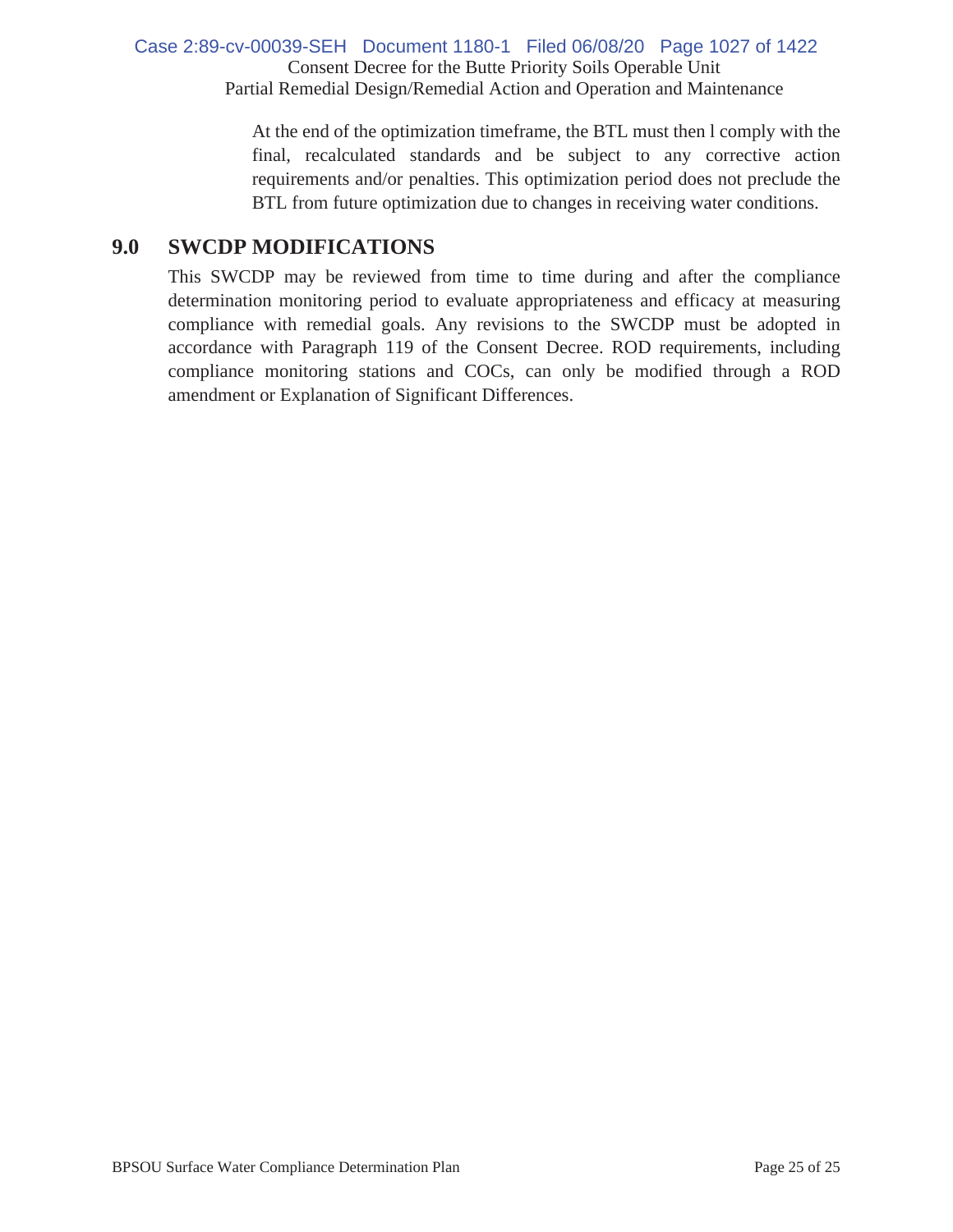At the end of the optimization timeframe, the BTL must then l comply with the final, recalculated standards and be subject to any corrective action requirements and/or penalties. This optimization period does not preclude the BTL from future optimization due to changes in receiving water conditions.

## 9.0 SWCDP MODIFICATIONS

This SWCDP may be reviewed from time to time during and after the compliance determination monitoring period to evaluate appropriateness and efficacy at measuring compliance with remedial goals. Any revisions to the SWCDP must be adopted in accordance with Paragraph 119 of the Consent Decree. ROD requirements, including compliance monitoring stations and COCs, can only be modified through a ROD amendment or Explanation of Significant Differences.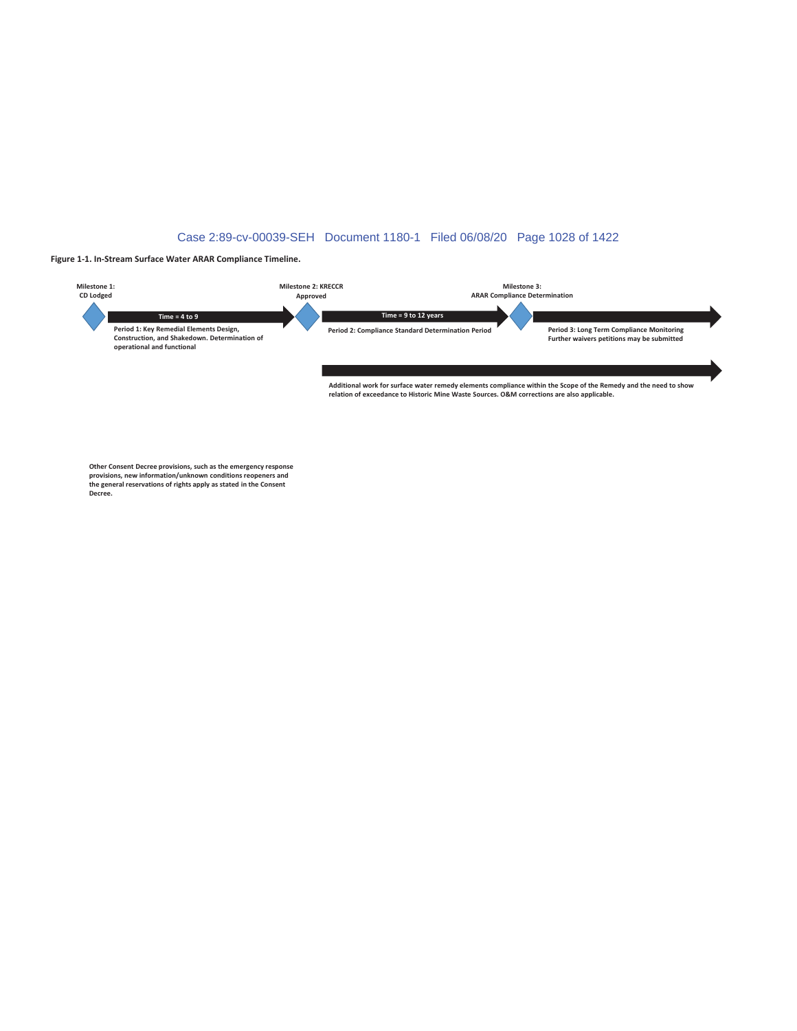**Figure 1-1. In-Stream Surface Water ARAR Compliance Timeline.**

**Milestone 1:**
**CD Lodged**

**Time = 4 to 9**

**Period 1: Key Remedial Elements Design, Construction, and Shakedown. Determination of operational and functional**

**Milestone 2: KRECCR Approved**

**Time = 9 to 12 years**

**Period 2: Compliance Standard Determination Period**

**Milestone 3:**
**ARAR Compliance Determination**

**Period 3: Long Term Compliance Monitoring**
**Further waivers petitions may be submitted**

**Additional work for surface water remedy elements compliance within the Scope of the Remedy and the need to show relation of exceedance to Historic Mine Waste Sources. O&M corrections are also applicable.**

**Other Consent Decree provisions, such as the emergency response provisions, new information/unknown conditions reopeners and the general reservations of rights apply as stated in the Consent Decree.**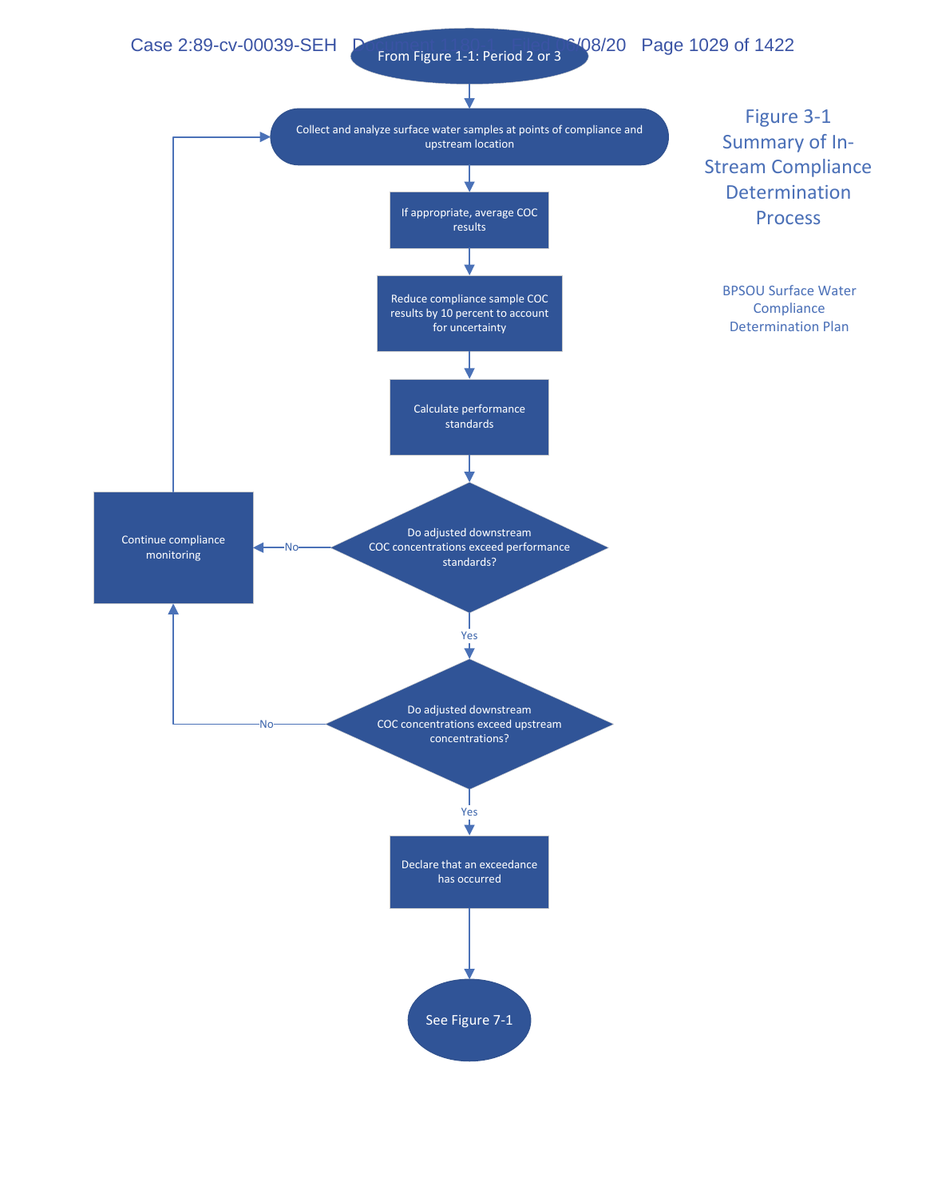# Figure 3-1 Summary of In-Stream Compliance Determination Process

BPSOU Surface Water Compliance Determination Plan

From Figure 1-1: Period 2 or 3

↓

Collect and analyze surface water samples at points of compliance and upstream location

↓

If appropriate, average COC results

↓

Reduce compliance sample COC results by 10 percent to account for uncertainty

↓

Calculate performance standards

↓

Do adjusted downstream COC concentrations exceed performance standards?

- No → Continue compliance monitoring → (return to "Collect and analyze surface water samples at points of compliance and upstream location")
- Yes ↓

Do adjusted downstream COC concentrations exceed upstream concentrations?

- No → Continue compliance monitoring
- Yes ↓

Declare that an exceedance has occurred

↓

See Figure 7-1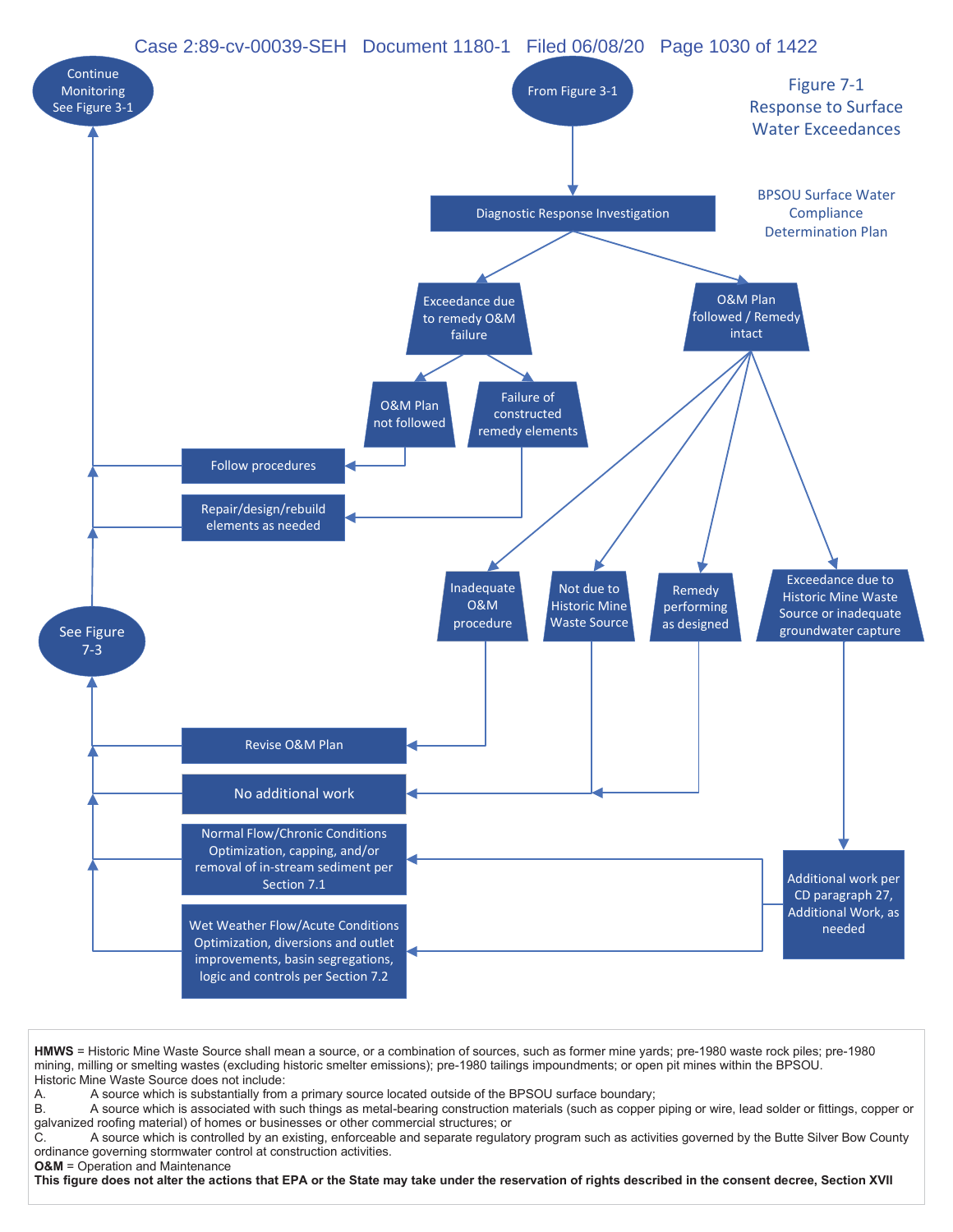# Figure 7-1
## Response to Surface Water Exceedances

BPSOU Surface Water Compliance Determination Plan

From Figure 3-1

Diagnostic Response Investigation

Exceedance due to remedy O&M failure

O&M Plan followed / Remedy intact

O&M Plan not followed

Failure of constructed remedy elements

Follow procedures

Repair/design/rebuild elements as needed

Continue Monitoring See Figure 3-1

Inadequate O&M procedure

Not due to Historic Mine Waste Source

Remedy performing as designed

Exceedance due to Historic Mine Waste Source or inadequate groundwater capture

See Figure 7-3

Revise O&M Plan

No additional work

Normal Flow/Chronic Conditions Optimization, capping, and/or removal of in-stream sediment per Section 7.1

Wet Weather Flow/Acute Conditions Optimization, diversions and outlet improvements, basin segregations, logic and controls per Section 7.2

Additional work per CD paragraph 27, Additional Work, as needed

**HMWS** = Historic Mine Waste Source shall mean a source, or a combination of sources, such as former mine yards; pre-1980 waste rock piles; pre-1980 mining, milling or smelting wastes (excluding historic smelter emissions); pre-1980 tailings impoundments; or open pit mines within the BPSOU.

Historic Mine Waste Source does not include:

A. A source which is substantially from a primary source located outside of the BPSOU surface boundary;

B. A source which is associated with such things as metal-bearing construction materials (such as copper piping or wire, lead solder or fittings, copper or galvanized roofing material) of homes or businesses or other commercial structures; or

C. A source which is controlled by an existing, enforceable and separate regulatory program such as activities governed by the Butte Silver Bow County ordinance governing stormwater control at construction activities.

**O&M** = Operation and Maintenance

**This figure does not alter the actions that EPA or the State may take under the reservation of rights described in the consent decree, Section XVII**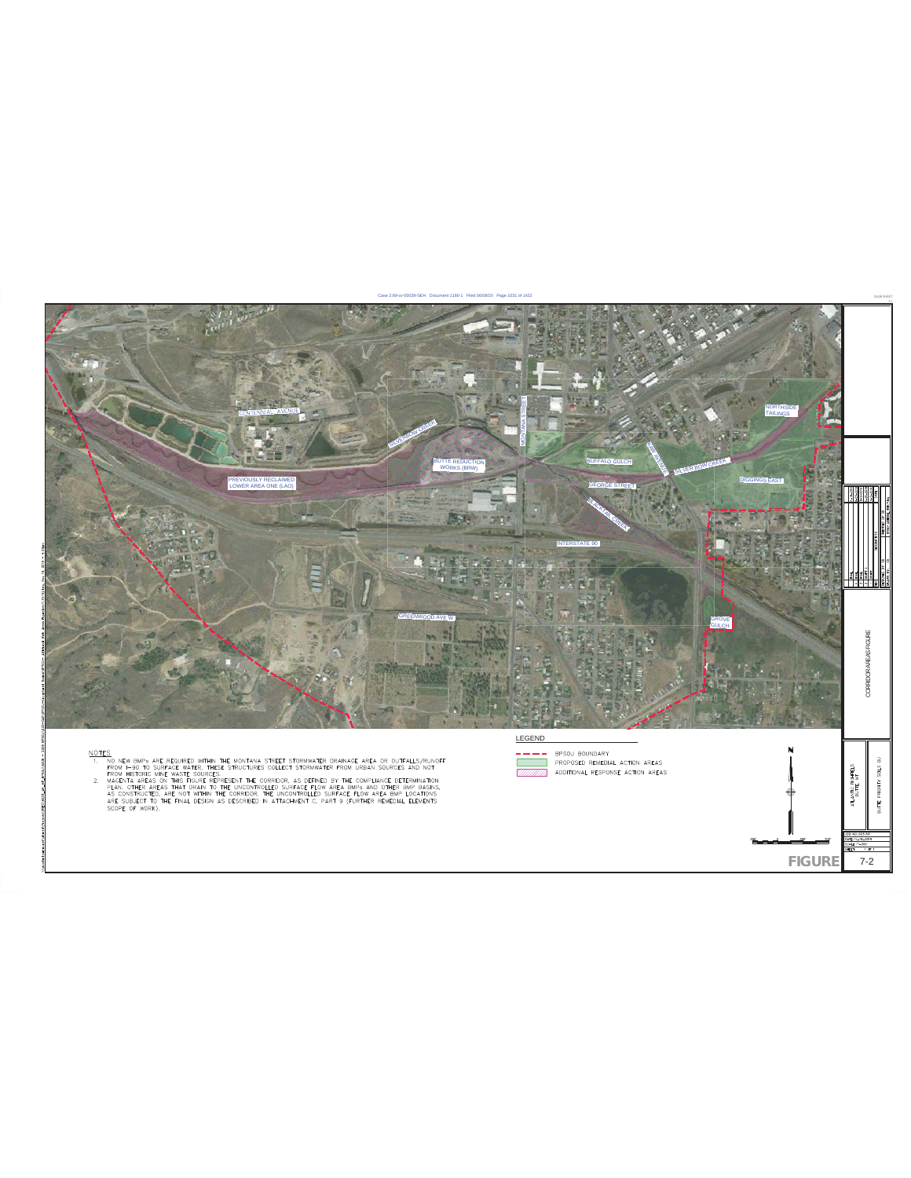PREVIOUSLY RECLAIMED LOWER AREA ONE (LAO)

CENTENNIAL AVENUE

SILVER BOW CREEK

BUTTE REDUCTION WORKS (BRW)

MONTANA STREET

BUFFALO GULCH

GEORGE STREET

BLACKTAIL CREEK

INTERSTATE 90

GREENWOOD AVE W

NORTHSIDE TAILINGS

DIGGINGS EAST

GROVE GULCH

NOTES

1. NO NEW BMPs ARE REQUIRED WITHIN THE MONTANA STREET STORMWATER DRAINAGE AREA OR OUTFALLS/RUNOFF FROM I-90 TO SURFACE WATER. THESE STRUCTURES COLLECT STORMWATER FROM URBAN SOURCES AND NOT FROM HISTORIC MINE WASTE SOURCES.
2. MAGENTA AREAS ON THIS FIGURE REPRESENT THE CORRIDOR, AS DEFINED BY THE COMPLIANCE DETERMINATION PLAN. OTHER AREAS THAT DRAIN TO THE UNCONTROLLED SURFACE FLOW AREA BMPs AND OTHER BMP BASINS, AS CONSTRUCTED, ARE NOT WITHIN THE CORRIDOR. THE UNCONTROLLED SURFACE FLOW AREA BMP LOCATIONS ARE SUBJECT TO THE FINAL DESIGN AS DESCRIBED IN ATTACHMENT C, PART 9 (FURTHER REMEDIAL ELEMENTS SCOPE OF WORK).

LEGEND

- BPSOU BOUNDARY
- PROPOSED REMEDIAL ACTION AREAS
- ADDITIONAL RESPONSE ACTION AREAS

CORRIDOR AREAS FIGURE

ATLANTIC RICHFIELD BUTTE, MT

BUTTE PRIORITY SOILS OU

FIGURE 7-2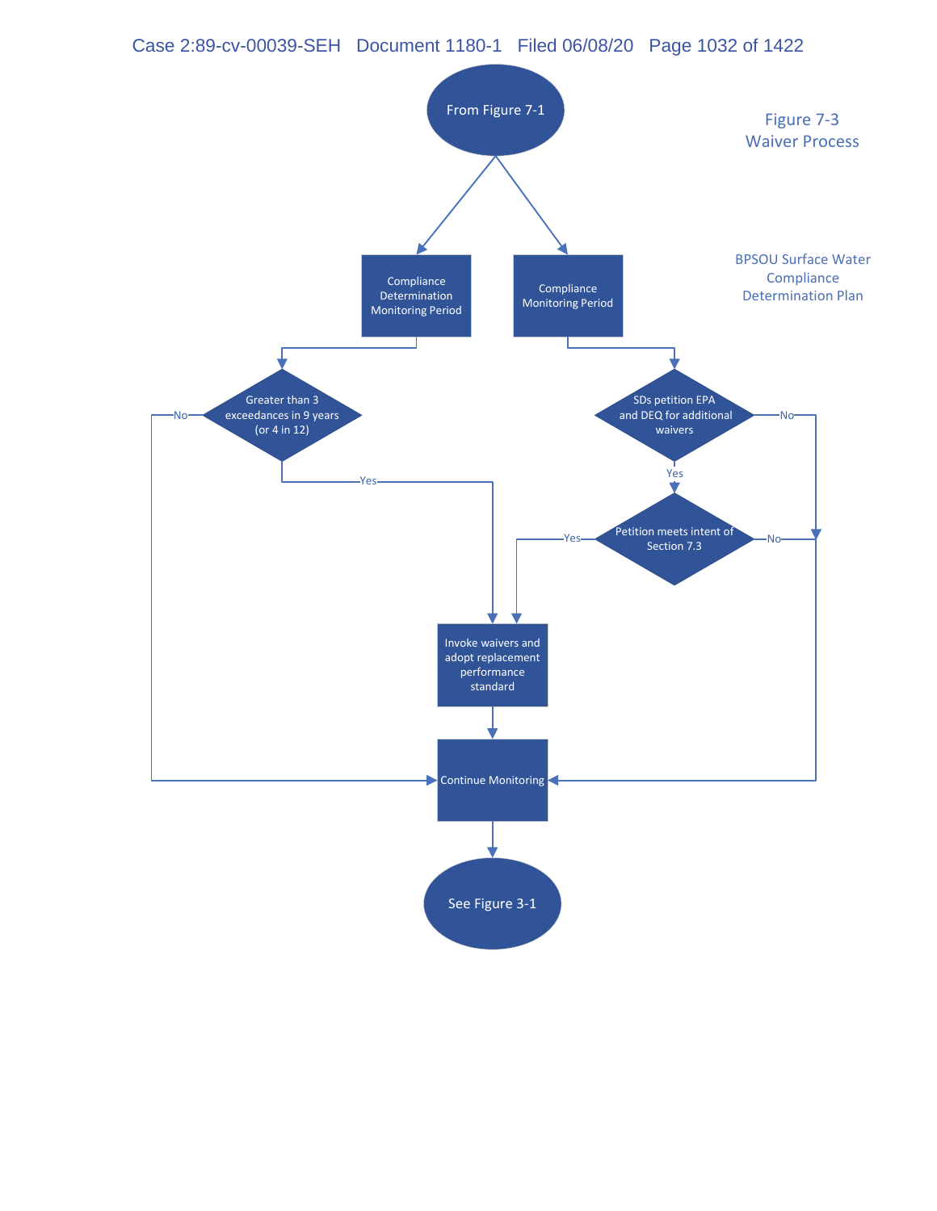Figure 7-3
Waiver Process

BPSOU Surface Water Compliance Determination Plan

From Figure 7-1

Compliance Determination Monitoring Period

Compliance Monitoring Period

Greater than 3 exceedances in 9 years (or 4 in 12)

No

Yes

SDs petition EPA and DEQ for additional waivers

No

Yes

Petition meets intent of Section 7.3

Yes

No

Invoke waivers and adopt replacement performance standard

Continue Monitoring

See Figure 3-1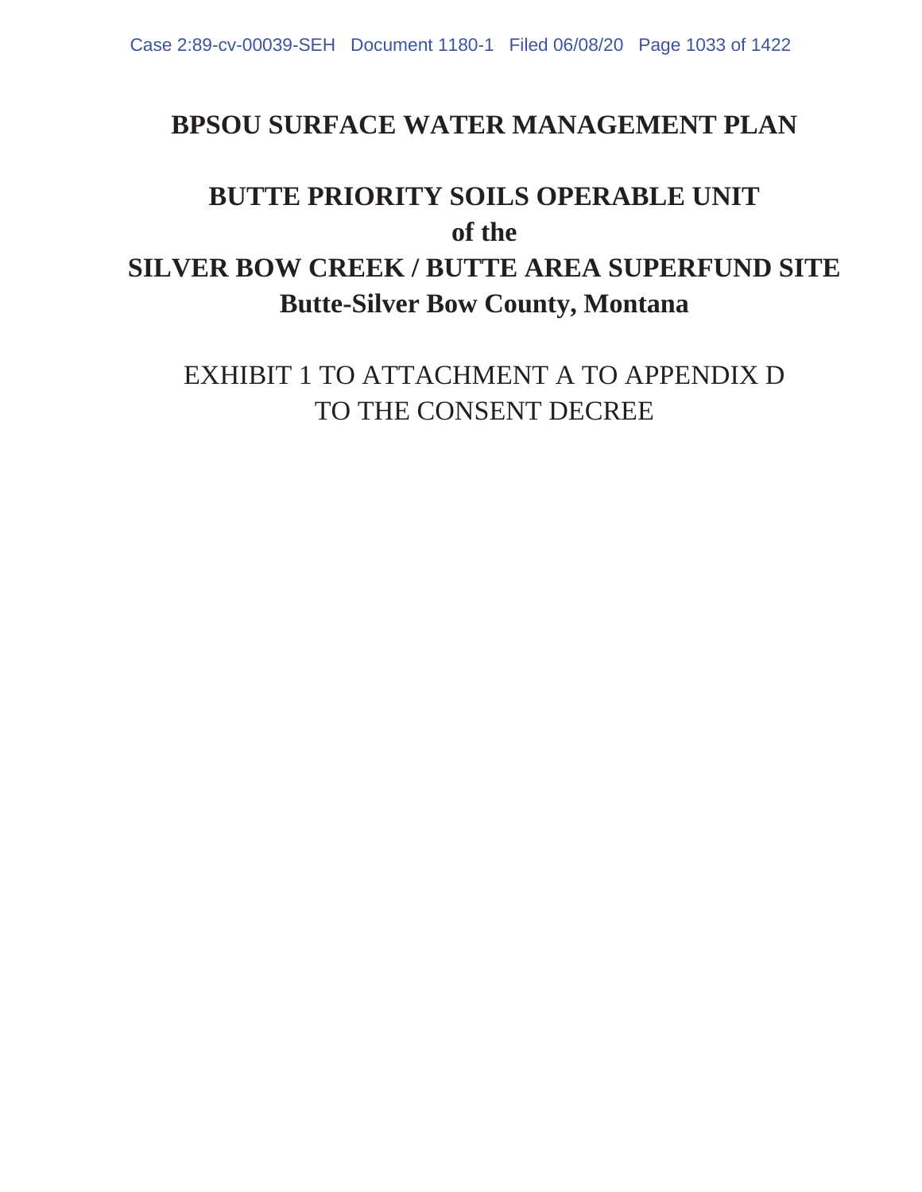# BPSOU SURFACE WATER MANAGEMENT PLAN

## BUTTE PRIORITY SOILS OPERABLE UNIT
## of the
## SILVER BOW CREEK / BUTTE AREA SUPERFUND SITE
## Butte-Silver Bow County, Montana

EXHIBIT 1 TO ATTACHMENT A TO APPENDIX D
TO THE CONSENT DECREE